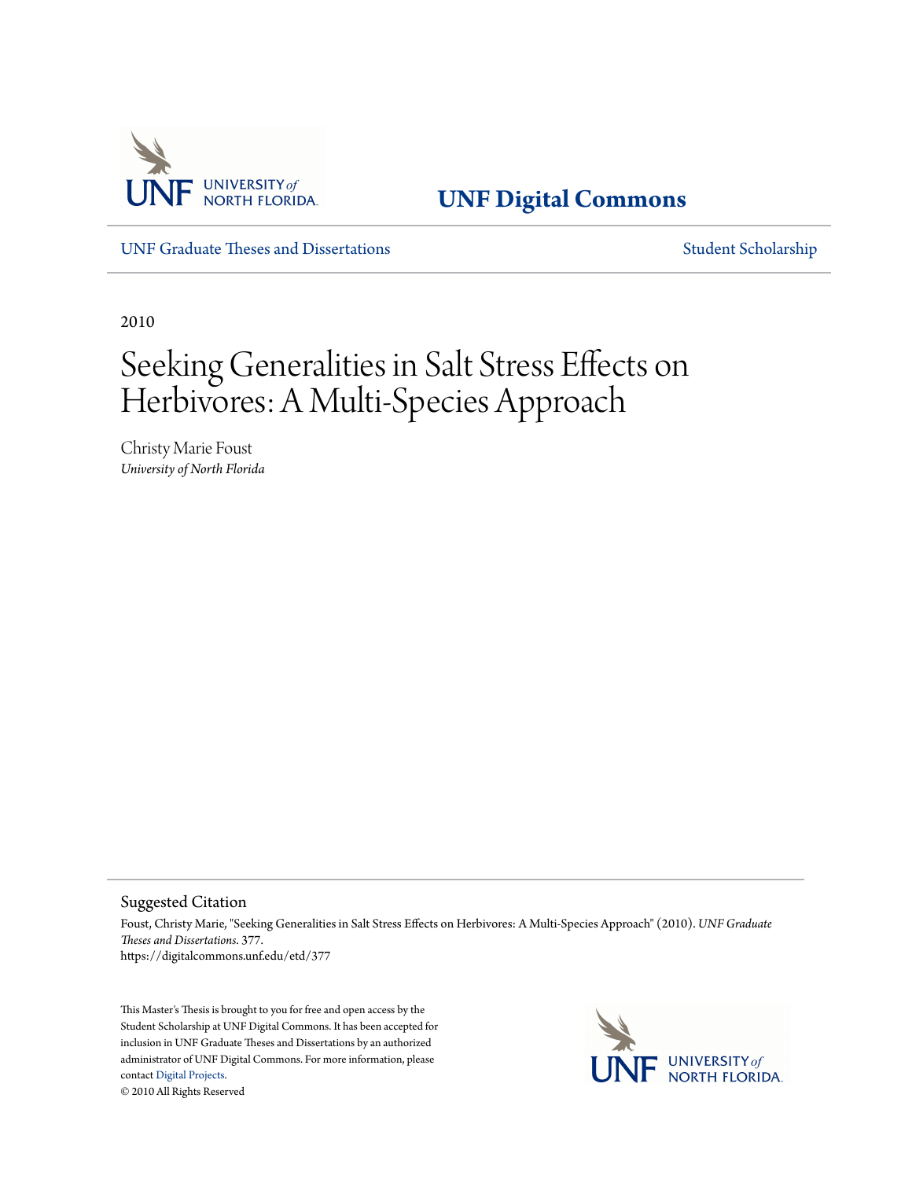UNF UNIVERSITY *of* NORTH FLORIDA.

**UNF Digital Commons**

UNF Graduate Theses and Dissertations | Student Scholarship

2010

# Seeking Generalities in Salt Stress Effects on Herbivores: A Multi-Species Approach

Christy Marie Foust
*University of North Florida*

## Suggested Citation

Foust, Christy Marie, "Seeking Generalities in Salt Stress Effects on Herbivores: A Multi-Species Approach" (2010). *UNF Graduate Theses and Dissertations*. 377.
https://digitalcommons.unf.edu/etd/377

This Master's Thesis is brought to you for free and open access by the Student Scholarship at UNF Digital Commons. It has been accepted for inclusion in UNF Graduate Theses and Dissertations by an authorized administrator of UNF Digital Commons. For more information, please contact Digital Projects.
© 2010 All Rights Reserved

UNF UNIVERSITY *of* NORTH FLORIDA.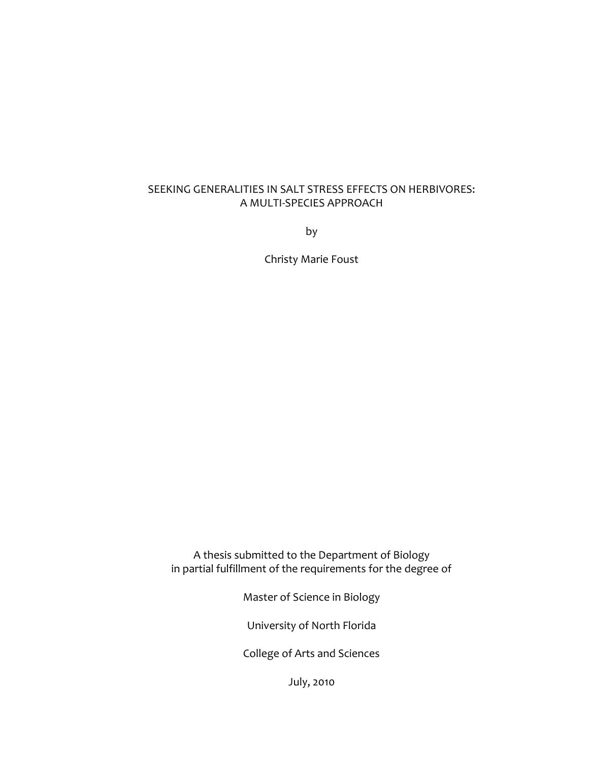# SEEKING GENERALITIES IN SALT STRESS EFFECTS ON HERBIVORES: A MULTI-SPECIES APPROACH

by

Christy Marie Foust

A thesis submitted to the Department of Biology
in partial fulfillment of the requirements for the degree of

Master of Science in Biology

University of North Florida

College of Arts and Sciences

July, 2010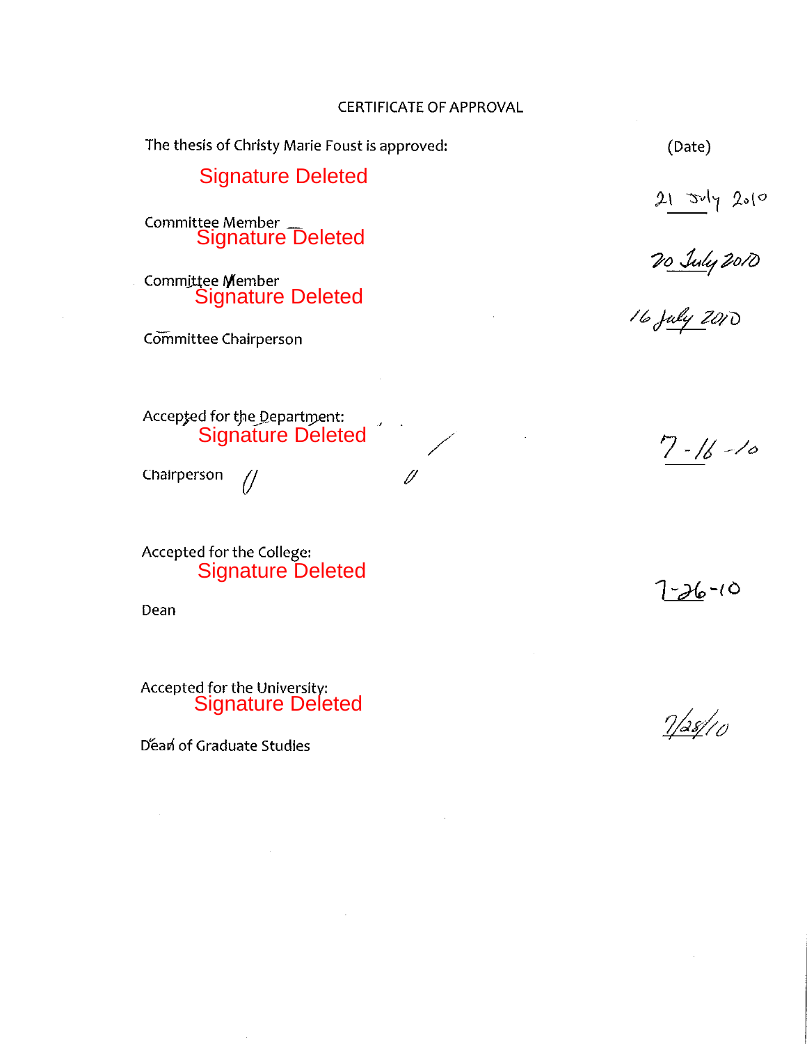CERTIFICATE OF APPROVAL

The thesis of Christy Marie Foust is approved: (Date)

Signature Deleted — 21 July 2010

Committee Member

Signature Deleted — 20 July 2010

Committee Member

Signature Deleted — 16 July 2010

Committee Chairperson

Accepted for the Department:

Signature Deleted — 7-16-10

Chairperson

Accepted for the College:

Signature Deleted — 7-26-10

Dean

Accepted for the University:

Signature Deleted — 7/28/10

Dean of Graduate Studies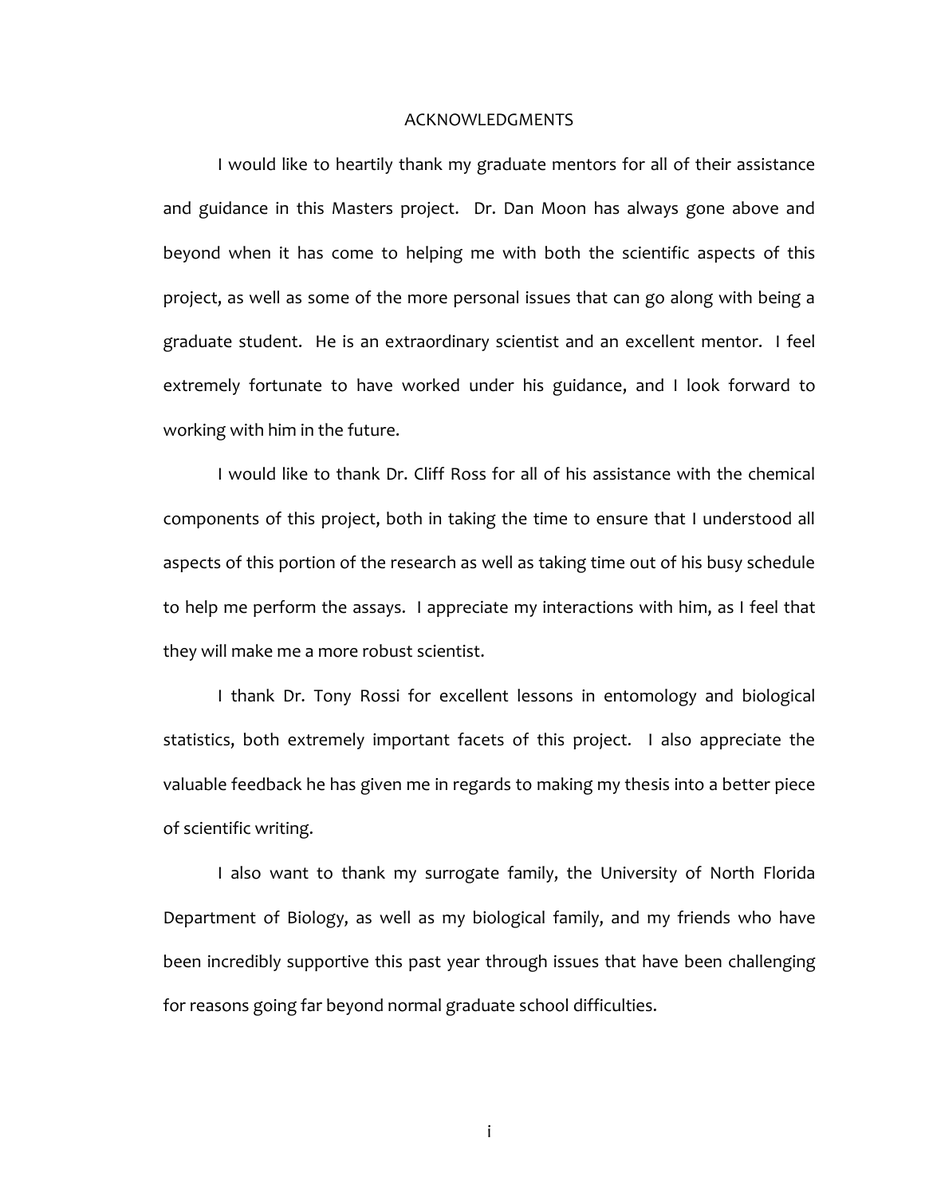## ACKNOWLEDGMENTS

I would like to heartily thank my graduate mentors for all of their assistance and guidance in this Masters project. Dr. Dan Moon has always gone above and beyond when it has come to helping me with both the scientific aspects of this project, as well as some of the more personal issues that can go along with being a graduate student. He is an extraordinary scientist and an excellent mentor. I feel extremely fortunate to have worked under his guidance, and I look forward to working with him in the future.

I would like to thank Dr. Cliff Ross for all of his assistance with the chemical components of this project, both in taking the time to ensure that I understood all aspects of this portion of the research as well as taking time out of his busy schedule to help me perform the assays. I appreciate my interactions with him, as I feel that they will make me a more robust scientist.

I thank Dr. Tony Rossi for excellent lessons in entomology and biological statistics, both extremely important facets of this project. I also appreciate the valuable feedback he has given me in regards to making my thesis into a better piece of scientific writing.

I also want to thank my surrogate family, the University of North Florida Department of Biology, as well as my biological family, and my friends who have been incredibly supportive this past year through issues that have been challenging for reasons going far beyond normal graduate school difficulties.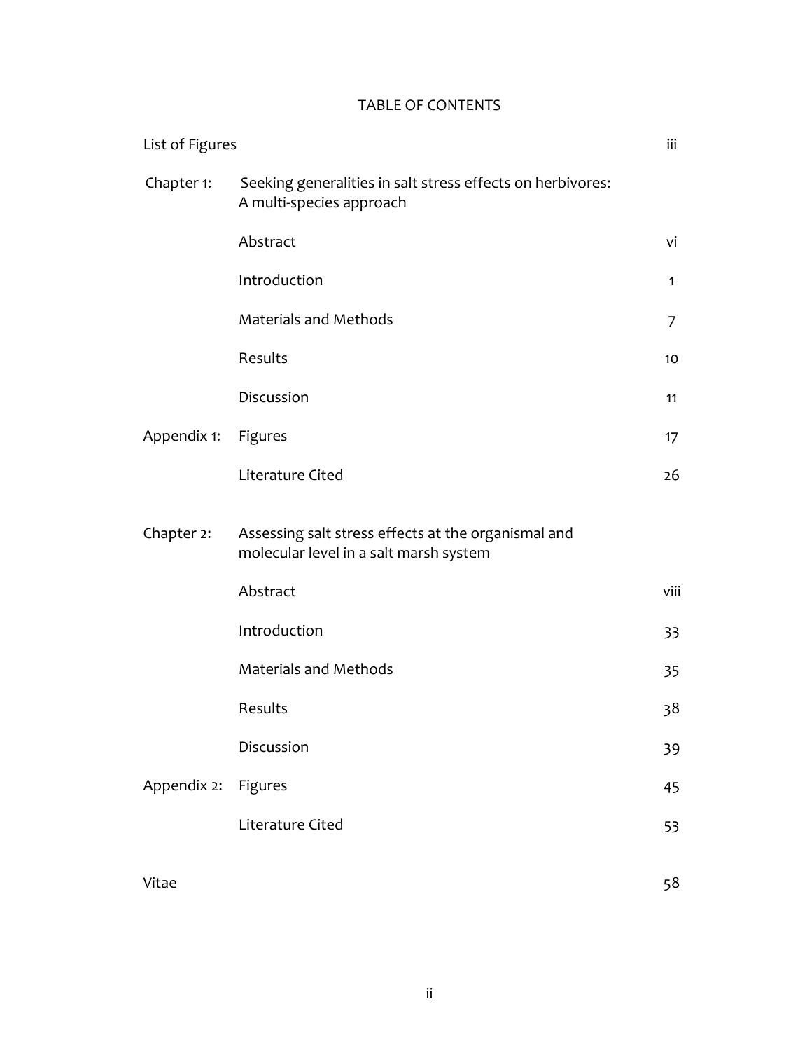# TABLE OF CONTENTS

| | | |
|---|---|---|
| List of Figures | | iii |
| Chapter 1: | Seeking generalities in salt stress effects on herbivores: A multi-species approach | |
| | Abstract | vi |
| | Introduction | 1 |
| | Materials and Methods | 7 |
| | Results | 10 |
| | Discussion | 11 |
| Appendix 1: | Figures | 17 |
| | Literature Cited | 26 |
| Chapter 2: | Assessing salt stress effects at the organismal and molecular level in a salt marsh system | |
| | Abstract | viii |
| | Introduction | 33 |
| | Materials and Methods | 35 |
| | Results | 38 |
| | Discussion | 39 |
| Appendix 2: | Figures | 45 |
| | Literature Cited | 53 |
| Vitae | | 58 |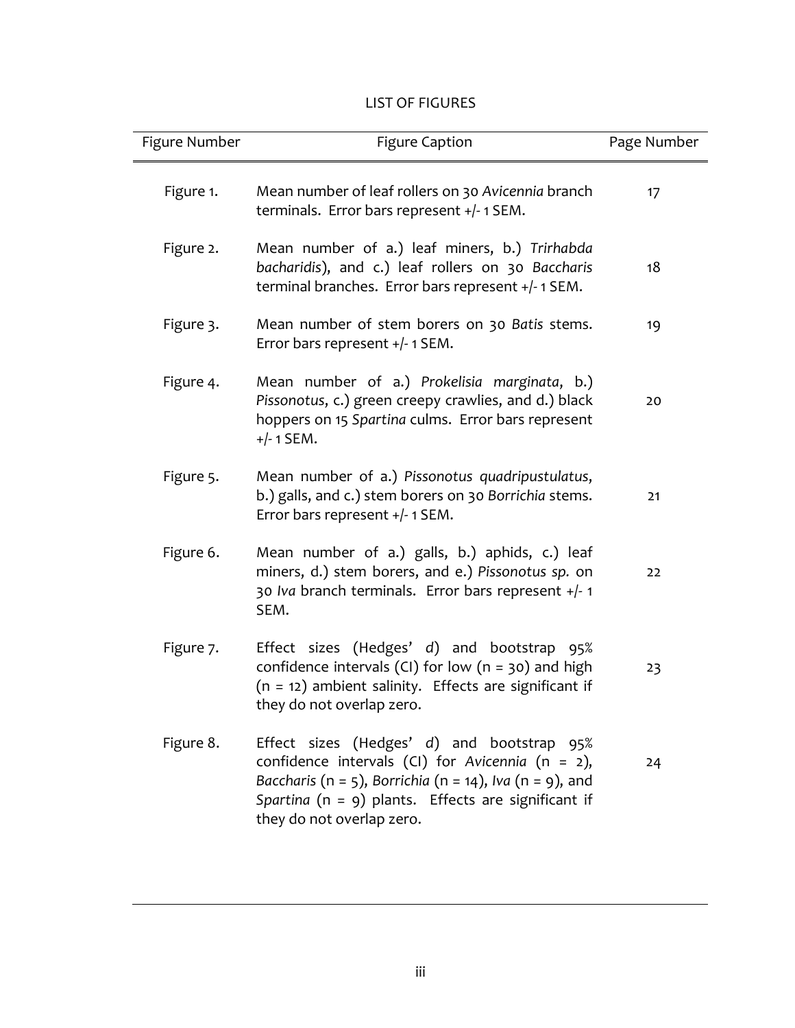# LIST OF FIGURES

| Figure Number | Figure Caption | Page Number |
|---|---|---|
| Figure 1. | Mean number of leaf rollers on 30 *Avicennia* branch terminals. Error bars represent +/- 1 SEM. | 17 |
| Figure 2. | Mean number of a.) leaf miners, b.) *Trirhabda bacharidis*), and c.) leaf rollers on 30 *Baccharis* terminal branches. Error bars represent +/- 1 SEM. | 18 |
| Figure 3. | Mean number of stem borers on 30 *Batis* stems. Error bars represent +/- 1 SEM. | 19 |
| Figure 4. | Mean number of a.) *Prokelisia marginata*, b.) *Pissonotus*, c.) green creepy crawlies, and d.) black hoppers on 15 *Spartina* culms. Error bars represent +/- 1 SEM. | 20 |
| Figure 5. | Mean number of a.) *Pissonotus quadripustulatus*, b.) galls, and c.) stem borers on 30 *Borrichia* stems. Error bars represent +/- 1 SEM. | 21 |
| Figure 6. | Mean number of a.) galls, b.) aphids, c.) leaf miners, d.) stem borers, and e.) *Pissonotus sp.* on 30 *Iva* branch terminals. Error bars represent +/- 1 SEM. | 22 |
| Figure 7. | Effect sizes (Hedges' *d*) and bootstrap 95% confidence intervals (CI) for low (n = 30) and high (n = 12) ambient salinity. Effects are significant if they do not overlap zero. | 23 |
| Figure 8. | Effect sizes (Hedges' *d*) and bootstrap 95% confidence intervals (CI) for *Avicennia* (n = 2), *Baccharis* (n = 5), *Borrichia* (n = 14), *Iva* (n = 9), and *Spartina* (n = 9) plants. Effects are significant if they do not overlap zero. | 24 |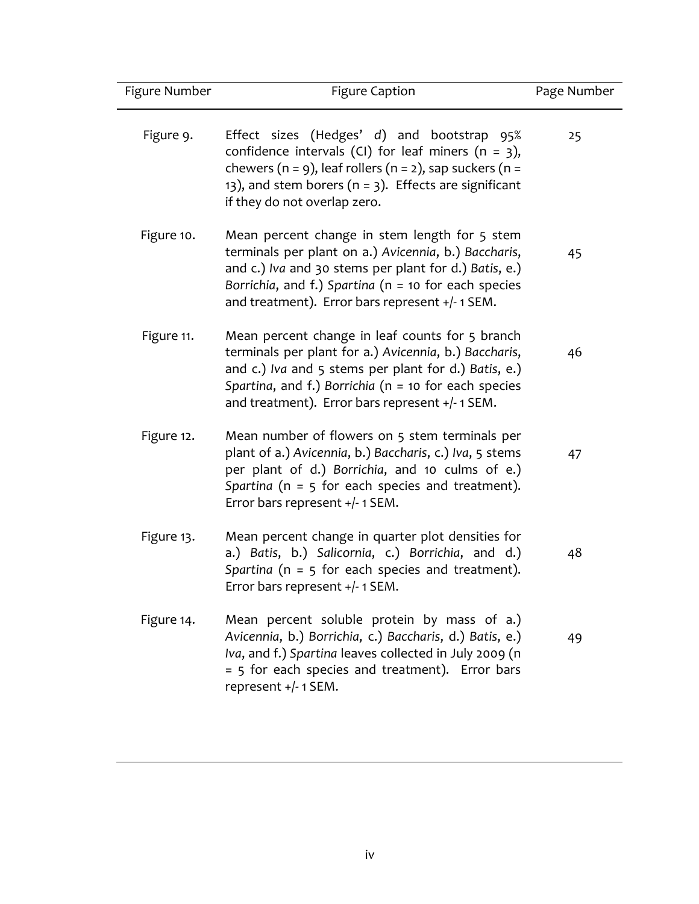| Figure Number | Figure Caption | Page Number |
|---|---|---|
| Figure 9. | Effect sizes (Hedges' *d*) and bootstrap 95% confidence intervals (CI) for leaf miners (n = 3), chewers (n = 9), leaf rollers (n = 2), sap suckers (n = 13), and stem borers (n = 3). Effects are significant if they do not overlap zero. | 25 |
| Figure 10. | Mean percent change in stem length for 5 stem terminals per plant on a.) *Avicennia*, b.) *Baccharis*, and c.) *Iva* and 30 stems per plant for d.) *Batis*, e.) *Borrichia*, and f.) *Spartina* (n = 10 for each species and treatment). Error bars represent +/- 1 SEM. | 45 |
| Figure 11. | Mean percent change in leaf counts for 5 branch terminals per plant for a.) *Avicennia*, b.) *Baccharis*, and c.) *Iva* and 5 stems per plant for d.) *Batis*, e.) *Spartina*, and f.) *Borrichia* (n = 10 for each species and treatment). Error bars represent +/- 1 SEM. | 46 |
| Figure 12. | Mean number of flowers on 5 stem terminals per plant of a.) *Avicennia*, b.) *Baccharis*, c.) *Iva*, 5 stems per plant of d.) *Borrichia*, and 10 culms of e.) *Spartina* (n = 5 for each species and treatment). Error bars represent +/- 1 SEM. | 47 |
| Figure 13. | Mean percent change in quarter plot densities for a.) *Batis*, b.) *Salicornia*, c.) *Borrichia*, and d.) *Spartina* (n = 5 for each species and treatment). Error bars represent +/- 1 SEM. | 48 |
| Figure 14. | Mean percent soluble protein by mass of a.) *Avicennia*, b.) *Borrichia*, c.) *Baccharis*, d.) *Batis*, e.) *Iva*, and f.) *Spartina* leaves collected in July 2009 (n = 5 for each species and treatment). Error bars represent +/- 1 SEM. | 49 |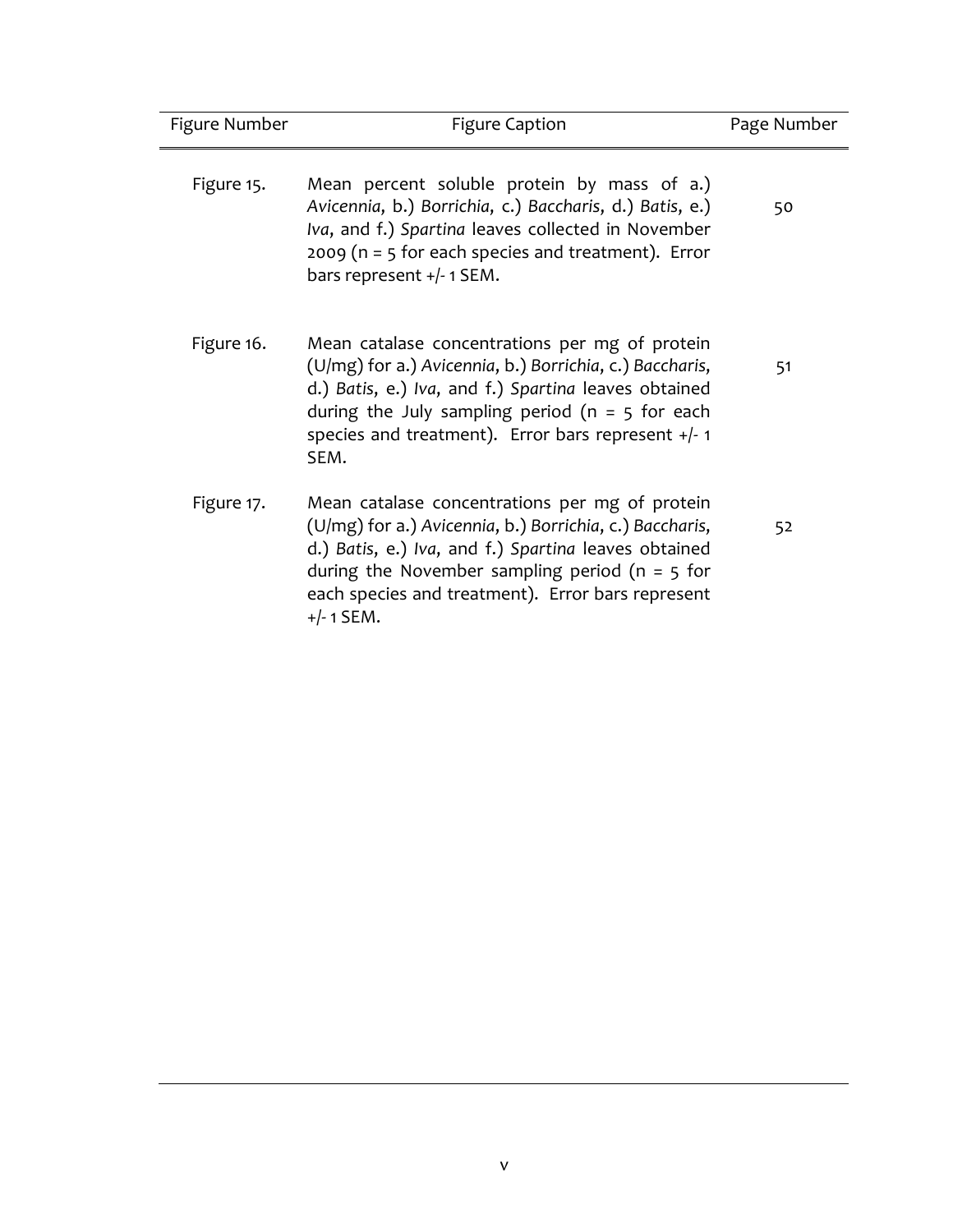| Figure Number | Figure Caption | Page Number |
|---|---|---|
| Figure 15. | Mean percent soluble protein by mass of a.) *Avicennia*, b.) *Borrichia*, c.) *Baccharis*, d.) *Batis*, e.) *Iva*, and f.) *Spartina* leaves collected in November 2009 (n = 5 for each species and treatment). Error bars represent +/- 1 SEM. | 50 |
| Figure 16. | Mean catalase concentrations per mg of protein (U/mg) for a.) *Avicennia*, b.) *Borrichia*, c.) *Baccharis*, d.) *Batis*, e.) *Iva*, and f.) *Spartina* leaves obtained during the July sampling period (n = 5 for each species and treatment). Error bars represent +/- 1 SEM. | 51 |
| Figure 17. | Mean catalase concentrations per mg of protein (U/mg) for a.) *Avicennia*, b.) *Borrichia*, c.) *Baccharis*, d.) *Batis*, e.) *Iva*, and f.) *Spartina* leaves obtained during the November sampling period (n = 5 for each species and treatment). Error bars represent +/- 1 SEM. | 52 |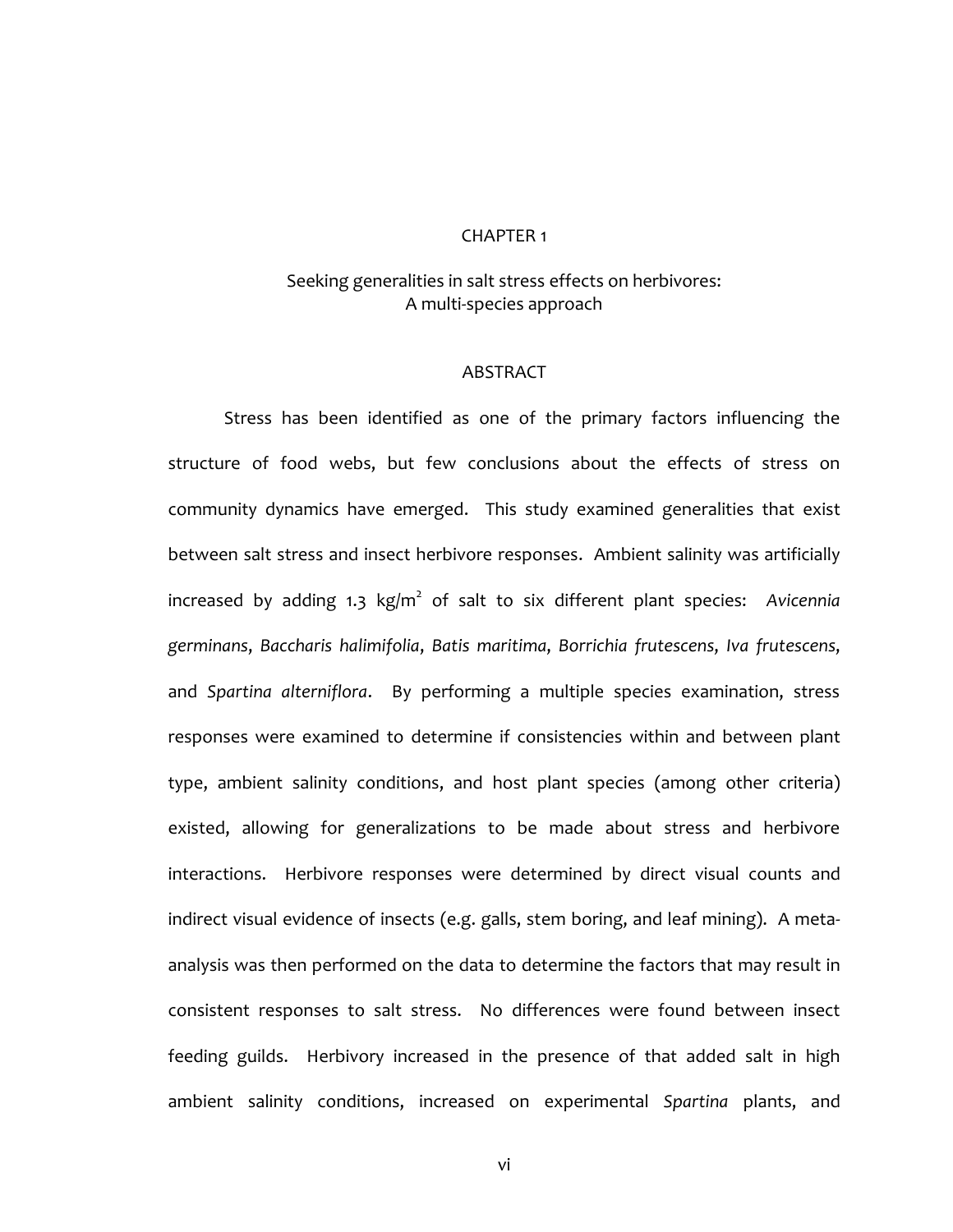# CHAPTER 1

## Seeking generalities in salt stress effects on herbivores: A multi-species approach

### ABSTRACT

Stress has been identified as one of the primary factors influencing the structure of food webs, but few conclusions about the effects of stress on community dynamics have emerged. This study examined generalities that exist between salt stress and insect herbivore responses. Ambient salinity was artificially increased by adding 1.3 $kg/m^2$ of salt to six different plant species: *Avicennia germinans*, *Baccharis halimifolia*, *Batis maritima*, *Borrichia frutescens*, *Iva frutescens*, and *Spartina alterniflora*. By performing a multiple species examination, stress responses were examined to determine if consistencies within and between plant type, ambient salinity conditions, and host plant species (among other criteria) existed, allowing for generalizations to be made about stress and herbivore interactions. Herbivore responses were determined by direct visual counts and indirect visual evidence of insects (e.g. galls, stem boring, and leaf mining). A meta-analysis was then performed on the data to determine the factors that may result in consistent responses to salt stress. No differences were found between insect feeding guilds. Herbivory increased in the presence of that added salt in high ambient salinity conditions, increased on experimental *Spartina* plants, and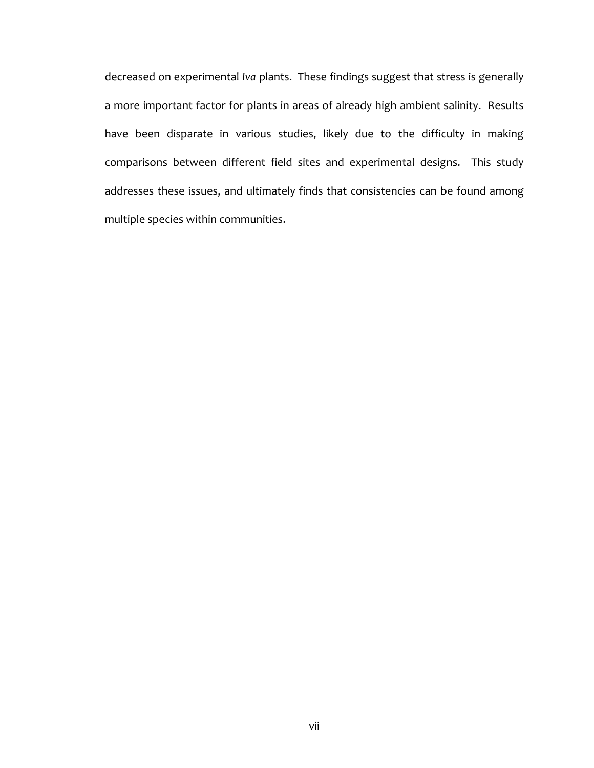decreased on experimental *Iva* plants. These findings suggest that stress is generally a more important factor for plants in areas of already high ambient salinity. Results have been disparate in various studies, likely due to the difficulty in making comparisons between different field sites and experimental designs. This study addresses these issues, and ultimately finds that consistencies can be found among multiple species within communities.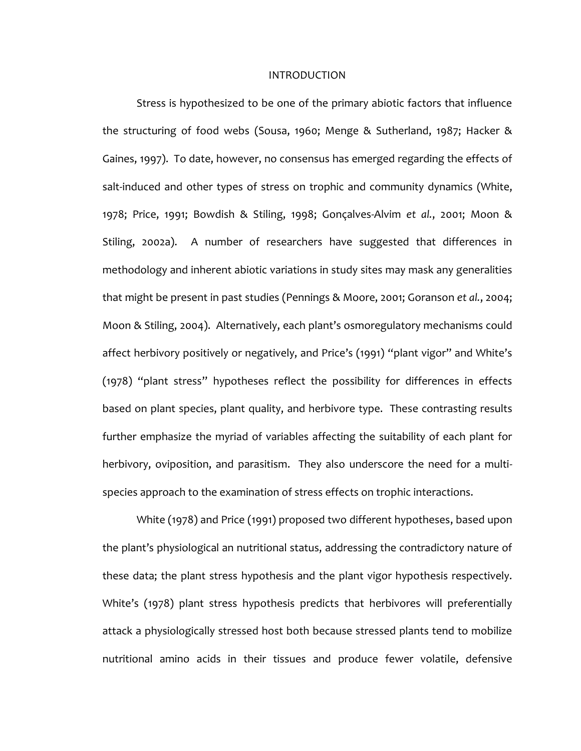# INTRODUCTION

Stress is hypothesized to be one of the primary abiotic factors that influence the structuring of food webs (Sousa, 1960; Menge & Sutherland, 1987; Hacker & Gaines, 1997). To date, however, no consensus has emerged regarding the effects of salt-induced and other types of stress on trophic and community dynamics (White, 1978; Price, 1991; Bowdish & Stiling, 1998; Gonçalves-Alvim *et al.*, 2001; Moon & Stiling, 2002a). A number of researchers have suggested that differences in methodology and inherent abiotic variations in study sites may mask any generalities that might be present in past studies (Pennings & Moore, 2001; Goranson *et al.*, 2004; Moon & Stiling, 2004). Alternatively, each plant's osmoregulatory mechanisms could affect herbivory positively or negatively, and Price's (1991) "plant vigor" and White's (1978) "plant stress" hypotheses reflect the possibility for differences in effects based on plant species, plant quality, and herbivore type. These contrasting results further emphasize the myriad of variables affecting the suitability of each plant for herbivory, oviposition, and parasitism. They also underscore the need for a multi-species approach to the examination of stress effects on trophic interactions.

White (1978) and Price (1991) proposed two different hypotheses, based upon the plant's physiological an nutritional status, addressing the contradictory nature of these data; the plant stress hypothesis and the plant vigor hypothesis respectively. White's (1978) plant stress hypothesis predicts that herbivores will preferentially attack a physiologically stressed host both because stressed plants tend to mobilize nutritional amino acids in their tissues and produce fewer volatile, defensive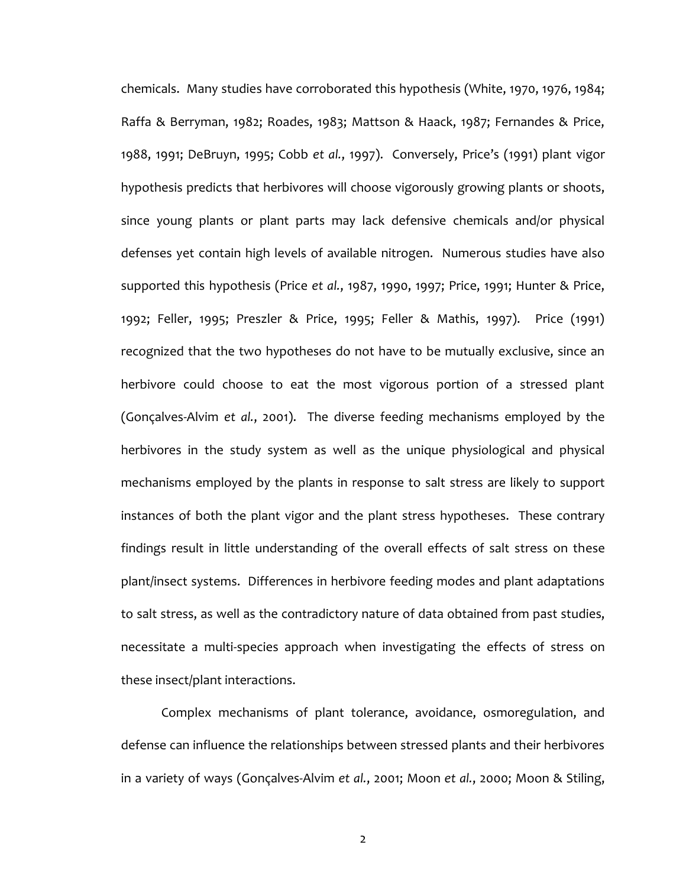chemicals. Many studies have corroborated this hypothesis (White, 1970, 1976, 1984; Raffa & Berryman, 1982; Roades, 1983; Mattson & Haack, 1987; Fernandes & Price, 1988, 1991; DeBruyn, 1995; Cobb *et al.*, 1997). Conversely, Price's (1991) plant vigor hypothesis predicts that herbivores will choose vigorously growing plants or shoots, since young plants or plant parts may lack defensive chemicals and/or physical defenses yet contain high levels of available nitrogen. Numerous studies have also supported this hypothesis (Price *et al.*, 1987, 1990, 1997; Price, 1991; Hunter & Price, 1992; Feller, 1995; Preszler & Price, 1995; Feller & Mathis, 1997). Price (1991) recognized that the two hypotheses do not have to be mutually exclusive, since an herbivore could choose to eat the most vigorous portion of a stressed plant (Gonçalves-Alvim *et al.*, 2001). The diverse feeding mechanisms employed by the herbivores in the study system as well as the unique physiological and physical mechanisms employed by the plants in response to salt stress are likely to support instances of both the plant vigor and the plant stress hypotheses. These contrary findings result in little understanding of the overall effects of salt stress on these plant/insect systems. Differences in herbivore feeding modes and plant adaptations to salt stress, as well as the contradictory nature of data obtained from past studies, necessitate a multi-species approach when investigating the effects of stress on these insect/plant interactions.

Complex mechanisms of plant tolerance, avoidance, osmoregulation, and defense can influence the relationships between stressed plants and their herbivores in a variety of ways (Gonçalves-Alvim *et al.*, 2001; Moon *et al.*, 2000; Moon & Stiling,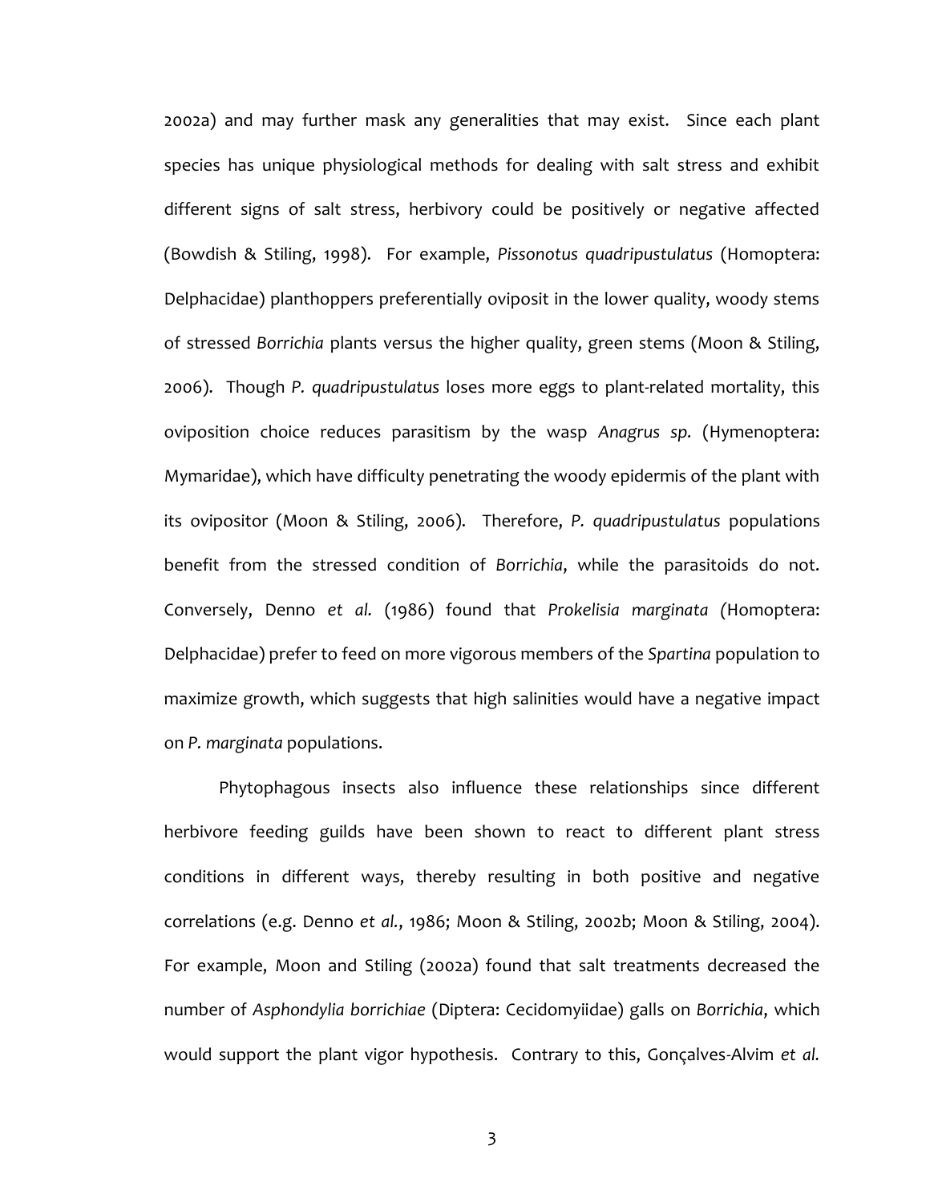2002a) and may further mask any generalities that may exist. Since each plant species has unique physiological methods for dealing with salt stress and exhibit different signs of salt stress, herbivory could be positively or negative affected (Bowdish & Stiling, 1998). For example, *Pissonotus quadripustulatus* (Homoptera: Delphacidae) planthoppers preferentially oviposit in the lower quality, woody stems of stressed *Borrichia* plants versus the higher quality, green stems (Moon & Stiling, 2006). Though *P. quadripustulatus* loses more eggs to plant-related mortality, this oviposition choice reduces parasitism by the wasp *Anagrus sp.* (Hymenoptera: Mymaridae), which have difficulty penetrating the woody epidermis of the plant with its ovipositor (Moon & Stiling, 2006). Therefore, *P. quadripustulatus* populations benefit from the stressed condition of *Borrichia*, while the parasitoids do not. Conversely, Denno *et al.* (1986) found that *Prokelisia marginata (*Homoptera: Delphacidae) prefer to feed on more vigorous members of the *Spartina* population to maximize growth, which suggests that high salinities would have a negative impact on *P. marginata* populations.

Phytophagous insects also influence these relationships since different herbivore feeding guilds have been shown to react to different plant stress conditions in different ways, thereby resulting in both positive and negative correlations (e.g. Denno *et al.*, 1986; Moon & Stiling, 2002b; Moon & Stiling, 2004). For example, Moon and Stiling (2002a) found that salt treatments decreased the number of *Asphondylia borrichiae* (Diptera: Cecidomyiidae) galls on *Borrichia*, which would support the plant vigor hypothesis. Contrary to this, Gonçalves-Alvim *et al.*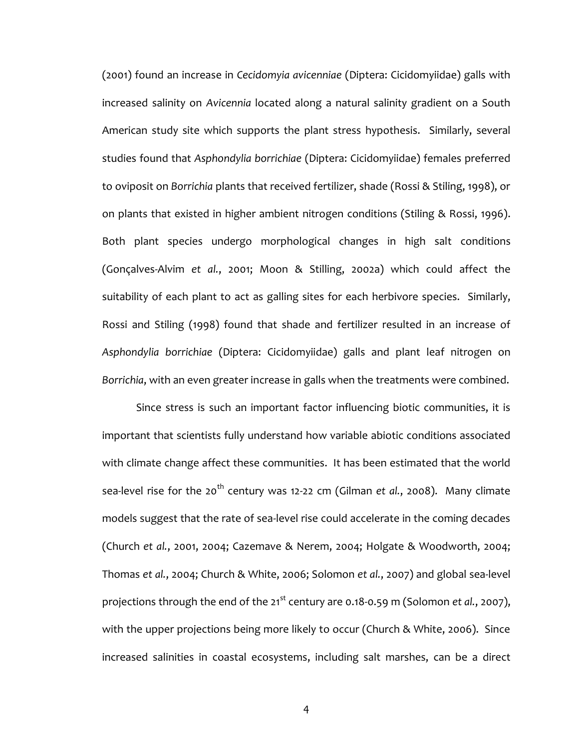(2001) found an increase in *Cecidomyia avicenniae* (Diptera: Cicidomyiidae) galls with increased salinity on *Avicennia* located along a natural salinity gradient on a South American study site which supports the plant stress hypothesis. Similarly, several studies found that *Asphondylia borrichiae* (Diptera: Cicidomyiidae) females preferred to oviposit on *Borrichia* plants that received fertilizer, shade (Rossi & Stiling, 1998), or on plants that existed in higher ambient nitrogen conditions (Stiling & Rossi, 1996). Both plant species undergo morphological changes in high salt conditions (Gonçalves-Alvim *et al.*, 2001; Moon & Stilling, 2002a) which could affect the suitability of each plant to act as galling sites for each herbivore species. Similarly, Rossi and Stiling (1998) found that shade and fertilizer resulted in an increase of *Asphondylia borrichiae* (Diptera: Cicidomyiidae) galls and plant leaf nitrogen on *Borrichia*, with an even greater increase in galls when the treatments were combined.

Since stress is such an important factor influencing biotic communities, it is important that scientists fully understand how variable abiotic conditions associated with climate change affect these communities. It has been estimated that the world sea-level rise for the 20$^{th}$ century was 12-22 cm (Gilman *et al.*, 2008). Many climate models suggest that the rate of sea-level rise could accelerate in the coming decades (Church *et al.*, 2001, 2004; Cazemave & Nerem, 2004; Holgate & Woodworth, 2004; Thomas *et al.*, 2004; Church & White, 2006; Solomon *et al.*, 2007) and global sea-level projections through the end of the 21$^{st}$ century are 0.18-0.59 m (Solomon *et al.*, 2007), with the upper projections being more likely to occur (Church & White, 2006). Since increased salinities in coastal ecosystems, including salt marshes, can be a direct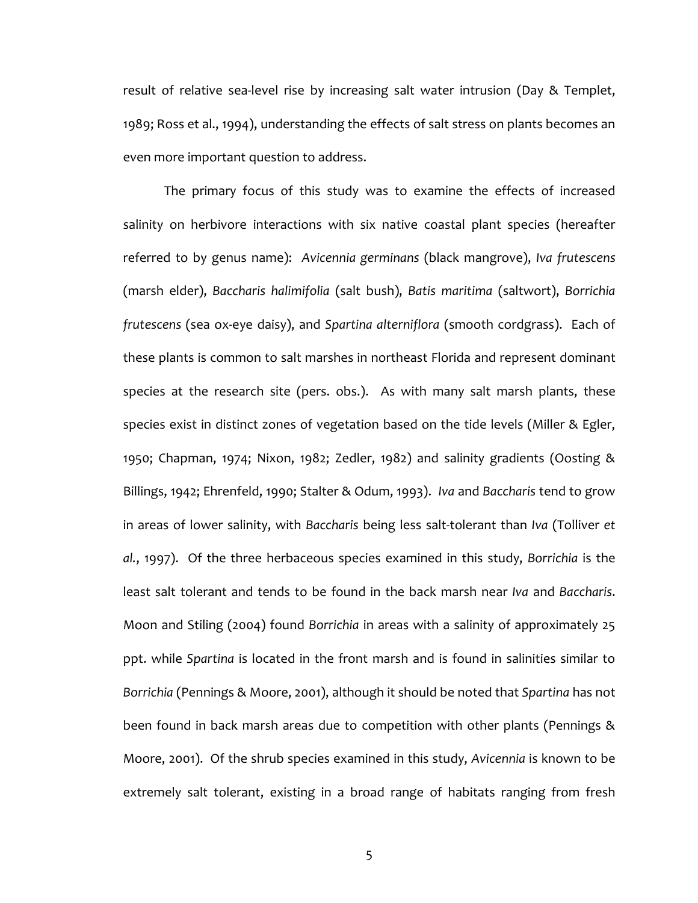result of relative sea-level rise by increasing salt water intrusion (Day & Templet, 1989; Ross et al., 1994), understanding the effects of salt stress on plants becomes an even more important question to address.

The primary focus of this study was to examine the effects of increased salinity on herbivore interactions with six native coastal plant species (hereafter referred to by genus name): *Avicennia germinans* (black mangrove), *Iva frutescens* (marsh elder), *Baccharis halimifolia* (salt bush), *Batis maritima* (saltwort), *Borrichia frutescens* (sea ox-eye daisy), and *Spartina alterniflora* (smooth cordgrass). Each of these plants is common to salt marshes in northeast Florida and represent dominant species at the research site (pers. obs.). As with many salt marsh plants, these species exist in distinct zones of vegetation based on the tide levels (Miller & Egler, 1950; Chapman, 1974; Nixon, 1982; Zedler, 1982) and salinity gradients (Oosting & Billings, 1942; Ehrenfeld, 1990; Stalter & Odum, 1993). *Iva* and *Baccharis* tend to grow in areas of lower salinity, with *Baccharis* being less salt-tolerant than *Iva* (Tolliver *et al.*, 1997). Of the three herbaceous species examined in this study, *Borrichia* is the least salt tolerant and tends to be found in the back marsh near *Iva* and *Baccharis*. Moon and Stiling (2004) found *Borrichia* in areas with a salinity of approximately 25 ppt. while *Spartina* is located in the front marsh and is found in salinities similar to *Borrichia* (Pennings & Moore, 2001), although it should be noted that *Spartina* has not been found in back marsh areas due to competition with other plants (Pennings & Moore, 2001). Of the shrub species examined in this study, *Avicennia* is known to be extremely salt tolerant, existing in a broad range of habitats ranging from fresh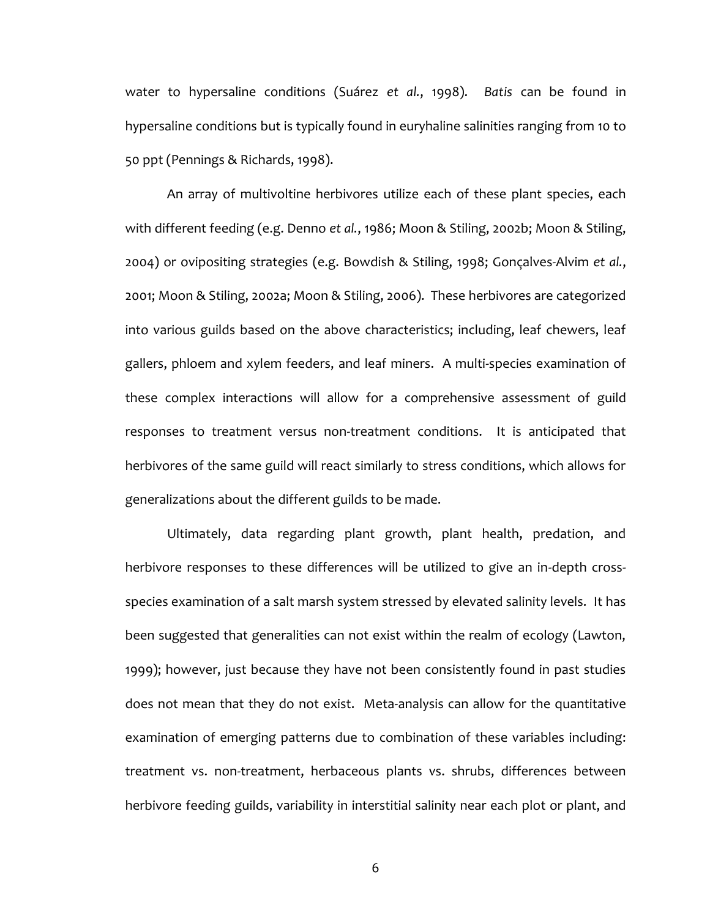water to hypersaline conditions (Suárez *et al.*, 1998). *Batis* can be found in hypersaline conditions but is typically found in euryhaline salinities ranging from 10 to 50 ppt (Pennings & Richards, 1998).

An array of multivoltine herbivores utilize each of these plant species, each with different feeding (e.g. Denno *et al.*, 1986; Moon & Stiling, 2002b; Moon & Stiling, 2004) or ovipositing strategies (e.g. Bowdish & Stiling, 1998; Gonçalves-Alvim *et al.*, 2001; Moon & Stiling, 2002a; Moon & Stiling, 2006). These herbivores are categorized into various guilds based on the above characteristics; including, leaf chewers, leaf gallers, phloem and xylem feeders, and leaf miners. A multi-species examination of these complex interactions will allow for a comprehensive assessment of guild responses to treatment versus non-treatment conditions. It is anticipated that herbivores of the same guild will react similarly to stress conditions, which allows for generalizations about the different guilds to be made.

Ultimately, data regarding plant growth, plant health, predation, and herbivore responses to these differences will be utilized to give an in-depth cross-species examination of a salt marsh system stressed by elevated salinity levels. It has been suggested that generalities can not exist within the realm of ecology (Lawton, 1999); however, just because they have not been consistently found in past studies does not mean that they do not exist. Meta-analysis can allow for the quantitative examination of emerging patterns due to combination of these variables including: treatment vs. non-treatment, herbaceous plants vs. shrubs, differences between herbivore feeding guilds, variability in interstitial salinity near each plot or plant, and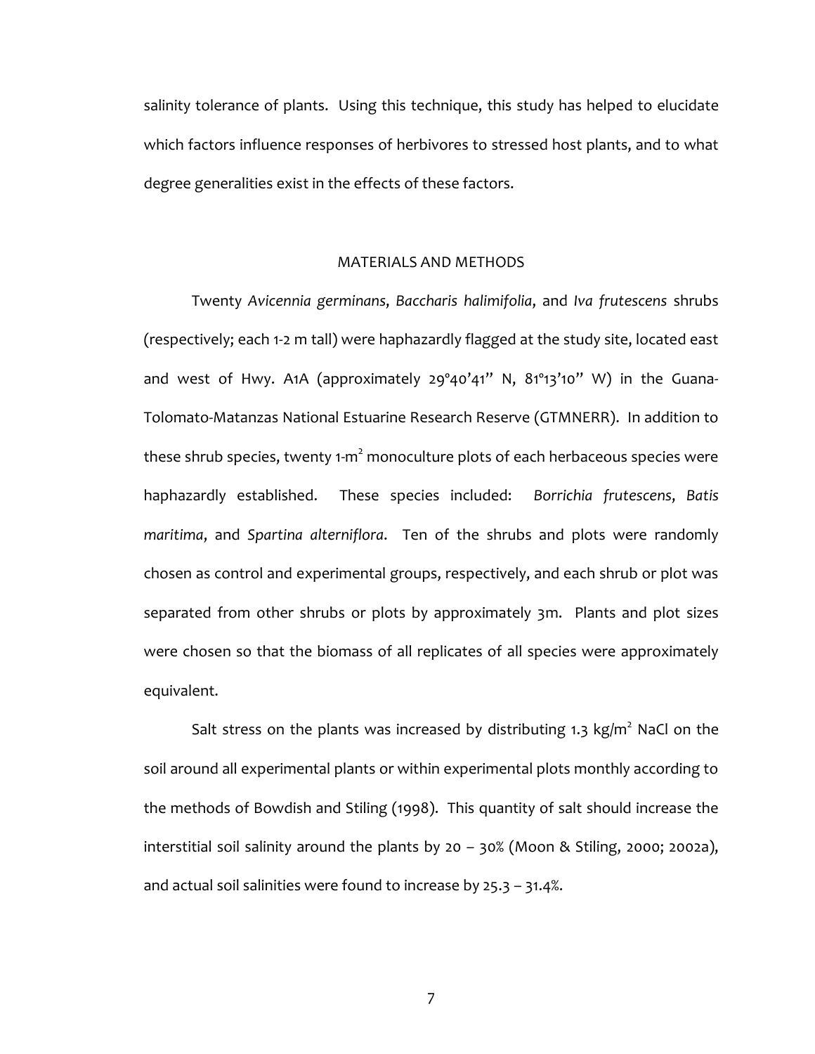salinity tolerance of plants. Using this technique, this study has helped to elucidate which factors influence responses of herbivores to stressed host plants, and to what degree generalities exist in the effects of these factors.

## MATERIALS AND METHODS

Twenty *Avicennia germinans*, *Baccharis halimifolia*, and *Iva frutescens* shrubs (respectively; each 1-2 m tall) were haphazardly flagged at the study site, located east and west of Hwy. A1A (approximately 29°40'41" N, 81°13'10" W) in the Guana-Tolomato-Matanzas National Estuarine Research Reserve (GTMNERR). In addition to these shrub species, twenty 1-$m^2$ monoculture plots of each herbaceous species were haphazardly established. These species included: *Borrichia frutescens*, *Batis maritima*, and *Spartina alterniflora*. Ten of the shrubs and plots were randomly chosen as control and experimental groups, respectively, and each shrub or plot was separated from other shrubs or plots by approximately 3m. Plants and plot sizes were chosen so that the biomass of all replicates of all species were approximately equivalent.

Salt stress on the plants was increased by distributing 1.3 kg/$m^2$ NaCl on the soil around all experimental plants or within experimental plots monthly according to the methods of Bowdish and Stiling (1998). This quantity of salt should increase the interstitial soil salinity around the plants by 20 – 30% (Moon & Stiling, 2000; 2002a), and actual soil salinities were found to increase by 25.3 – 31.4%.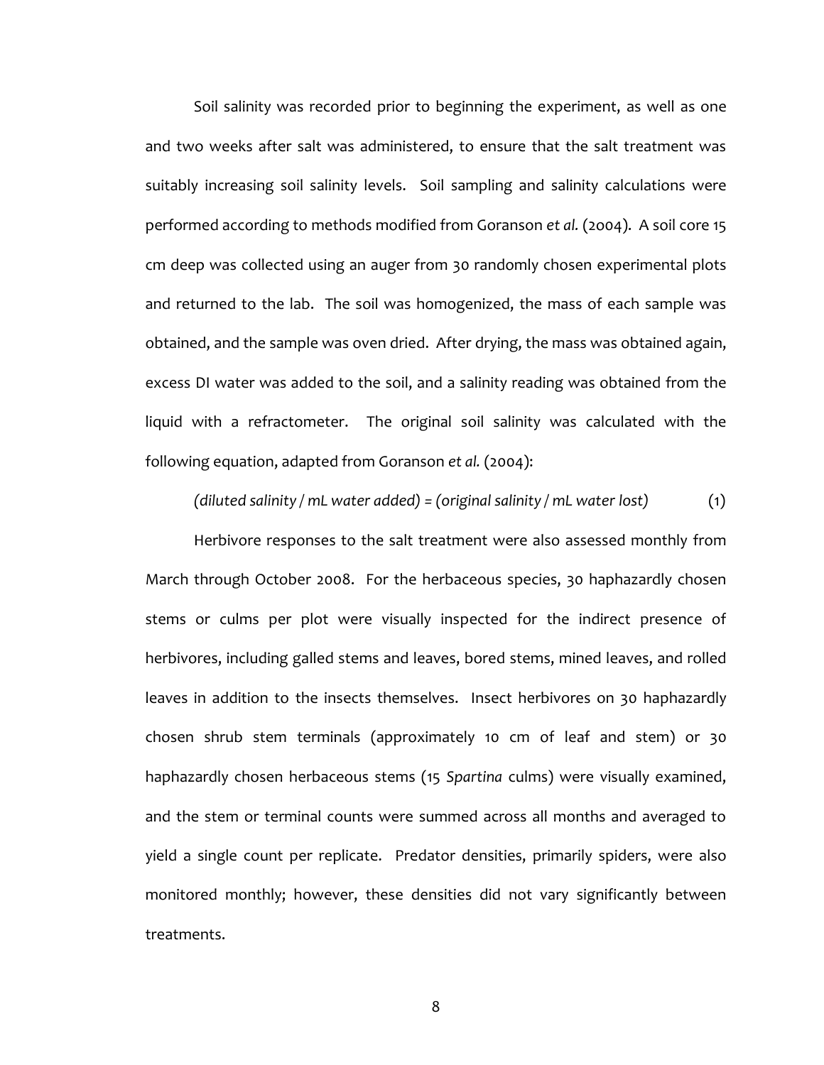Soil salinity was recorded prior to beginning the experiment, as well as one and two weeks after salt was administered, to ensure that the salt treatment was suitably increasing soil salinity levels. Soil sampling and salinity calculations were performed according to methods modified from Goranson *et al.* (2004). A soil core 15 cm deep was collected using an auger from 30 randomly chosen experimental plots and returned to the lab. The soil was homogenized, the mass of each sample was obtained, and the sample was oven dried. After drying, the mass was obtained again, excess DI water was added to the soil, and a salinity reading was obtained from the liquid with a refractometer. The original soil salinity was calculated with the following equation, adapted from Goranson *et al.* (2004):

$$(\textit{diluted salinity} / \textit{mL water added}) = (\textit{original salinity} / \textit{mL water lost}) \qquad (1)$$

Herbivore responses to the salt treatment were also assessed monthly from March through October 2008. For the herbaceous species, 30 haphazardly chosen stems or culms per plot were visually inspected for the indirect presence of herbivores, including galled stems and leaves, bored stems, mined leaves, and rolled leaves in addition to the insects themselves. Insect herbivores on 30 haphazardly chosen shrub stem terminals (approximately 10 cm of leaf and stem) or 30 haphazardly chosen herbaceous stems (15 *Spartina* culms) were visually examined, and the stem or terminal counts were summed across all months and averaged to yield a single count per replicate. Predator densities, primarily spiders, were also monitored monthly; however, these densities did not vary significantly between treatments.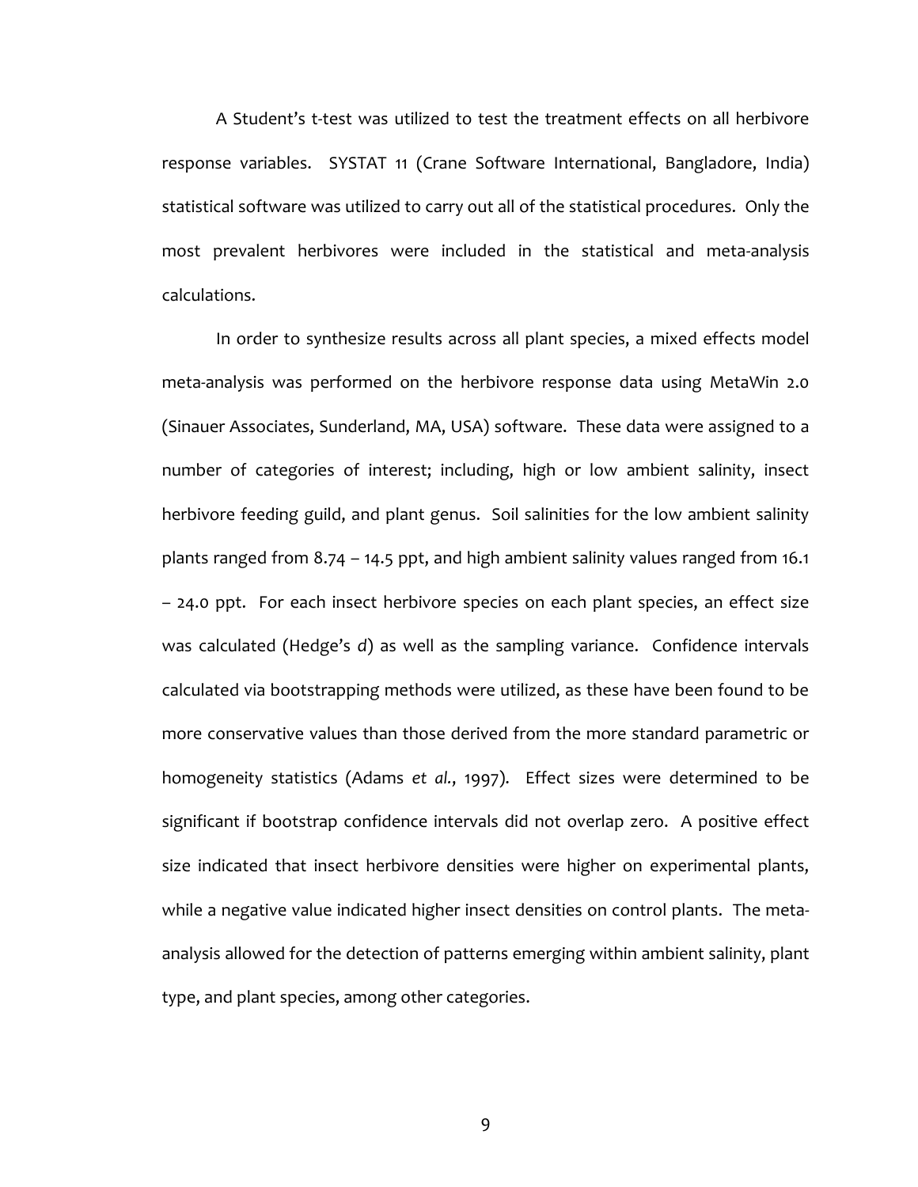A Student's t-test was utilized to test the treatment effects on all herbivore response variables. SYSTAT 11 (Crane Software International, Bangladore, India) statistical software was utilized to carry out all of the statistical procedures. Only the most prevalent herbivores were included in the statistical and meta-analysis calculations.

In order to synthesize results across all plant species, a mixed effects model meta-analysis was performed on the herbivore response data using MetaWin 2.0 (Sinauer Associates, Sunderland, MA, USA) software. These data were assigned to a number of categories of interest; including, high or low ambient salinity, insect herbivore feeding guild, and plant genus. Soil salinities for the low ambient salinity plants ranged from 8.74 – 14.5 ppt, and high ambient salinity values ranged from 16.1 – 24.0 ppt. For each insect herbivore species on each plant species, an effect size was calculated (Hedge's *d*) as well as the sampling variance. Confidence intervals calculated via bootstrapping methods were utilized, as these have been found to be more conservative values than those derived from the more standard parametric or homogeneity statistics (Adams *et al.*, 1997). Effect sizes were determined to be significant if bootstrap confidence intervals did not overlap zero. A positive effect size indicated that insect herbivore densities were higher on experimental plants, while a negative value indicated higher insect densities on control plants. The meta-analysis allowed for the detection of patterns emerging within ambient salinity, plant type, and plant species, among other categories.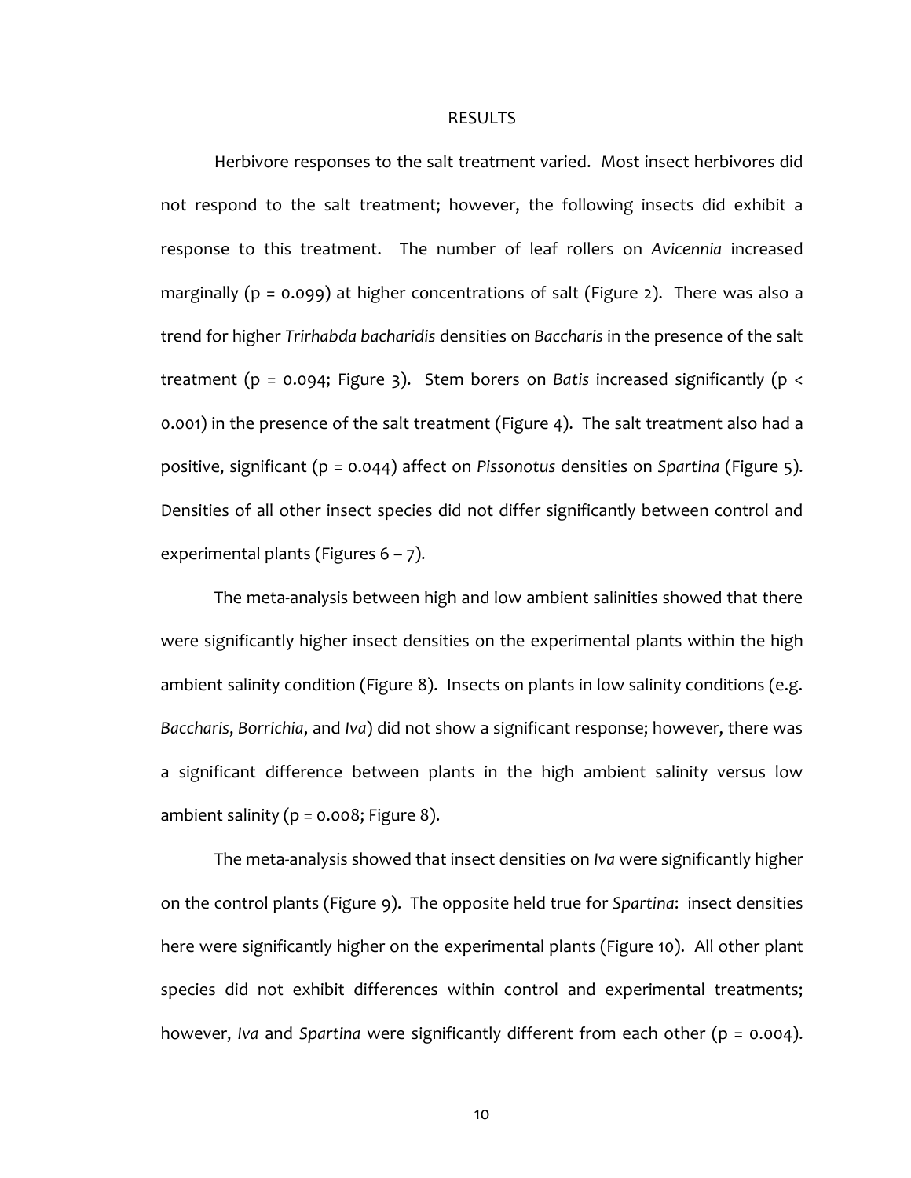# RESULTS

Herbivore responses to the salt treatment varied. Most insect herbivores did not respond to the salt treatment; however, the following insects did exhibit a response to this treatment. The number of leaf rollers on *Avicennia* increased marginally ($p = 0.099$) at higher concentrations of salt (Figure 2). There was also a trend for higher *Trirhabda bacharidis* densities on *Baccharis* in the presence of the salt treatment ($p = 0.094$; Figure 3). Stem borers on *Batis* increased significantly ($p < 0.001$) in the presence of the salt treatment (Figure 4). The salt treatment also had a positive, significant ($p = 0.044$) affect on *Pissonotus* densities on *Spartina* (Figure 5). Densities of all other insect species did not differ significantly between control and experimental plants (Figures 6 – 7).

The meta-analysis between high and low ambient salinities showed that there were significantly higher insect densities on the experimental plants within the high ambient salinity condition (Figure 8). Insects on plants in low salinity conditions (e.g. *Baccharis*, *Borrichia*, and *Iva*) did not show a significant response; however, there was a significant difference between plants in the high ambient salinity versus low ambient salinity ($p = 0.008$; Figure 8).

The meta-analysis showed that insect densities on *Iva* were significantly higher on the control plants (Figure 9). The opposite held true for *Spartina*: insect densities here were significantly higher on the experimental plants (Figure 10). All other plant species did not exhibit differences within control and experimental treatments; however, *Iva* and *Spartina* were significantly different from each other ($p = 0.004$).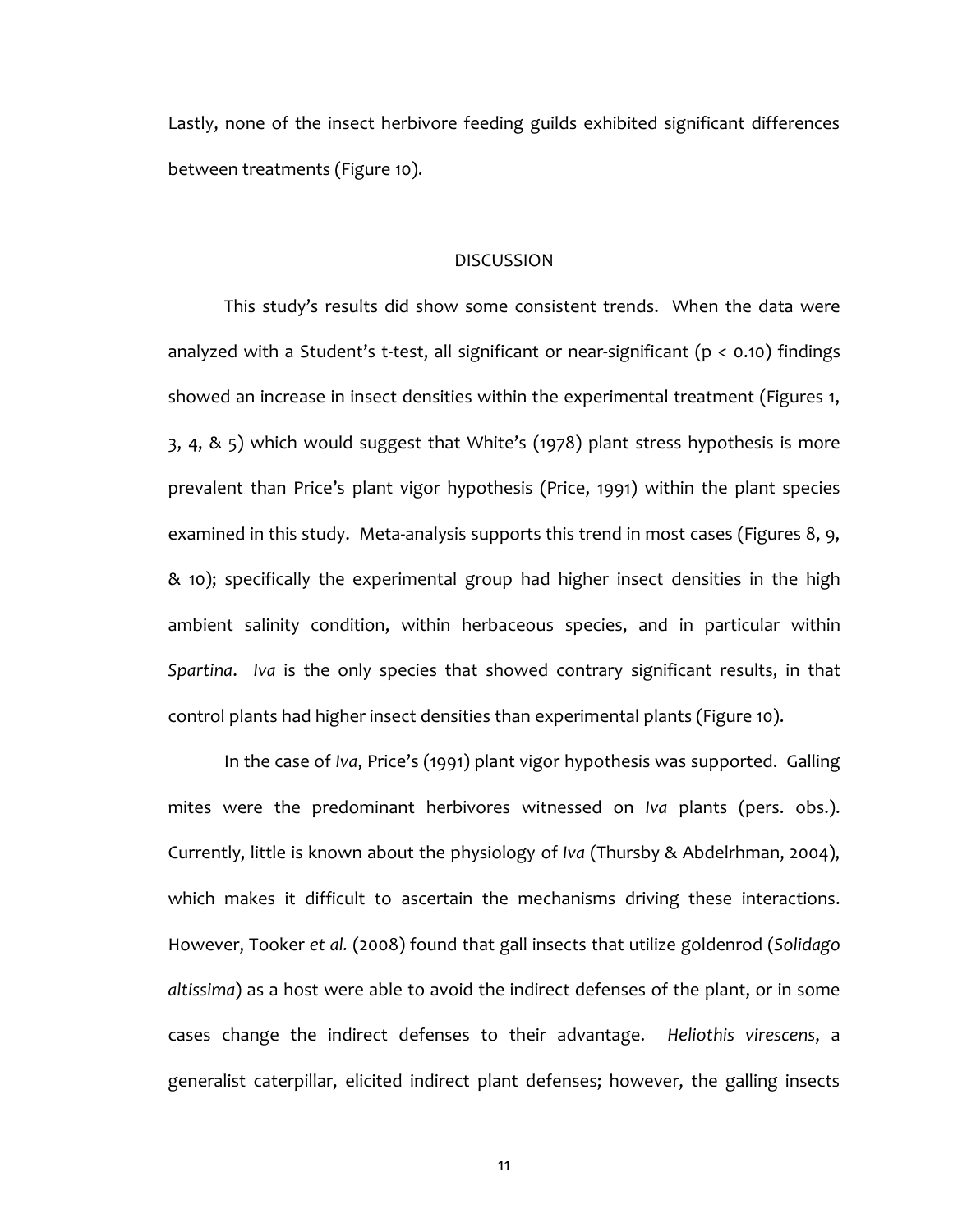Lastly, none of the insect herbivore feeding guilds exhibited significant differences between treatments (Figure 10).

## DISCUSSION

This study's results did show some consistent trends. When the data were analyzed with a Student's t-test, all significant or near-significant ($p < 0.10$) findings showed an increase in insect densities within the experimental treatment (Figures 1, 3, 4, & 5) which would suggest that White's (1978) plant stress hypothesis is more prevalent than Price's plant vigor hypothesis (Price, 1991) within the plant species examined in this study. Meta-analysis supports this trend in most cases (Figures 8, 9, & 10); specifically the experimental group had higher insect densities in the high ambient salinity condition, within herbaceous species, and in particular within *Spartina*. *Iva* is the only species that showed contrary significant results, in that control plants had higher insect densities than experimental plants (Figure 10).

In the case of *Iva*, Price's (1991) plant vigor hypothesis was supported. Galling mites were the predominant herbivores witnessed on *Iva* plants (pers. obs.). Currently, little is known about the physiology of *Iva* (Thursby & Abdelrhman, 2004), which makes it difficult to ascertain the mechanisms driving these interactions. However, Tooker *et al.* (2008) found that gall insects that utilize goldenrod (*Solidago altissima*) as a host were able to avoid the indirect defenses of the plant, or in some cases change the indirect defenses to their advantage. *Heliothis virescens*, a generalist caterpillar, elicited indirect plant defenses; however, the galling insects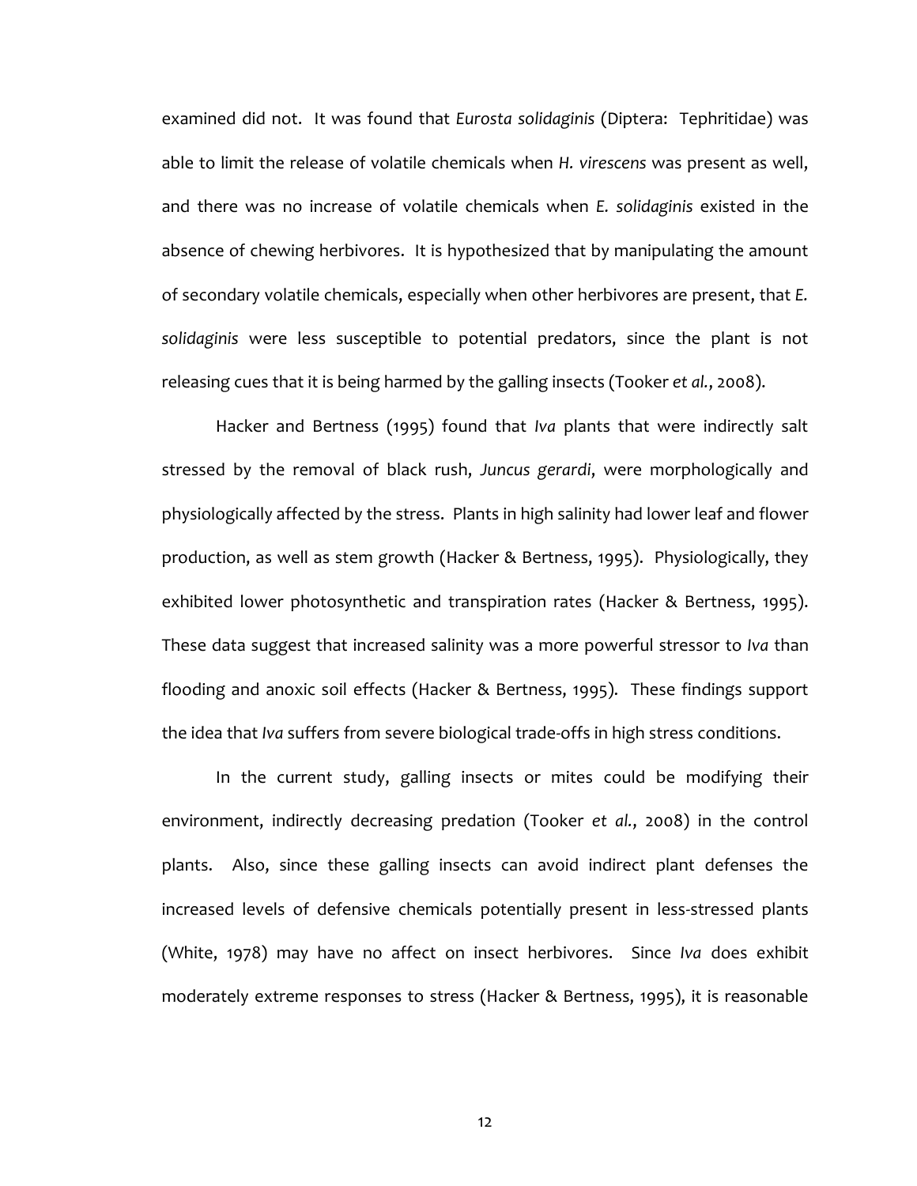examined did not. It was found that *Eurosta solidaginis* (Diptera: Tephritidae) was able to limit the release of volatile chemicals when *H. virescens* was present as well, and there was no increase of volatile chemicals when *E. solidaginis* existed in the absence of chewing herbivores. It is hypothesized that by manipulating the amount of secondary volatile chemicals, especially when other herbivores are present, that *E. solidaginis* were less susceptible to potential predators, since the plant is not releasing cues that it is being harmed by the galling insects (Tooker *et al.*, 2008).

Hacker and Bertness (1995) found that *Iva* plants that were indirectly salt stressed by the removal of black rush, *Juncus gerardi*, were morphologically and physiologically affected by the stress. Plants in high salinity had lower leaf and flower production, as well as stem growth (Hacker & Bertness, 1995). Physiologically, they exhibited lower photosynthetic and transpiration rates (Hacker & Bertness, 1995). These data suggest that increased salinity was a more powerful stressor to *Iva* than flooding and anoxic soil effects (Hacker & Bertness, 1995). These findings support the idea that *Iva* suffers from severe biological trade-offs in high stress conditions.

In the current study, galling insects or mites could be modifying their environment, indirectly decreasing predation (Tooker *et al.*, 2008) in the control plants. Also, since these galling insects can avoid indirect plant defenses the increased levels of defensive chemicals potentially present in less-stressed plants (White, 1978) may have no affect on insect herbivores. Since *Iva* does exhibit moderately extreme responses to stress (Hacker & Bertness, 1995), it is reasonable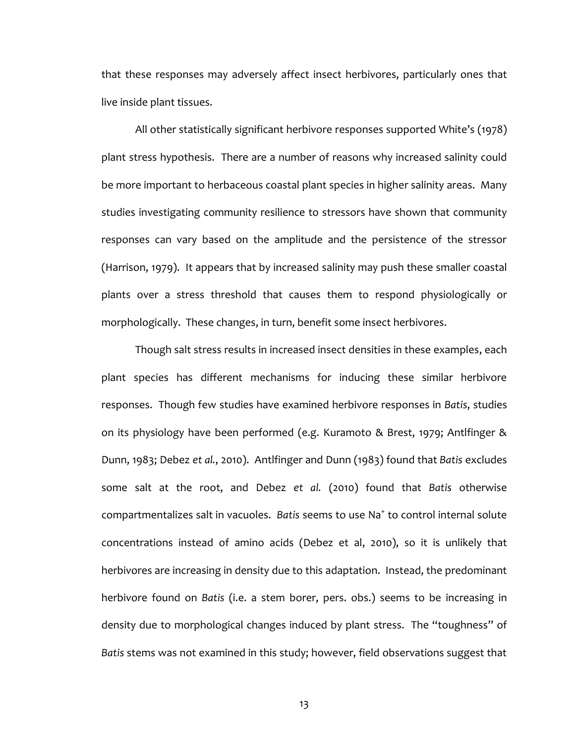that these responses may adversely affect insect herbivores, particularly ones that live inside plant tissues.

All other statistically significant herbivore responses supported White's (1978) plant stress hypothesis. There are a number of reasons why increased salinity could be more important to herbaceous coastal plant species in higher salinity areas. Many studies investigating community resilience to stressors have shown that community responses can vary based on the amplitude and the persistence of the stressor (Harrison, 1979). It appears that by increased salinity may push these smaller coastal plants over a stress threshold that causes them to respond physiologically or morphologically. These changes, in turn, benefit some insect herbivores.

Though salt stress results in increased insect densities in these examples, each plant species has different mechanisms for inducing these similar herbivore responses. Though few studies have examined herbivore responses in *Batis*, studies on its physiology have been performed (e.g. Kuramoto & Brest, 1979; Antlfinger & Dunn, 1983; Debez *et al.*, 2010). Antlfinger and Dunn (1983) found that *Batis* excludes some salt at the root, and Debez *et al.* (2010) found that *Batis* otherwise compartmentalizes salt in vacuoles. *Batis* seems to use $Na^+$ to control internal solute concentrations instead of amino acids (Debez et al, 2010), so it is unlikely that herbivores are increasing in density due to this adaptation. Instead, the predominant herbivore found on *Batis* (i.e. a stem borer, pers. obs.) seems to be increasing in density due to morphological changes induced by plant stress. The "toughness" of *Batis* stems was not examined in this study; however, field observations suggest that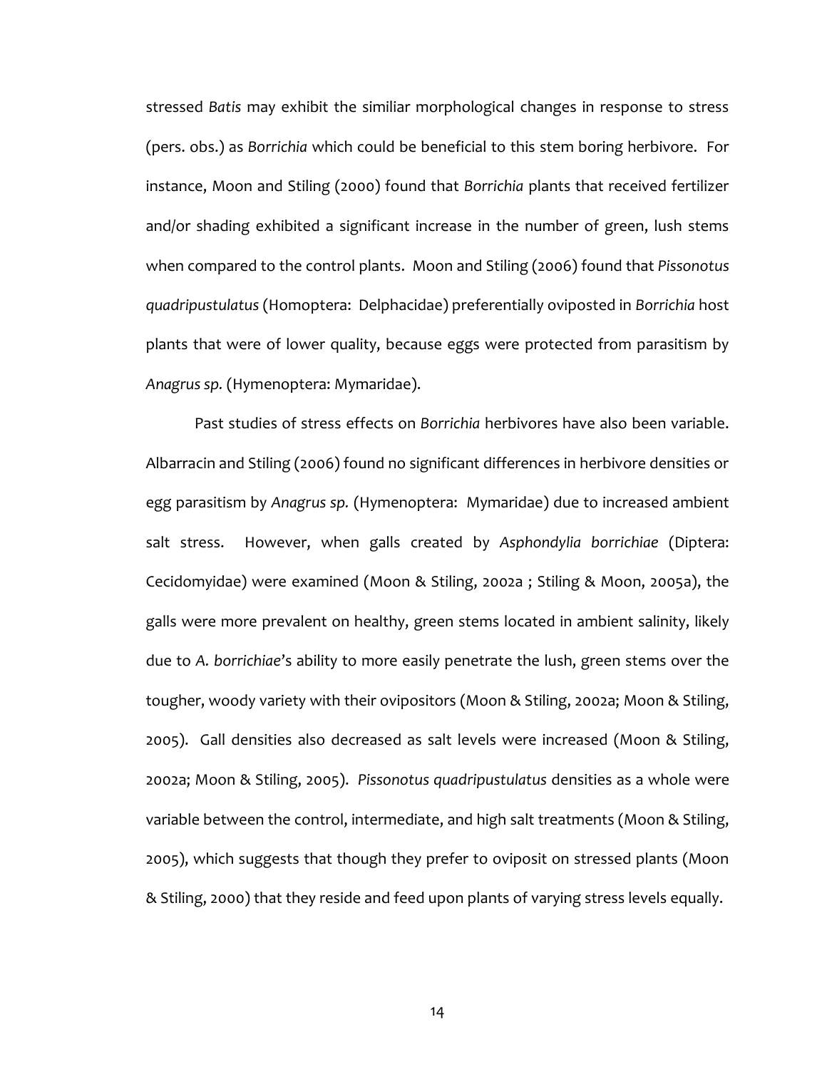stressed *Batis* may exhibit the similiar morphological changes in response to stress (pers. obs.) as *Borrichia* which could be beneficial to this stem boring herbivore. For instance, Moon and Stiling (2000) found that *Borrichia* plants that received fertilizer and/or shading exhibited a significant increase in the number of green, lush stems when compared to the control plants. Moon and Stiling (2006) found that *Pissonotus quadripustulatus* (Homoptera: Delphacidae) preferentially oviposted in *Borrichia* host plants that were of lower quality, because eggs were protected from parasitism by *Anagrus sp.* (Hymenoptera: Mymaridae).

Past studies of stress effects on *Borrichia* herbivores have also been variable. Albarracin and Stiling (2006) found no significant differences in herbivore densities or egg parasitism by *Anagrus sp.* (Hymenoptera: Mymaridae) due to increased ambient salt stress. However, when galls created by *Asphondylia borrichiae* (Diptera: Cecidomyidae) were examined (Moon & Stiling, 2002a ; Stiling & Moon, 2005a), the galls were more prevalent on healthy, green stems located in ambient salinity, likely due to *A. borrichiae*'s ability to more easily penetrate the lush, green stems over the tougher, woody variety with their ovipositors (Moon & Stiling, 2002a; Moon & Stiling, 2005). Gall densities also decreased as salt levels were increased (Moon & Stiling, 2002a; Moon & Stiling, 2005). *Pissonotus quadripustulatus* densities as a whole were variable between the control, intermediate, and high salt treatments (Moon & Stiling, 2005), which suggests that though they prefer to oviposit on stressed plants (Moon & Stiling, 2000) that they reside and feed upon plants of varying stress levels equally.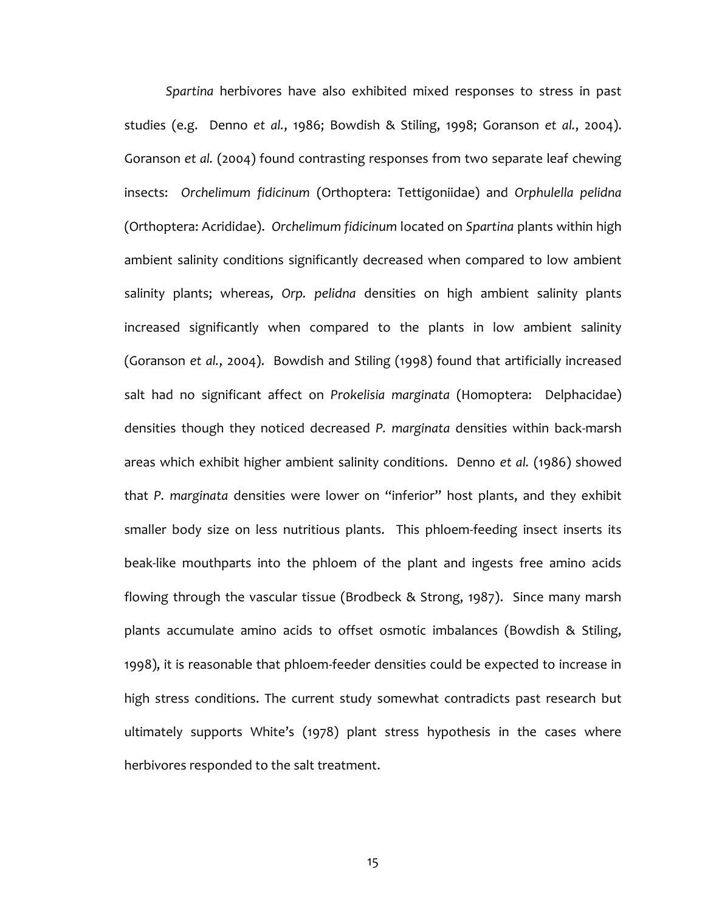*Spartina* herbivores have also exhibited mixed responses to stress in past studies (e.g. Denno *et al.*, 1986; Bowdish & Stiling, 1998; Goranson *et al.*, 2004). Goranson *et al.* (2004) found contrasting responses from two separate leaf chewing insects: *Orchelimum fidicinum* (Orthoptera: Tettigoniidae) and *Orphulella pelidna* (Orthoptera: Acrididae). *Orchelimum fidicinum* located on *Spartina* plants within high ambient salinity conditions significantly decreased when compared to low ambient salinity plants; whereas, *Orp. pelidna* densities on high ambient salinity plants increased significantly when compared to the plants in low ambient salinity (Goranson *et al.*, 2004). Bowdish and Stiling (1998) found that artificially increased salt had no significant affect on *Prokelisia marginata* (Homoptera: Delphacidae) densities though they noticed decreased *P. marginata* densities within back-marsh areas which exhibit higher ambient salinity conditions. Denno *et al.* (1986) showed that *P. marginata* densities were lower on "inferior" host plants, and they exhibit smaller body size on less nutritious plants. This phloem-feeding insect inserts its beak-like mouthparts into the phloem of the plant and ingests free amino acids flowing through the vascular tissue (Brodbeck & Strong, 1987). Since many marsh plants accumulate amino acids to offset osmotic imbalances (Bowdish & Stiling, 1998), it is reasonable that phloem-feeder densities could be expected to increase in high stress conditions. The current study somewhat contradicts past research but ultimately supports White's (1978) plant stress hypothesis in the cases where herbivores responded to the salt treatment.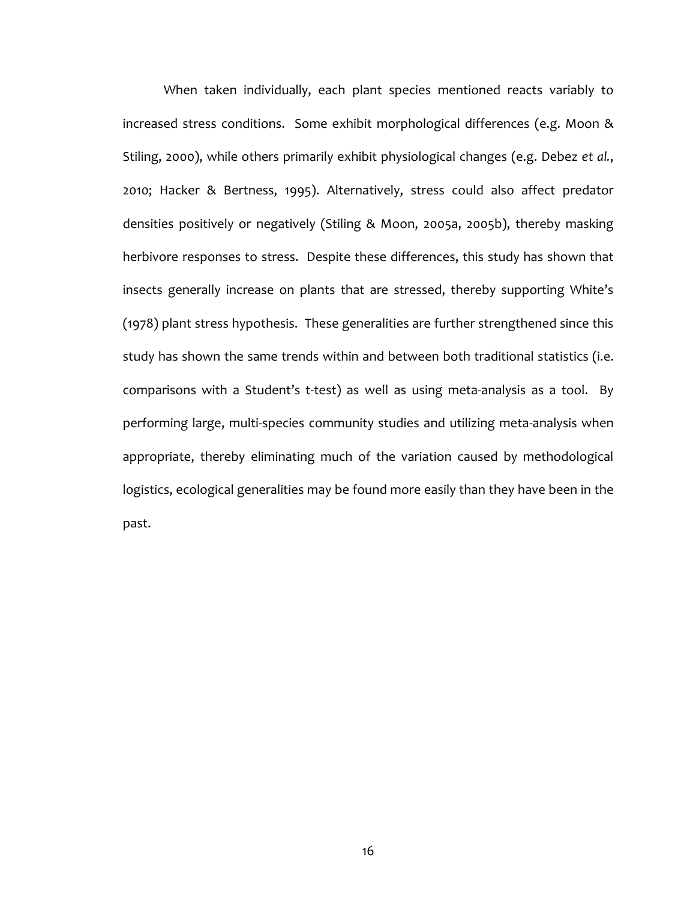When taken individually, each plant species mentioned reacts variably to increased stress conditions. Some exhibit morphological differences (e.g. Moon & Stiling, 2000), while others primarily exhibit physiological changes (e.g. Debez *et al.*, 2010; Hacker & Bertness, 1995). Alternatively, stress could also affect predator densities positively or negatively (Stiling & Moon, 2005a, 2005b), thereby masking herbivore responses to stress. Despite these differences, this study has shown that insects generally increase on plants that are stressed, thereby supporting White's (1978) plant stress hypothesis. These generalities are further strengthened since this study has shown the same trends within and between both traditional statistics (i.e. comparisons with a Student's t-test) as well as using meta-analysis as a tool. By performing large, multi-species community studies and utilizing meta-analysis when appropriate, thereby eliminating much of the variation caused by methodological logistics, ecological generalities may be found more easily than they have been in the past.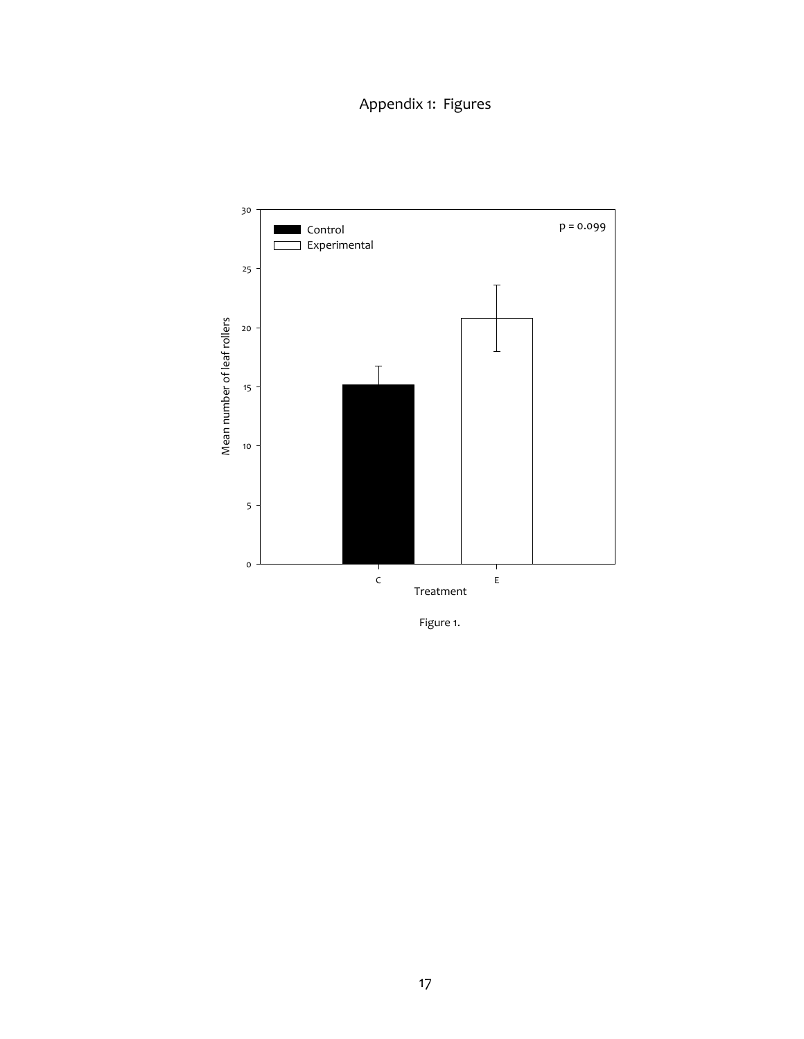# Appendix 1: Figures

Figure 1.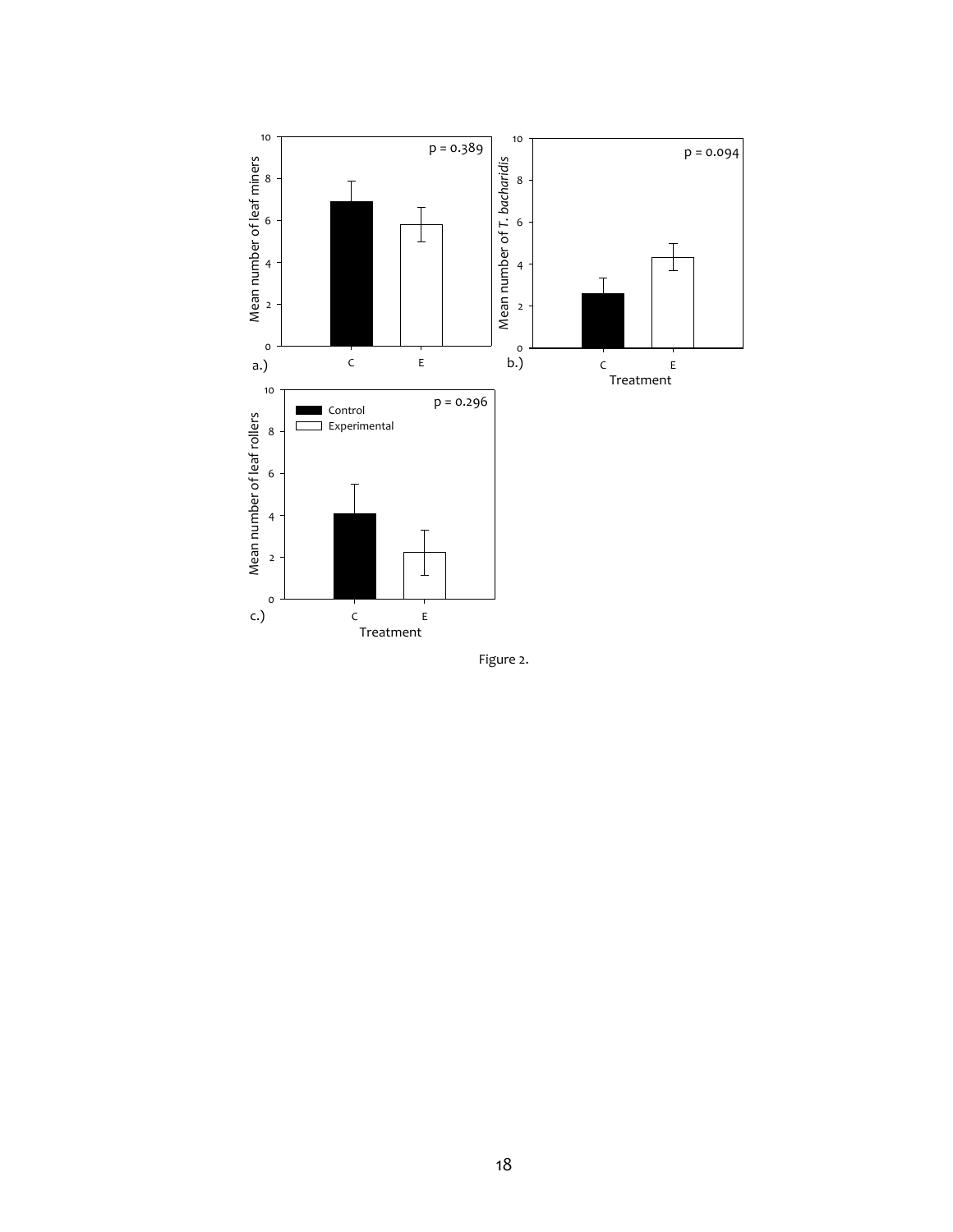Figure 2.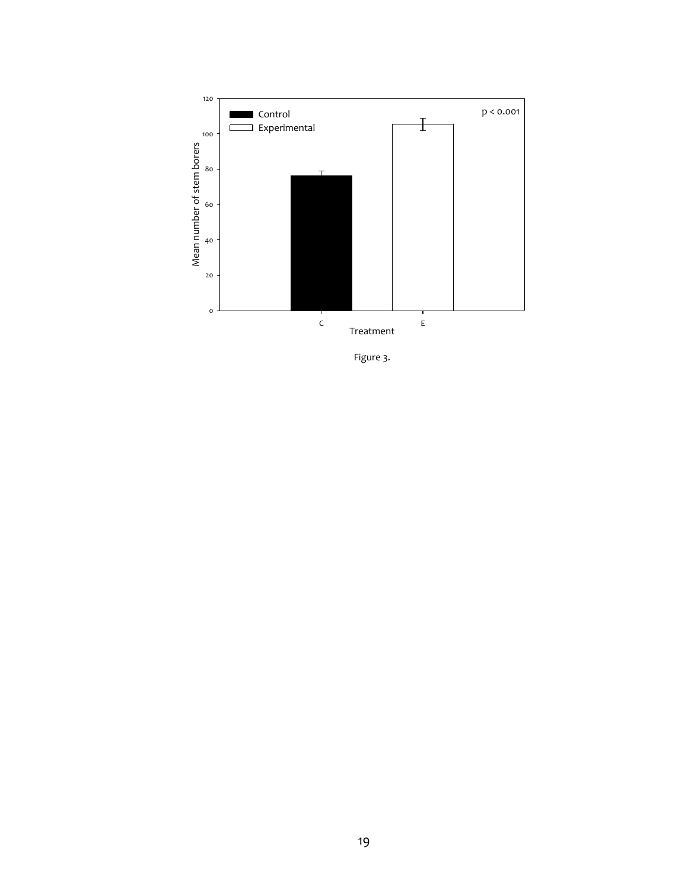Figure 3.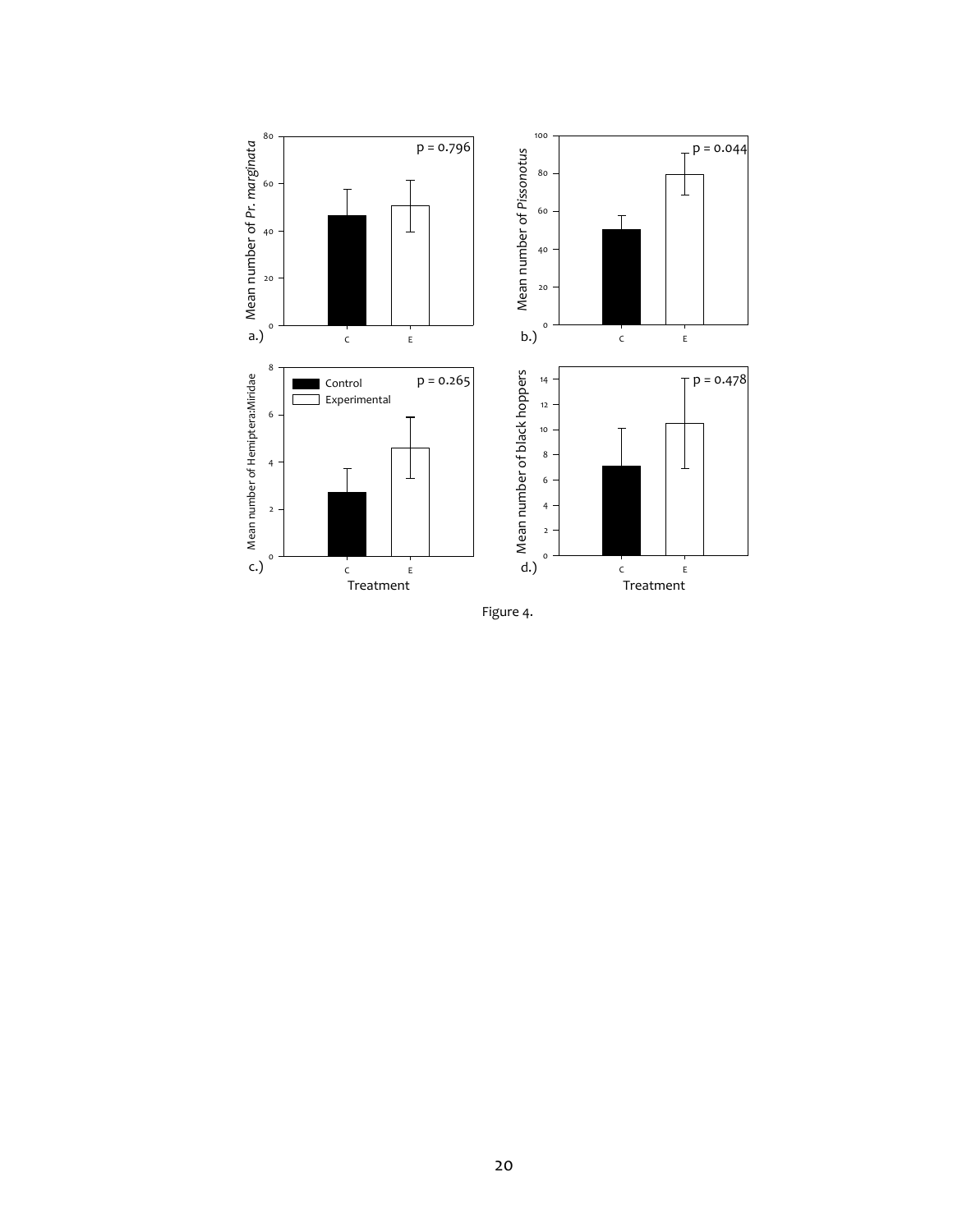Figure 4.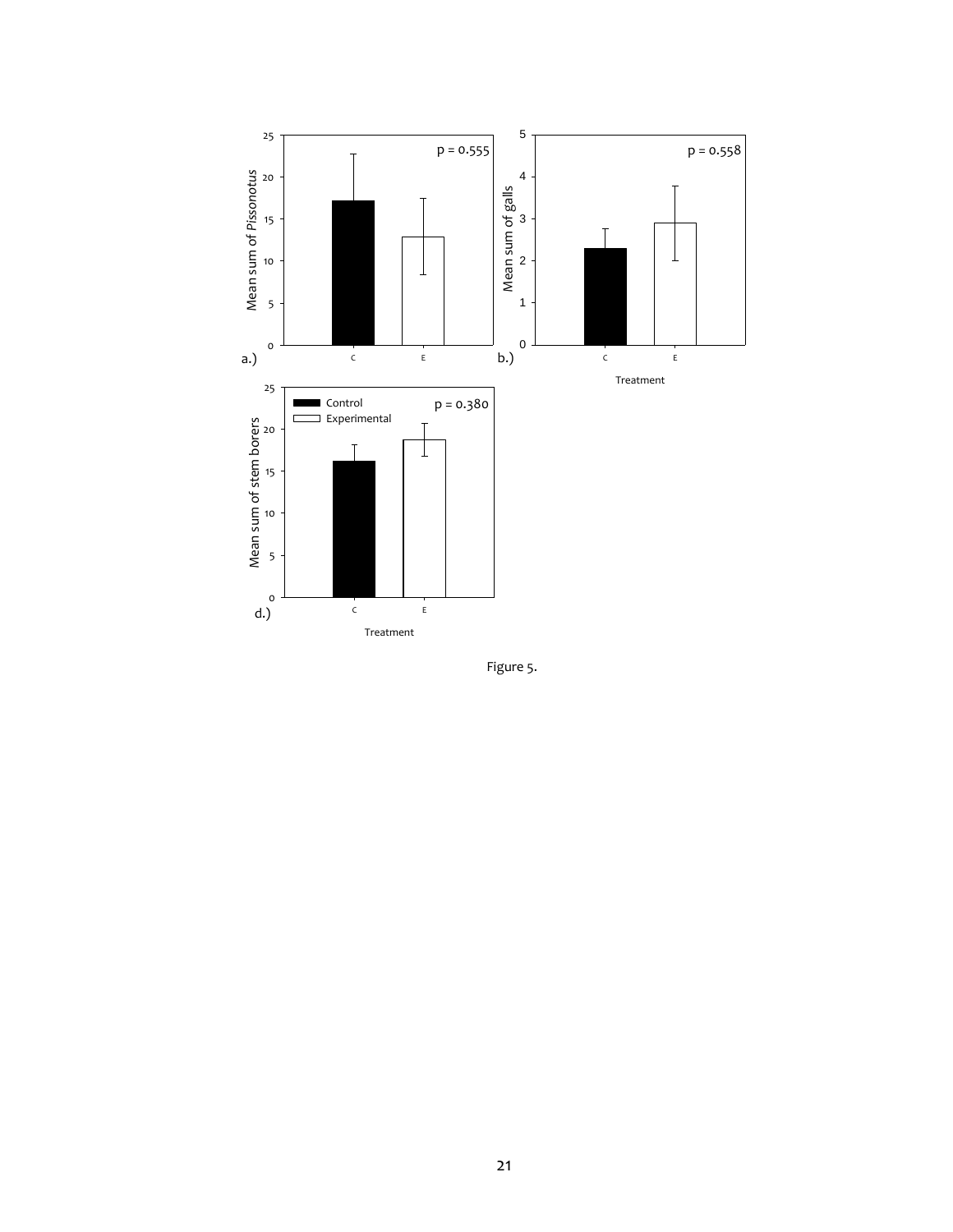Figure 5.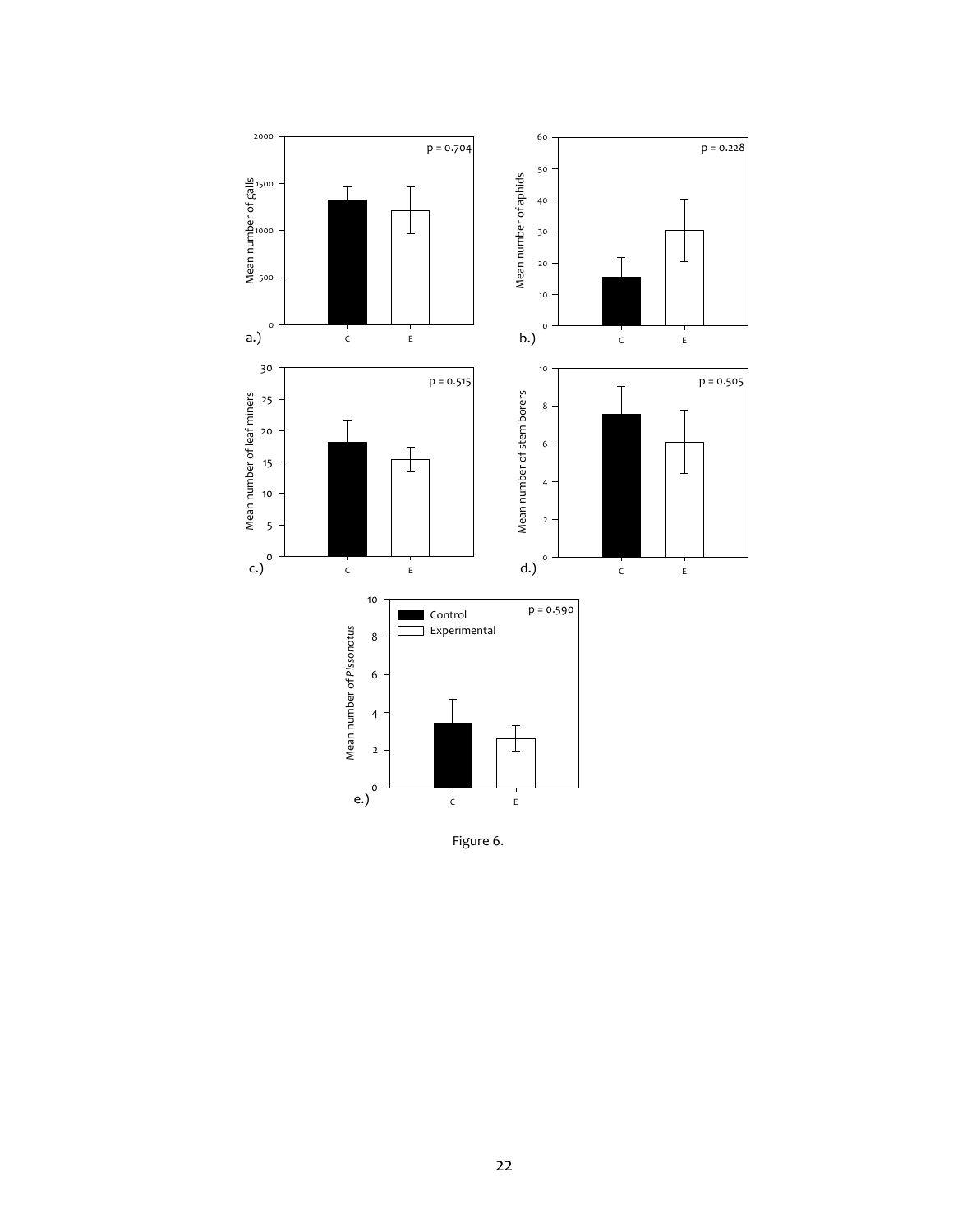Figure 6.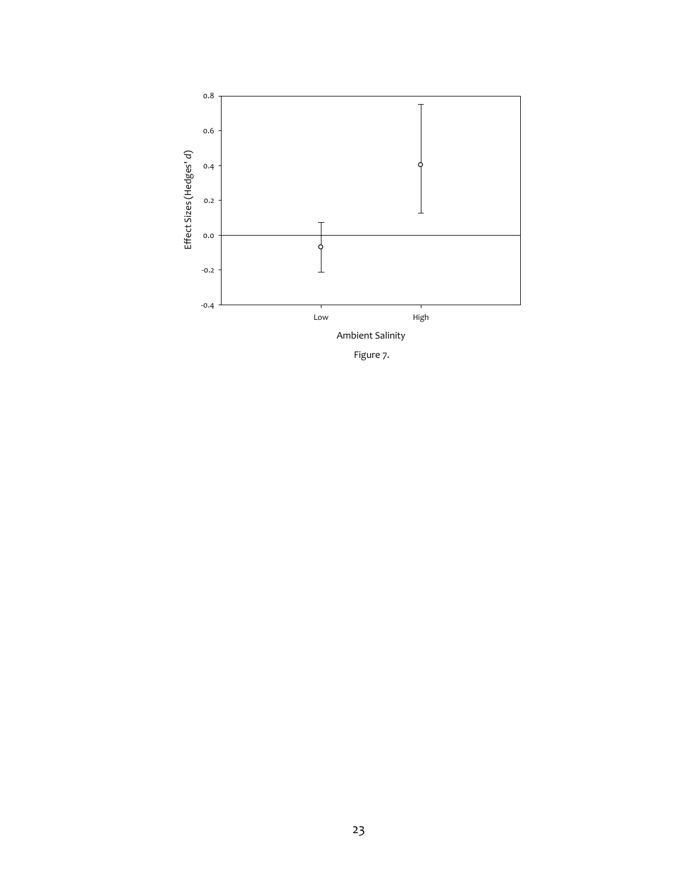Figure 7.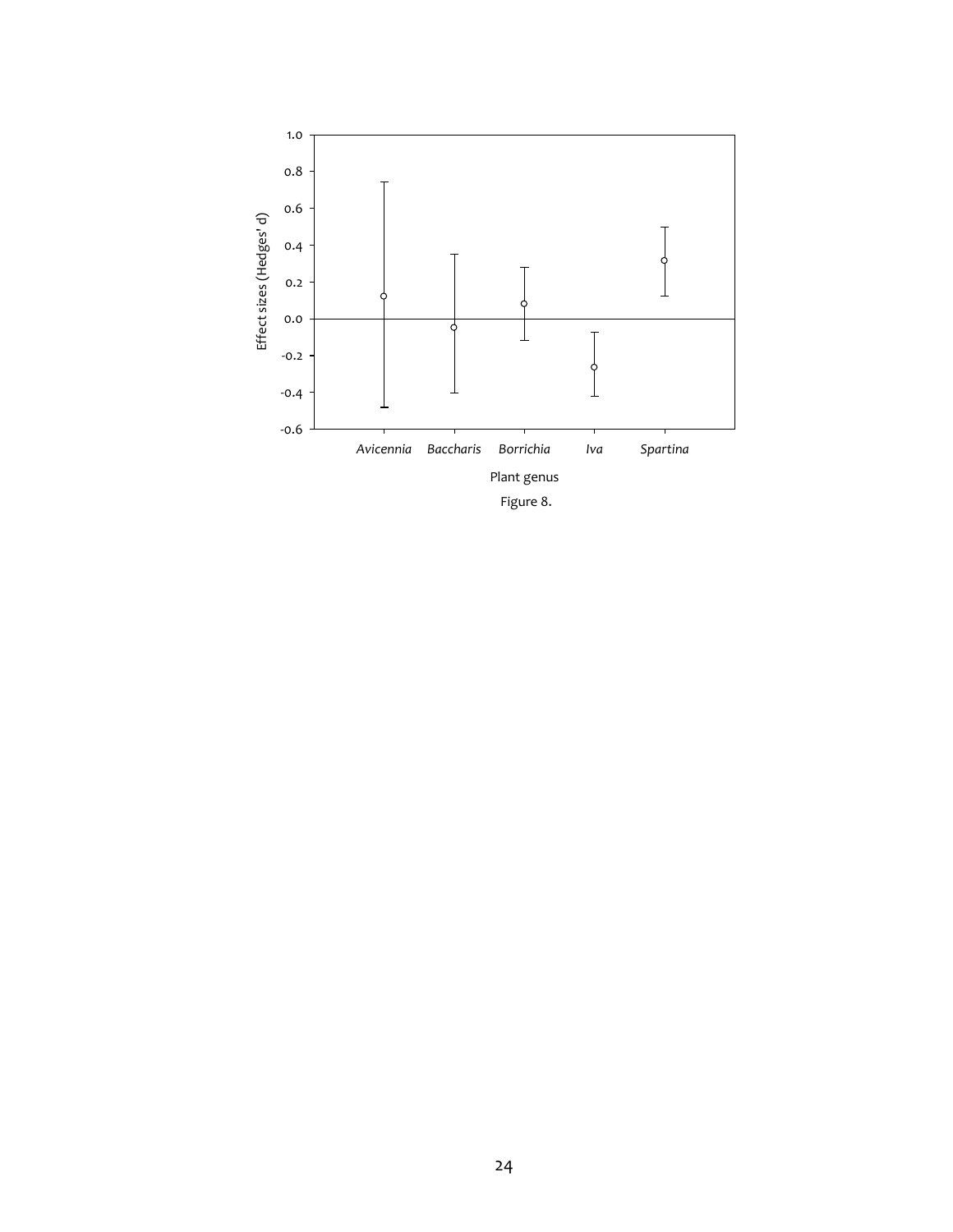Figure 8.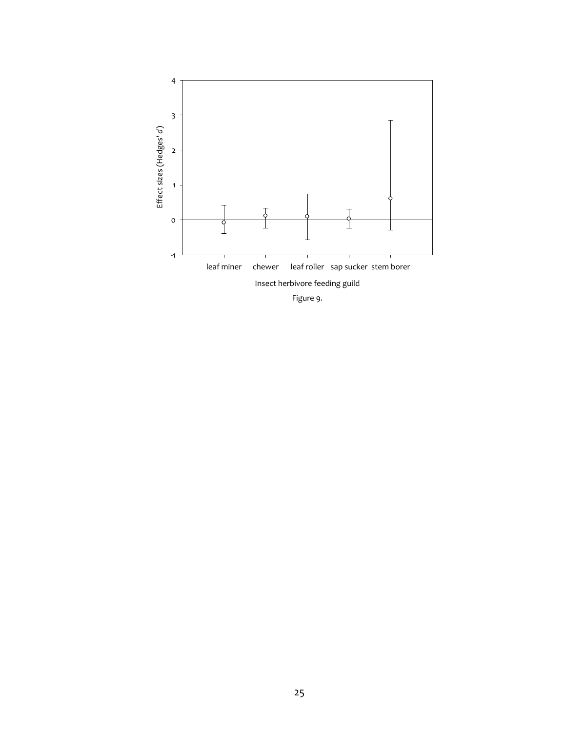Figure 9.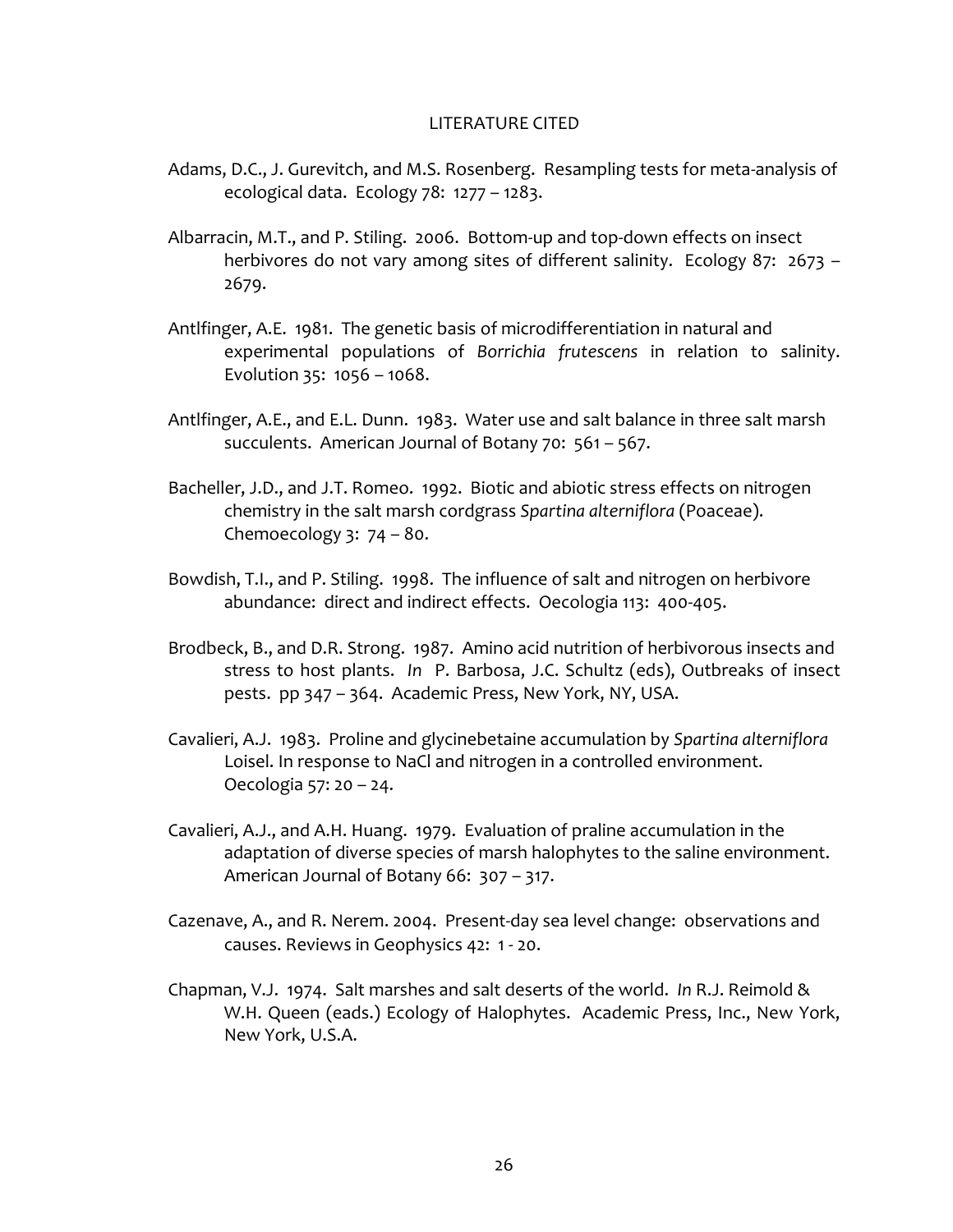# LITERATURE CITED

Adams, D.C., J. Gurevitch, and M.S. Rosenberg. Resampling tests for meta-analysis of ecological data. Ecology 78: 1277 – 1283.

Albarracin, M.T., and P. Stiling. 2006. Bottom-up and top-down effects on insect herbivores do not vary among sites of different salinity. Ecology 87: 2673 – 2679.

Antlfinger, A.E. 1981. The genetic basis of microdifferentiation in natural and experimental populations of *Borrichia frutescens* in relation to salinity. Evolution 35: 1056 – 1068.

Antlfinger, A.E., and E.L. Dunn. 1983. Water use and salt balance in three salt marsh succulents. American Journal of Botany 70: 561 – 567.

Bacheller, J.D., and J.T. Romeo. 1992. Biotic and abiotic stress effects on nitrogen chemistry in the salt marsh cordgrass *Spartina alterniflora* (Poaceae). Chemoecology 3: 74 – 80.

Bowdish, T.I., and P. Stiling. 1998. The influence of salt and nitrogen on herbivore abundance: direct and indirect effects. Oecologia 113: 400-405.

Brodbeck, B., and D.R. Strong. 1987. Amino acid nutrition of herbivorous insects and stress to host plants. *In* P. Barbosa, J.C. Schultz (eds), Outbreaks of insect pests. pp 347 – 364. Academic Press, New York, NY, USA.

Cavalieri, A.J. 1983. Proline and glycinebetaine accumulation by *Spartina alterniflora* Loisel. In response to NaCl and nitrogen in a controlled environment. Oecologia 57: 20 – 24.

Cavalieri, A.J., and A.H. Huang. 1979. Evaluation of praline accumulation in the adaptation of diverse species of marsh halophytes to the saline environment. American Journal of Botany 66: 307 – 317.

Cazenave, A., and R. Nerem. 2004. Present-day sea level change: observations and causes. Reviews in Geophysics 42: 1 - 20.

Chapman, V.J. 1974. Salt marshes and salt deserts of the world. *In* R.J. Reimold & W.H. Queen (eads.) Ecology of Halophytes. Academic Press, Inc., New York, New York, U.S.A.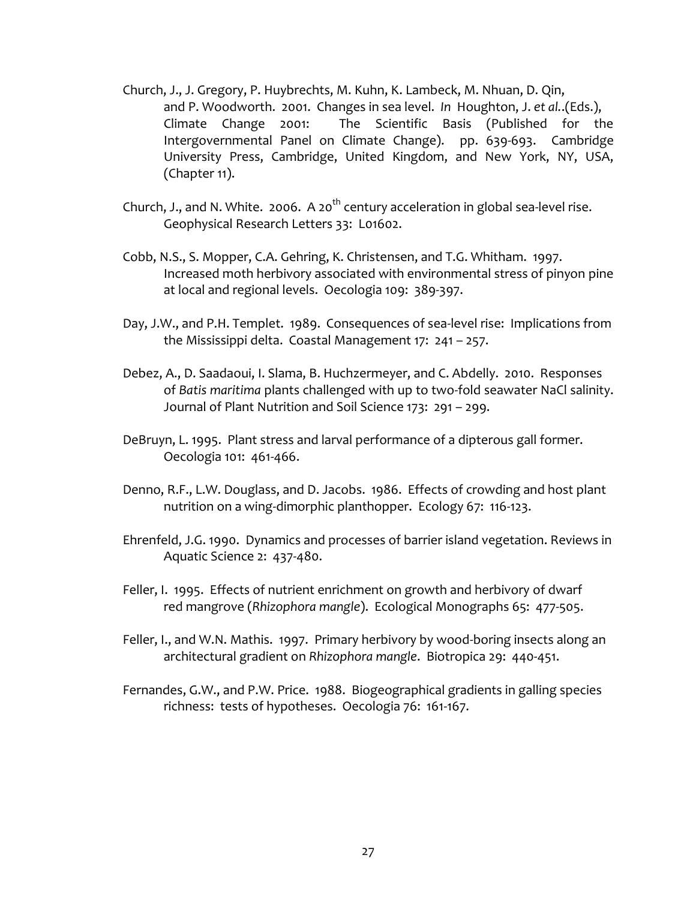Church, J., J. Gregory, P. Huybrechts, M. Kuhn, K. Lambeck, M. Nhuan, D. Qin, and P. Woodworth. 2001. Changes in sea level. *In* Houghton, J. *et al.*.(Eds.), Climate Change 2001: The Scientific Basis (Published for the Intergovernmental Panel on Climate Change). pp. 639-693. Cambridge University Press, Cambridge, United Kingdom, and New York, NY, USA, (Chapter 11).

Church, J., and N. White. 2006. A 20$^{th}$ century acceleration in global sea-level rise. Geophysical Research Letters 33: L01602.

Cobb, N.S., S. Mopper, C.A. Gehring, K. Christensen, and T.G. Whitham. 1997. Increased moth herbivory associated with environmental stress of pinyon pine at local and regional levels. Oecologia 109: 389-397.

Day, J.W., and P.H. Templet. 1989. Consequences of sea-level rise: Implications from the Mississippi delta. Coastal Management 17: 241 – 257.

Debez, A., D. Saadaoui, I. Slama, B. Huchzermeyer, and C. Abdelly. 2010. Responses of *Batis maritima* plants challenged with up to two-fold seawater NaCl salinity. Journal of Plant Nutrition and Soil Science 173: 291 – 299.

DeBruyn, L. 1995. Plant stress and larval performance of a dipterous gall former. Oecologia 101: 461-466.

Denno, R.F., L.W. Douglass, and D. Jacobs. 1986. Effects of crowding and host plant nutrition on a wing-dimorphic planthopper. Ecology 67: 116-123.

Ehrenfeld, J.G. 1990. Dynamics and processes of barrier island vegetation. Reviews in Aquatic Science 2: 437-480.

Feller, I. 1995. Effects of nutrient enrichment on growth and herbivory of dwarf red mangrove (*Rhizophora mangle*). Ecological Monographs 65: 477-505.

Feller, I., and W.N. Mathis. 1997. Primary herbivory by wood-boring insects along an architectural gradient on *Rhizophora mangle*. Biotropica 29: 440-451.

Fernandes, G.W., and P.W. Price. 1988. Biogeographical gradients in galling species richness: tests of hypotheses. Oecologia 76: 161-167.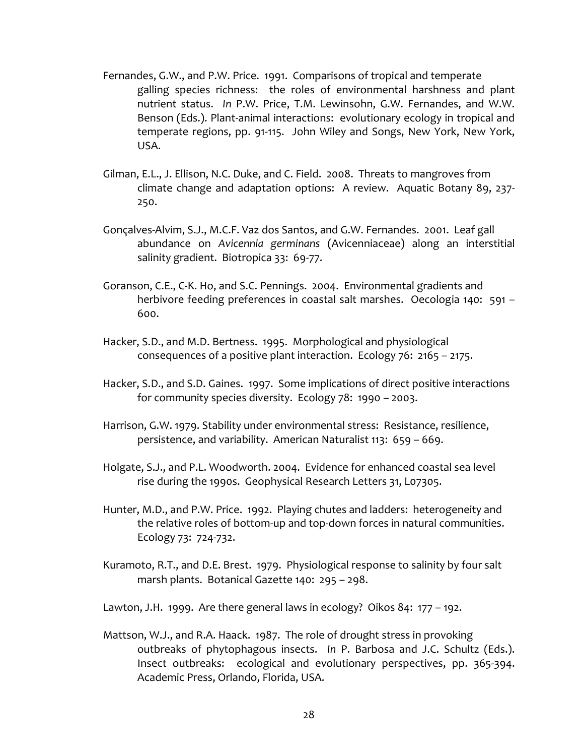Fernandes, G.W., and P.W. Price. 1991. Comparisons of tropical and temperate galling species richness: the roles of environmental harshness and plant nutrient status. *In* P.W. Price, T.M. Lewinsohn, G.W. Fernandes, and W.W. Benson (Eds.). Plant-animal interactions: evolutionary ecology in tropical and temperate regions, pp. 91-115. John Wiley and Songs, New York, New York, USA.

Gilman, E.L., J. Ellison, N.C. Duke, and C. Field. 2008. Threats to mangroves from climate change and adaptation options: A review. Aquatic Botany 89, 237-250.

Gonçalves-Alvim, S.J., M.C.F. Vaz dos Santos, and G.W. Fernandes. 2001. Leaf gall abundance on *Avicennia germinans* (Avicenniaceae) along an interstitial salinity gradient. Biotropica 33: 69-77.

Goranson, C.E., C-K. Ho, and S.C. Pennings. 2004. Environmental gradients and herbivore feeding preferences in coastal salt marshes. Oecologia 140: 591 – 600.

Hacker, S.D., and M.D. Bertness. 1995. Morphological and physiological consequences of a positive plant interaction. Ecology 76: 2165 – 2175.

Hacker, S.D., and S.D. Gaines. 1997. Some implications of direct positive interactions for community species diversity. Ecology 78: 1990 – 2003.

Harrison, G.W. 1979. Stability under environmental stress: Resistance, resilience, persistence, and variability. American Naturalist 113: 659 – 669.

Holgate, S.J., and P.L. Woodworth. 2004. Evidence for enhanced coastal sea level rise during the 1990s. Geophysical Research Letters 31, L07305.

Hunter, M.D., and P.W. Price. 1992. Playing chutes and ladders: heterogeneity and the relative roles of bottom-up and top-down forces in natural communities. Ecology 73: 724-732.

Kuramoto, R.T., and D.E. Brest. 1979. Physiological response to salinity by four salt marsh plants. Botanical Gazette 140: 295 – 298.

Lawton, J.H. 1999. Are there general laws in ecology? Oikos 84: 177 – 192.

Mattson, W.J., and R.A. Haack. 1987. The role of drought stress in provoking outbreaks of phytophagous insects. *In* P. Barbosa and J.C. Schultz (Eds.). Insect outbreaks: ecological and evolutionary perspectives, pp. 365-394. Academic Press, Orlando, Florida, USA.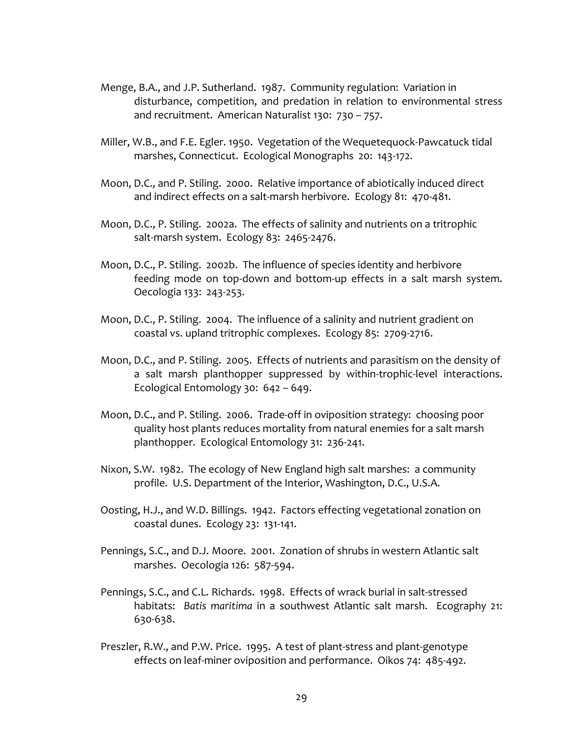Menge, B.A., and J.P. Sutherland. 1987. Community regulation: Variation in disturbance, competition, and predation in relation to environmental stress and recruitment. American Naturalist 130: 730 – 757.

Miller, W.B., and F.E. Egler. 1950. Vegetation of the Wequetequock-Pawcatuck tidal marshes, Connecticut. Ecological Monographs 20: 143-172.

Moon, D.C., and P. Stiling. 2000. Relative importance of abiotically induced direct and indirect effects on a salt-marsh herbivore. Ecology 81: 470-481.

Moon, D.C., P. Stiling. 2002a. The effects of salinity and nutrients on a tritrophic salt-marsh system. Ecology 83: 2465-2476.

Moon, D.C., P. Stiling. 2002b. The influence of species identity and herbivore feeding mode on top-down and bottom-up effects in a salt marsh system. Oecologia 133: 243-253.

Moon, D.C., P. Stiling. 2004. The influence of a salinity and nutrient gradient on coastal vs. upland tritrophic complexes. Ecology 85: 2709-2716.

Moon, D.C., and P. Stiling. 2005. Effects of nutrients and parasitism on the density of a salt marsh planthopper suppressed by within-trophic-level interactions. Ecological Entomology 30: 642 – 649.

Moon, D.C., and P. Stiling. 2006. Trade-off in oviposition strategy: choosing poor quality host plants reduces mortality from natural enemies for a salt marsh planthopper. Ecological Entomology 31: 236-241.

Nixon, S.W. 1982. The ecology of New England high salt marshes: a community profile. U.S. Department of the Interior, Washington, D.C., U.S.A.

Oosting, H.J., and W.D. Billings. 1942. Factors effecting vegetational zonation on coastal dunes. Ecology 23: 131-141.

Pennings, S.C., and D.J. Moore. 2001. Zonation of shrubs in western Atlantic salt marshes. Oecologia 126: 587-594.

Pennings, S.C., and C.L. Richards. 1998. Effects of wrack burial in salt-stressed habitats: *Batis maritima* in a southwest Atlantic salt marsh. Ecography 21: 630-638.

Preszler, R.W., and P.W. Price. 1995. A test of plant-stress and plant-genotype effects on leaf-miner oviposition and performance. Oikos 74: 485-492.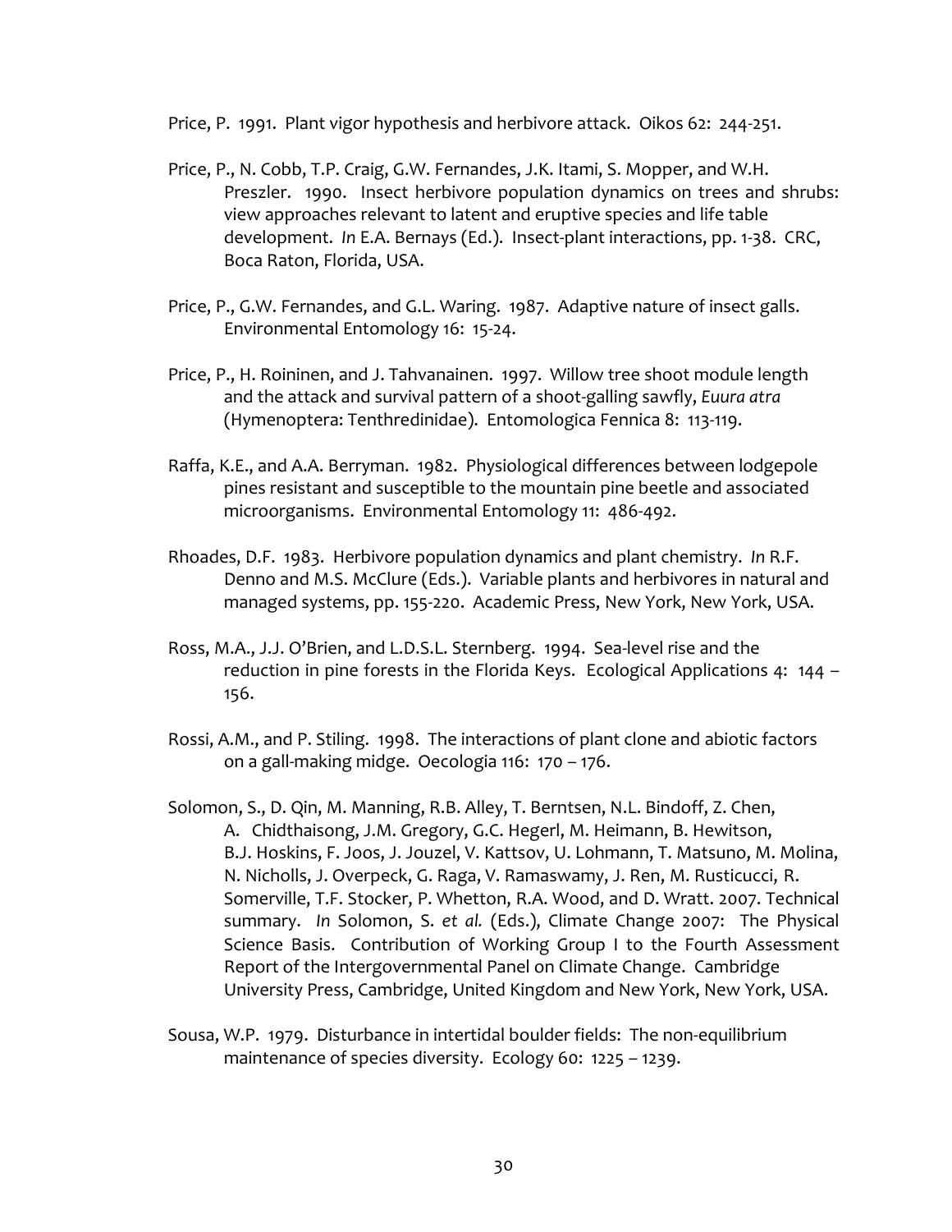Price, P. 1991. Plant vigor hypothesis and herbivore attack. Oikos 62: 244-251.

Price, P., N. Cobb, T.P. Craig, G.W. Fernandes, J.K. Itami, S. Mopper, and W.H. Preszler. 1990. Insect herbivore population dynamics on trees and shrubs: view approaches relevant to latent and eruptive species and life table development. *In* E.A. Bernays (Ed.). Insect-plant interactions, pp. 1-38. CRC, Boca Raton, Florida, USA.

Price, P., G.W. Fernandes, and G.L. Waring. 1987. Adaptive nature of insect galls. Environmental Entomology 16: 15-24.

Price, P., H. Roininen, and J. Tahvanainen. 1997. Willow tree shoot module length and the attack and survival pattern of a shoot-galling sawfly, *Euura atra* (Hymenoptera: Tenthredinidae). Entomologica Fennica 8: 113-119.

Raffa, K.E., and A.A. Berryman. 1982. Physiological differences between lodgepole pines resistant and susceptible to the mountain pine beetle and associated microorganisms. Environmental Entomology 11: 486-492.

Rhoades, D.F. 1983. Herbivore population dynamics and plant chemistry. *In* R.F. Denno and M.S. McClure (Eds.). Variable plants and herbivores in natural and managed systems, pp. 155-220. Academic Press, New York, New York, USA.

Ross, M.A., J.J. O'Brien, and L.D.S.L. Sternberg. 1994. Sea-level rise and the reduction in pine forests in the Florida Keys. Ecological Applications 4: 144 – 156.

Rossi, A.M., and P. Stiling. 1998. The interactions of plant clone and abiotic factors on a gall-making midge. Oecologia 116: 170 – 176.

Solomon, S., D. Qin, M. Manning, R.B. Alley, T. Berntsen, N.L. Bindoff, Z. Chen, A. Chidthaisong, J.M. Gregory, G.C. Hegerl, M. Heimann, B. Hewitson, B.J. Hoskins, F. Joos, J. Jouzel, V. Kattsov, U. Lohmann, T. Matsuno, M. Molina, N. Nicholls, J. Overpeck, G. Raga, V. Ramaswamy, J. Ren, M. Rusticucci, R. Somerville, T.F. Stocker, P. Whetton, R.A. Wood, and D. Wratt. 2007. Technical summary. *In* Solomon, S. *et al.* (Eds.), Climate Change 2007: The Physical Science Basis. Contribution of Working Group I to the Fourth Assessment Report of the Intergovernmental Panel on Climate Change. Cambridge University Press, Cambridge, United Kingdom and New York, New York, USA.

Sousa, W.P. 1979. Disturbance in intertidal boulder fields: The non-equilibrium maintenance of species diversity. Ecology 60: 1225 – 1239.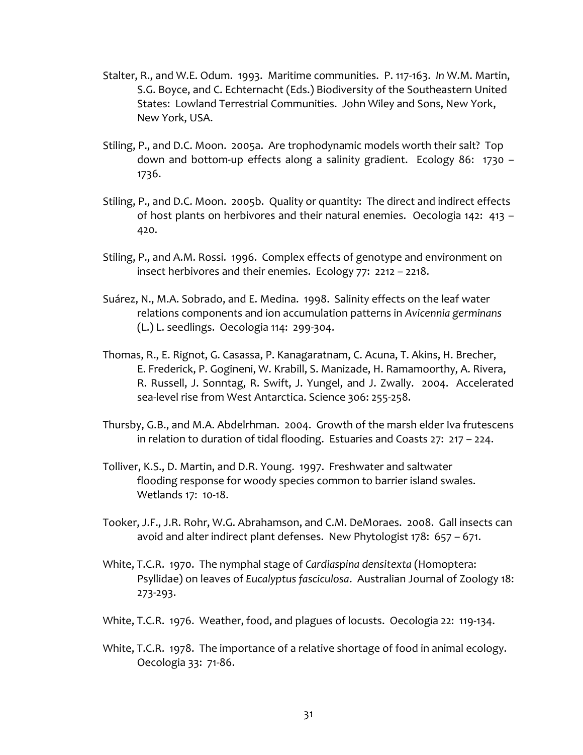Stalter, R., and W.E. Odum. 1993. Maritime communities. P. 117-163. *In* W.M. Martin, S.G. Boyce, and C. Echternacht (Eds.) Biodiversity of the Southeastern United States: Lowland Terrestrial Communities. John Wiley and Sons, New York, New York, USA.

Stiling, P., and D.C. Moon. 2005a. Are trophodynamic models worth their salt? Top down and bottom-up effects along a salinity gradient. Ecology 86: 1730 – 1736.

Stiling, P., and D.C. Moon. 2005b. Quality or quantity: The direct and indirect effects of host plants on herbivores and their natural enemies. Oecologia 142: 413 – 420.

Stiling, P., and A.M. Rossi. 1996. Complex effects of genotype and environment on insect herbivores and their enemies. Ecology 77: 2212 – 2218.

Suárez, N., M.A. Sobrado, and E. Medina. 1998. Salinity effects on the leaf water relations components and ion accumulation patterns in *Avicennia germinans* (L.) L. seedlings. Oecologia 114: 299-304.

Thomas, R., E. Rignot, G. Casassa, P. Kanagaratnam, C. Acuna, T. Akins, H. Brecher, E. Frederick, P. Gogineni, W. Krabill, S. Manizade, H. Ramamoorthy, A. Rivera, R. Russell, J. Sonntag, R. Swift, J. Yungel, and J. Zwally. 2004. Accelerated sea-level rise from West Antarctica. Science 306: 255-258.

Thursby, G.B., and M.A. Abdelrhman. 2004. Growth of the marsh elder Iva frutescens in relation to duration of tidal flooding. Estuaries and Coasts 27: 217 – 224.

Tolliver, K.S., D. Martin, and D.R. Young. 1997. Freshwater and saltwater flooding response for woody species common to barrier island swales. Wetlands 17: 10-18.

Tooker, J.F., J.R. Rohr, W.G. Abrahamson, and C.M. DeMoraes. 2008. Gall insects can avoid and alter indirect plant defenses. New Phytologist 178: 657 – 671.

White, T.C.R. 1970. The nymphal stage of *Cardiaspina densitexta* (Homoptera: Psyllidae) on leaves of *Eucalyptus fasciculosa*. Australian Journal of Zoology 18: 273-293.

White, T.C.R. 1976. Weather, food, and plagues of locusts. Oecologia 22: 119-134.

White, T.C.R. 1978. The importance of a relative shortage of food in animal ecology. Oecologia 33: 71-86.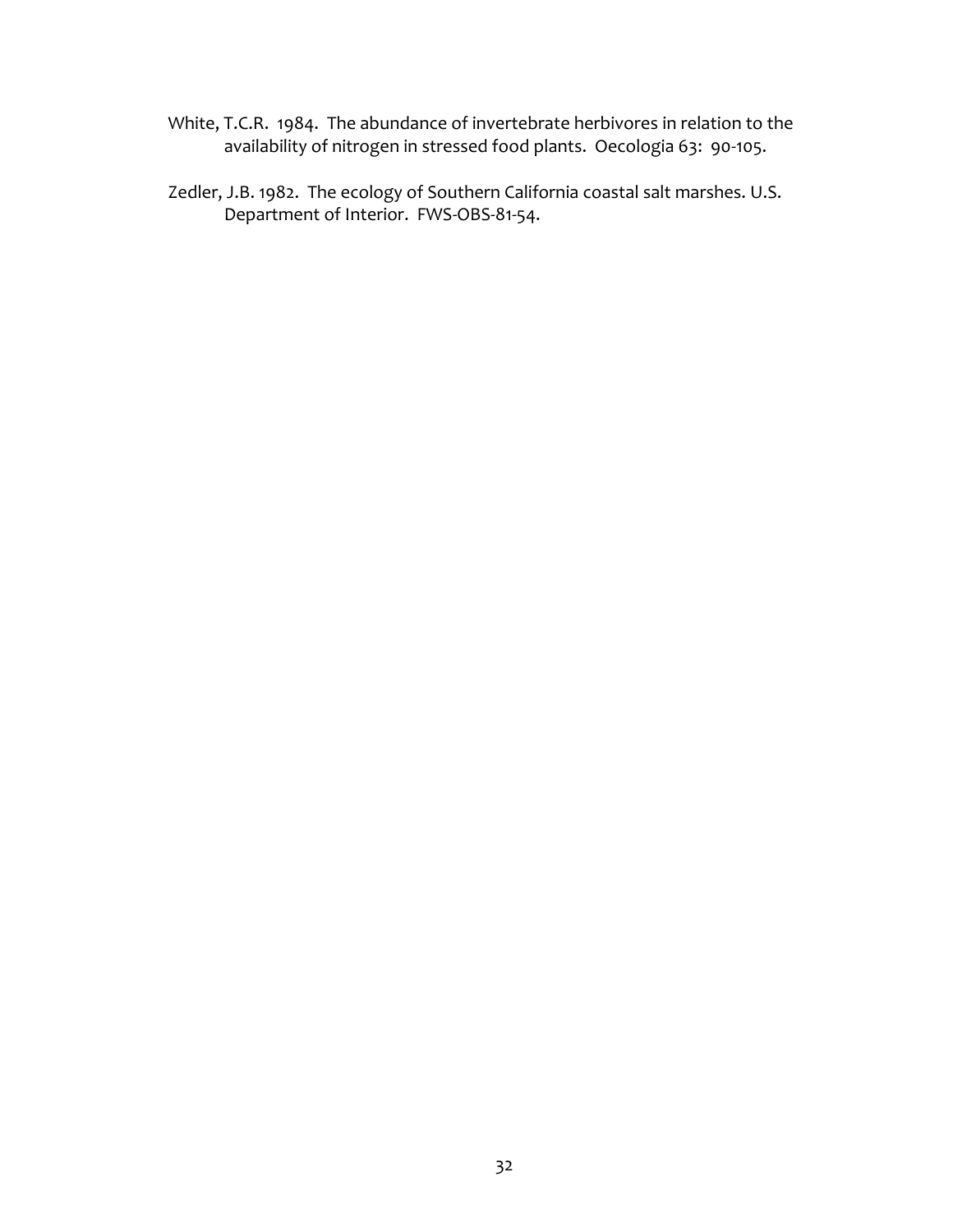White, T.C.R. 1984. The abundance of invertebrate herbivores in relation to the availability of nitrogen in stressed food plants. Oecologia 63: 90-105.

Zedler, J.B. 1982. The ecology of Southern California coastal salt marshes. U.S. Department of Interior. FWS-OBS-81-54.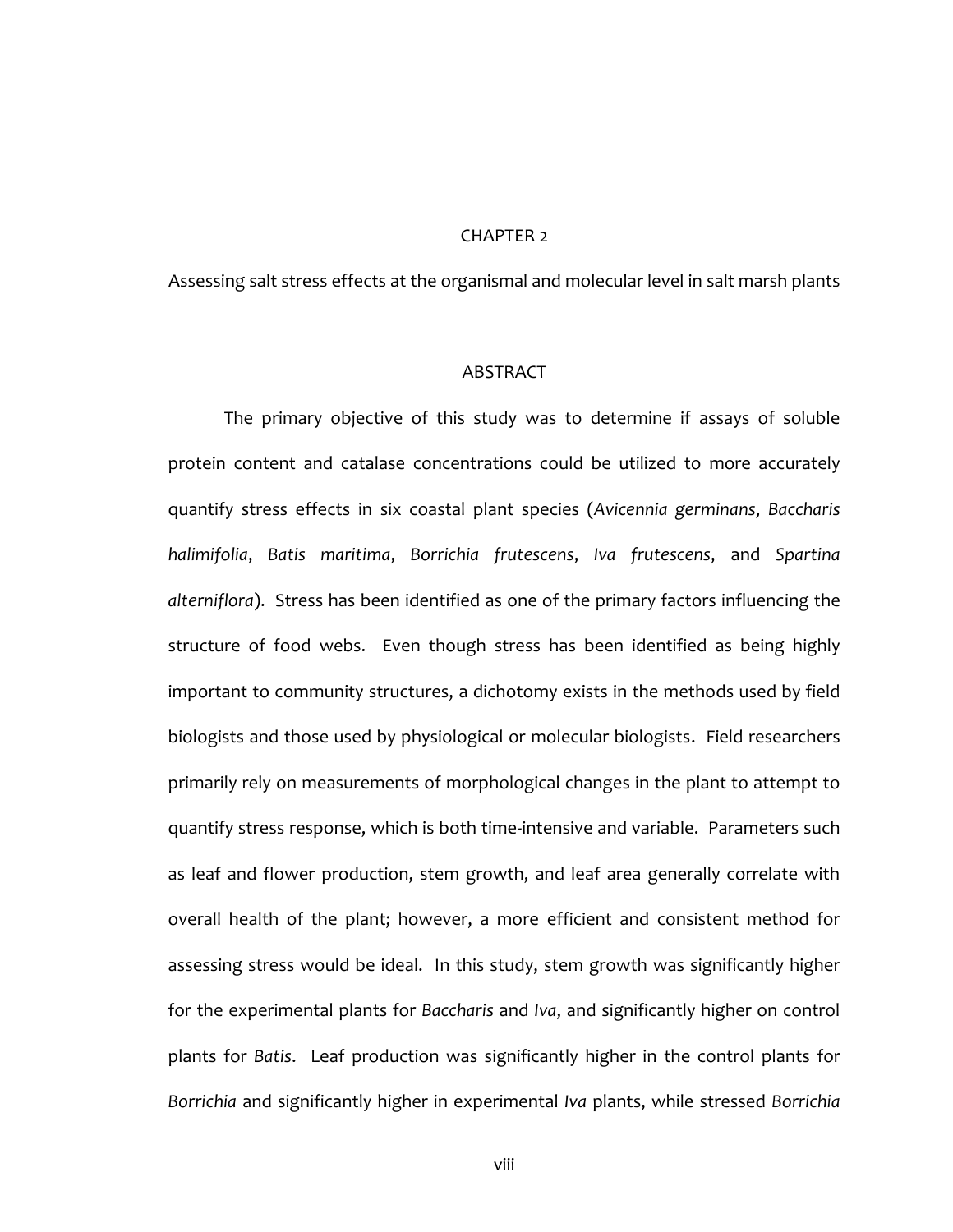# CHAPTER 2

## Assessing salt stress effects at the organismal and molecular level in salt marsh plants

### ABSTRACT

The primary objective of this study was to determine if assays of soluble protein content and catalase concentrations could be utilized to more accurately quantify stress effects in six coastal plant species (*Avicennia germinans*, *Baccharis halimifolia*, *Batis maritima*, *Borrichia frutescens*, *Iva frutescens*, and *Spartina alterniflora*). Stress has been identified as one of the primary factors influencing the structure of food webs. Even though stress has been identified as being highly important to community structures, a dichotomy exists in the methods used by field biologists and those used by physiological or molecular biologists. Field researchers primarily rely on measurements of morphological changes in the plant to attempt to quantify stress response, which is both time-intensive and variable. Parameters such as leaf and flower production, stem growth, and leaf area generally correlate with overall health of the plant; however, a more efficient and consistent method for assessing stress would be ideal. In this study, stem growth was significantly higher for the experimental plants for *Baccharis* and *Iva*, and significantly higher on control plants for *Batis*. Leaf production was significantly higher in the control plants for *Borrichia* and significantly higher in experimental *Iva* plants, while stressed *Borrichia*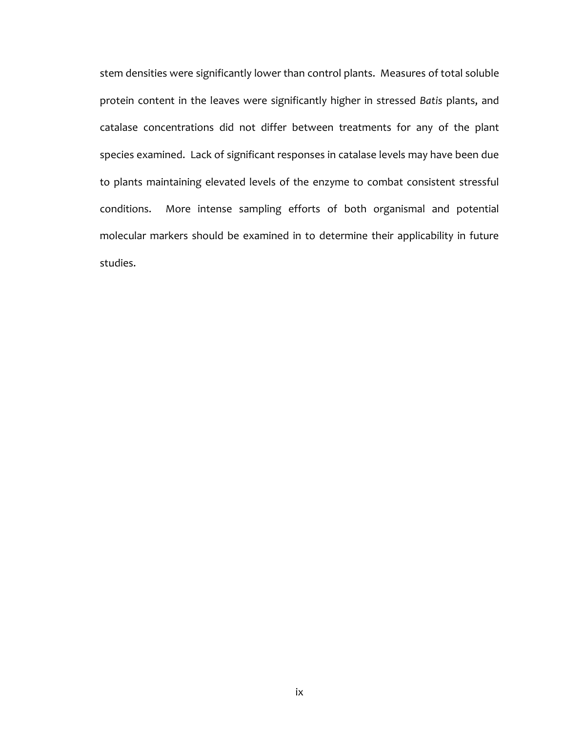stem densities were significantly lower than control plants. Measures of total soluble protein content in the leaves were significantly higher in stressed *Batis* plants, and catalase concentrations did not differ between treatments for any of the plant species examined. Lack of significant responses in catalase levels may have been due to plants maintaining elevated levels of the enzyme to combat consistent stressful conditions. More intense sampling efforts of both organismal and potential molecular markers should be examined in to determine their applicability in future studies.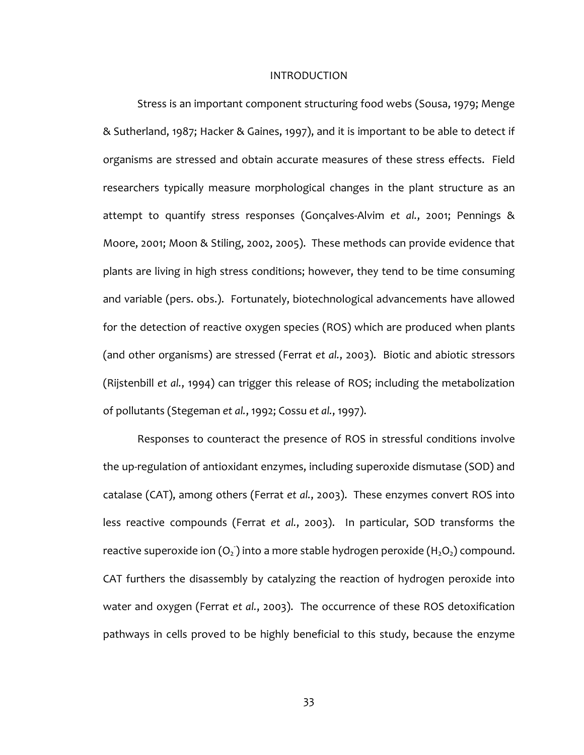# INTRODUCTION

Stress is an important component structuring food webs (Sousa, 1979; Menge & Sutherland, 1987; Hacker & Gaines, 1997), and it is important to be able to detect if organisms are stressed and obtain accurate measures of these stress effects. Field researchers typically measure morphological changes in the plant structure as an attempt to quantify stress responses (Gonçalves-Alvim *et al.*, 2001; Pennings & Moore, 2001; Moon & Stiling, 2002, 2005). These methods can provide evidence that plants are living in high stress conditions; however, they tend to be time consuming and variable (pers. obs.). Fortunately, biotechnological advancements have allowed for the detection of reactive oxygen species (ROS) which are produced when plants (and other organisms) are stressed (Ferrat *et al.*, 2003). Biotic and abiotic stressors (Rijstenbill *et al.*, 1994) can trigger this release of ROS; including the metabolization of pollutants (Stegeman *et al.*, 1992; Cossu *et al.*, 1997).

Responses to counteract the presence of ROS in stressful conditions involve the up-regulation of antioxidant enzymes, including superoxide dismutase (SOD) and catalase (CAT), among others (Ferrat *et al.*, 2003). These enzymes convert ROS into less reactive compounds (Ferrat *et al.*, 2003). In particular, SOD transforms the reactive superoxide ion ($O_2^-$) into a more stable hydrogen peroxide ($H_2O_2$) compound. CAT furthers the disassembly by catalyzing the reaction of hydrogen peroxide into water and oxygen (Ferrat *et al.*, 2003). The occurrence of these ROS detoxification pathways in cells proved to be highly beneficial to this study, because the enzyme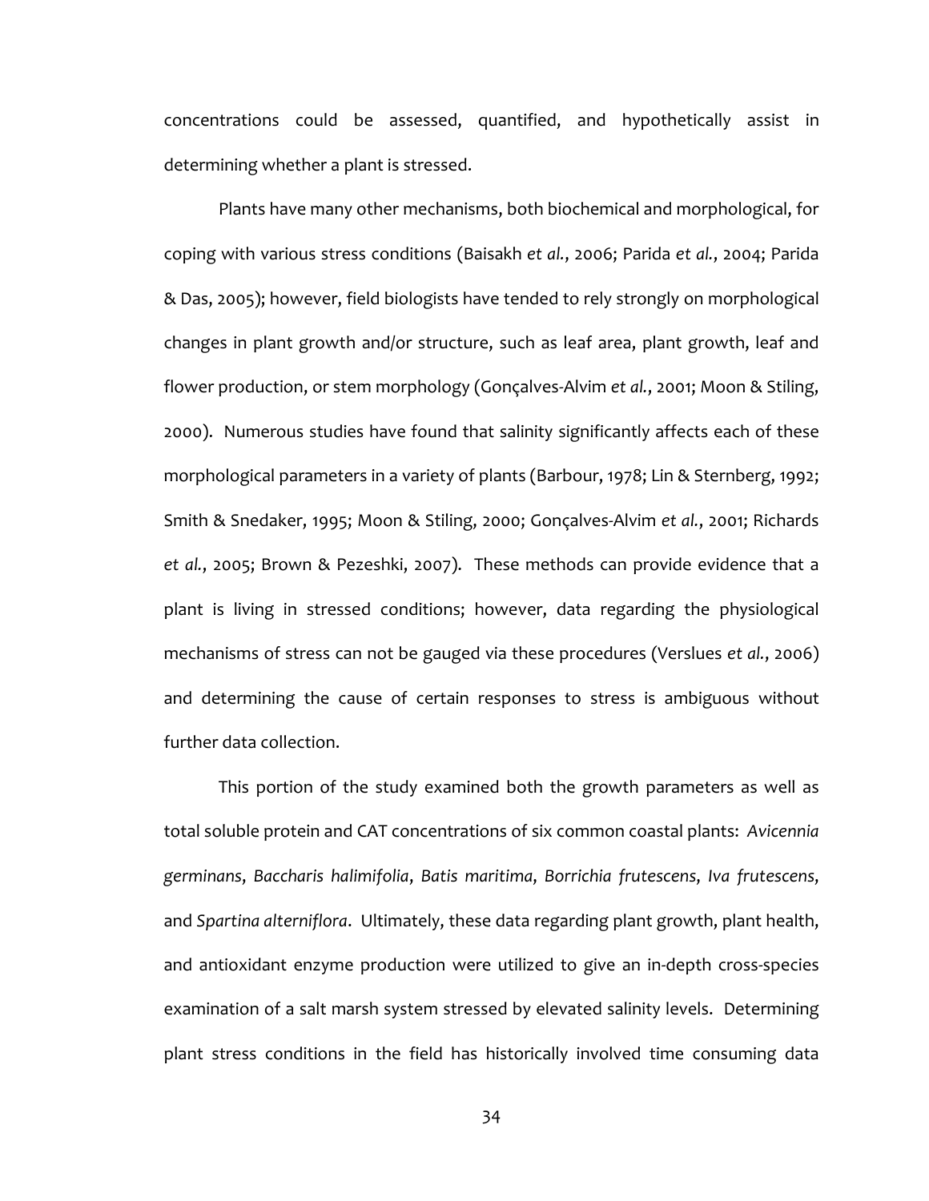concentrations could be assessed, quantified, and hypothetically assist in determining whether a plant is stressed.

Plants have many other mechanisms, both biochemical and morphological, for coping with various stress conditions (Baisakh *et al.*, 2006; Parida *et al.*, 2004; Parida & Das, 2005); however, field biologists have tended to rely strongly on morphological changes in plant growth and/or structure, such as leaf area, plant growth, leaf and flower production, or stem morphology (Gonçalves-Alvim *et al.*, 2001; Moon & Stiling, 2000). Numerous studies have found that salinity significantly affects each of these morphological parameters in a variety of plants (Barbour, 1978; Lin & Sternberg, 1992; Smith & Snedaker, 1995; Moon & Stiling, 2000; Gonçalves-Alvim *et al.*, 2001; Richards *et al.*, 2005; Brown & Pezeshki, 2007). These methods can provide evidence that a plant is living in stressed conditions; however, data regarding the physiological mechanisms of stress can not be gauged via these procedures (Verslues *et al.*, 2006) and determining the cause of certain responses to stress is ambiguous without further data collection.

This portion of the study examined both the growth parameters as well as total soluble protein and CAT concentrations of six common coastal plants: *Avicennia germinans*, *Baccharis halimifolia*, *Batis maritima*, *Borrichia frutescens*, *Iva frutescens*, and *Spartina alterniflora*. Ultimately, these data regarding plant growth, plant health, and antioxidant enzyme production were utilized to give an in-depth cross-species examination of a salt marsh system stressed by elevated salinity levels. Determining plant stress conditions in the field has historically involved time consuming data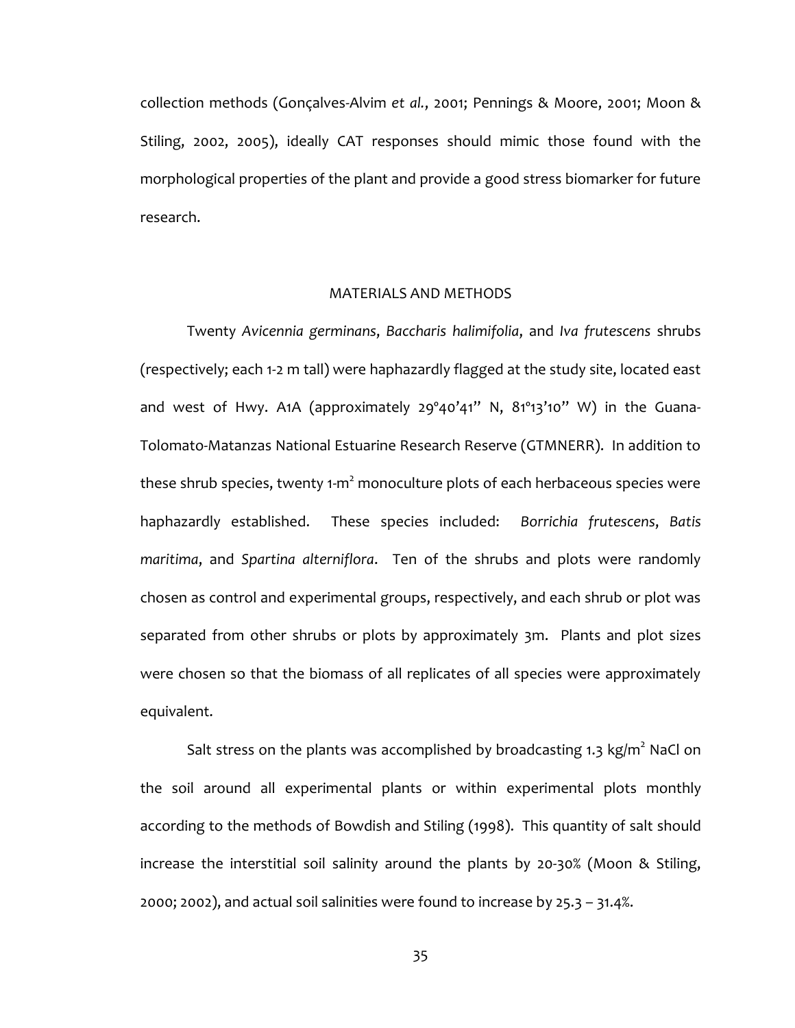collection methods (Gonçalves-Alvim *et al.*, 2001; Pennings & Moore, 2001; Moon & Stiling, 2002, 2005), ideally CAT responses should mimic those found with the morphological properties of the plant and provide a good stress biomarker for future research.

## MATERIALS AND METHODS

Twenty *Avicennia germinans*, *Baccharis halimifolia*, and *Iva frutescens* shrubs (respectively; each 1-2 m tall) were haphazardly flagged at the study site, located east and west of Hwy. A1A (approximately 29°40'41" N, 81°13'10" W) in the Guana-Tolomato-Matanzas National Estuarine Research Reserve (GTMNERR). In addition to these shrub species, twenty 1-$m^2$ monoculture plots of each herbaceous species were haphazardly established. These species included: *Borrichia frutescens*, *Batis maritima*, and *Spartina alterniflora*. Ten of the shrubs and plots were randomly chosen as control and experimental groups, respectively, and each shrub or plot was separated from other shrubs or plots by approximately 3m. Plants and plot sizes were chosen so that the biomass of all replicates of all species were approximately equivalent.

Salt stress on the plants was accomplished by broadcasting 1.3 kg/$m^2$ NaCl on the soil around all experimental plants or within experimental plots monthly according to the methods of Bowdish and Stiling (1998). This quantity of salt should increase the interstitial soil salinity around the plants by 20-30% (Moon & Stiling, 2000; 2002), and actual soil salinities were found to increase by 25.3 – 31.4%.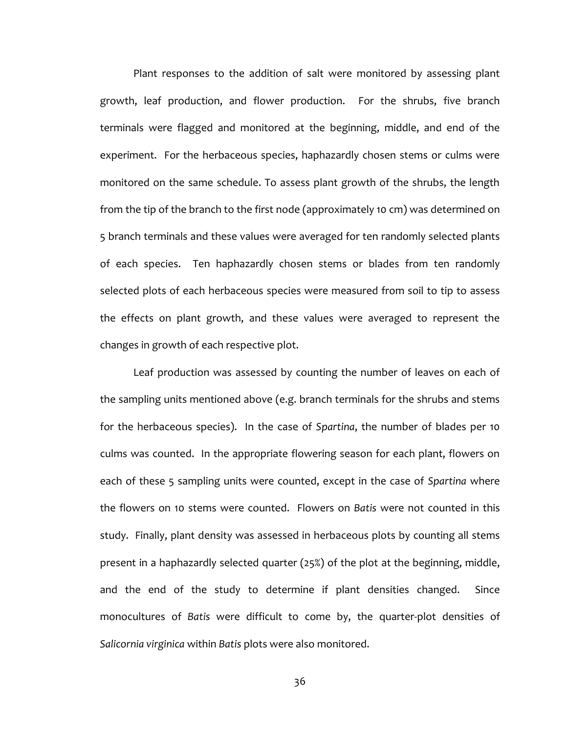Plant responses to the addition of salt were monitored by assessing plant growth, leaf production, and flower production. For the shrubs, five branch terminals were flagged and monitored at the beginning, middle, and end of the experiment. For the herbaceous species, haphazardly chosen stems or culms were monitored on the same schedule. To assess plant growth of the shrubs, the length from the tip of the branch to the first node (approximately 10 cm) was determined on 5 branch terminals and these values were averaged for ten randomly selected plants of each species. Ten haphazardly chosen stems or blades from ten randomly selected plots of each herbaceous species were measured from soil to tip to assess the effects on plant growth, and these values were averaged to represent the changes in growth of each respective plot.

Leaf production was assessed by counting the number of leaves on each of the sampling units mentioned above (e.g. branch terminals for the shrubs and stems for the herbaceous species). In the case of *Spartina*, the number of blades per 10 culms was counted. In the appropriate flowering season for each plant, flowers on each of these 5 sampling units were counted, except in the case of *Spartina* where the flowers on 10 stems were counted. Flowers on *Batis* were not counted in this study. Finally, plant density was assessed in herbaceous plots by counting all stems present in a haphazardly selected quarter (25%) of the plot at the beginning, middle, and the end of the study to determine if plant densities changed. Since monocultures of *Batis* were difficult to come by, the quarter-plot densities of *Salicornia virginica* within *Batis* plots were also monitored.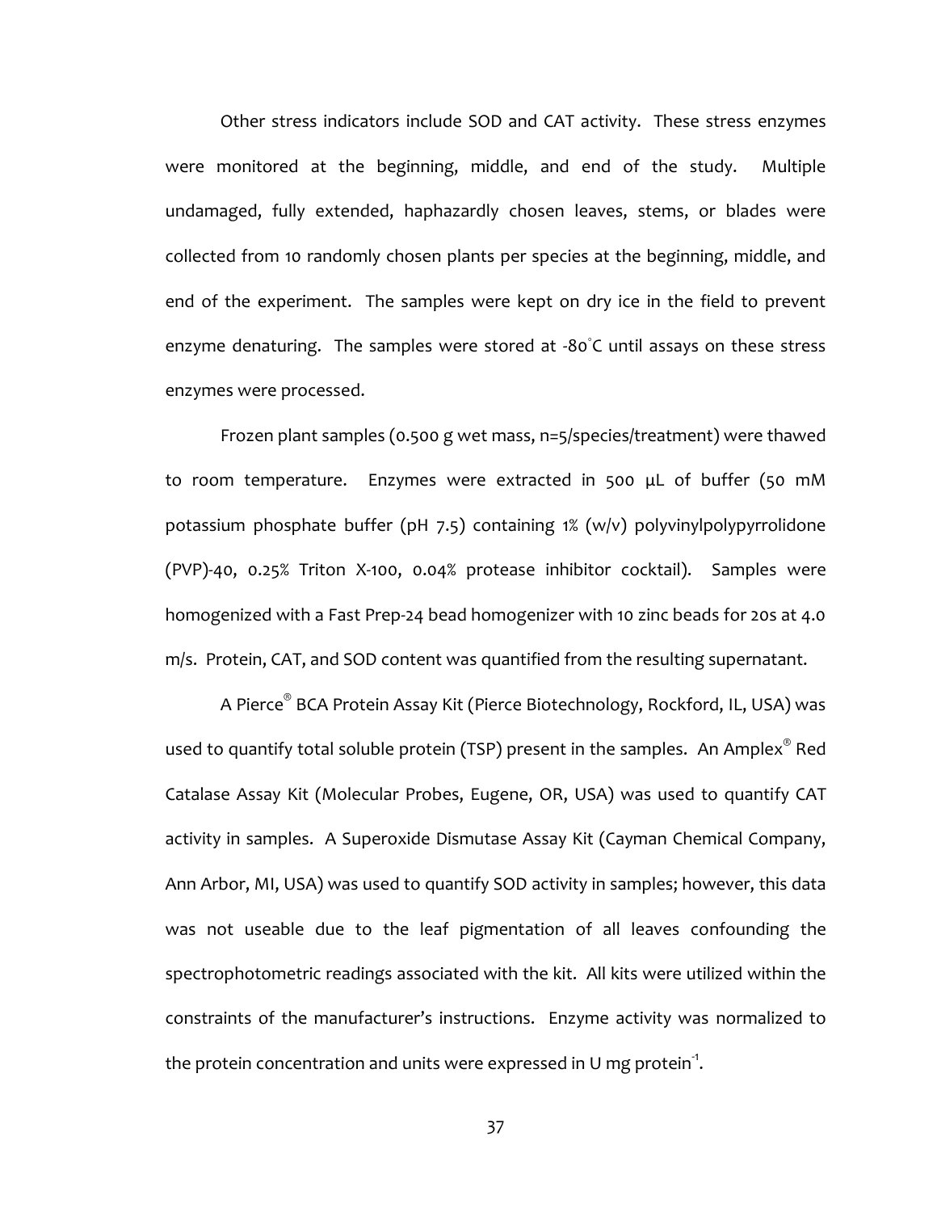Other stress indicators include SOD and CAT activity. These stress enzymes were monitored at the beginning, middle, and end of the study. Multiple undamaged, fully extended, haphazardly chosen leaves, stems, or blades were collected from 10 randomly chosen plants per species at the beginning, middle, and end of the experiment. The samples were kept on dry ice in the field to prevent enzyme denaturing. The samples were stored at -80°C until assays on these stress enzymes were processed.

Frozen plant samples (0.500 g wet mass, n=5/species/treatment) were thawed to room temperature. Enzymes were extracted in 500 µL of buffer (50 mM potassium phosphate buffer (pH 7.5) containing 1% (w/v) polyvinylpolypyrrolidone (PVP)-40, 0.25% Triton X-100, 0.04% protease inhibitor cocktail). Samples were homogenized with a Fast Prep-24 bead homogenizer with 10 zinc beads for 20s at 4.0 m/s. Protein, CAT, and SOD content was quantified from the resulting supernatant.

A Pierce® BCA Protein Assay Kit (Pierce Biotechnology, Rockford, IL, USA) was used to quantify total soluble protein (TSP) present in the samples. An Amplex® Red Catalase Assay Kit (Molecular Probes, Eugene, OR, USA) was used to quantify CAT activity in samples. A Superoxide Dismutase Assay Kit (Cayman Chemical Company, Ann Arbor, MI, USA) was used to quantify SOD activity in samples; however, this data was not useable due to the leaf pigmentation of all leaves confounding the spectrophotometric readings associated with the kit. All kits were utilized within the constraints of the manufacturer's instructions. Enzyme activity was normalized to the protein concentration and units were expressed in U mg protein$^{-1}$.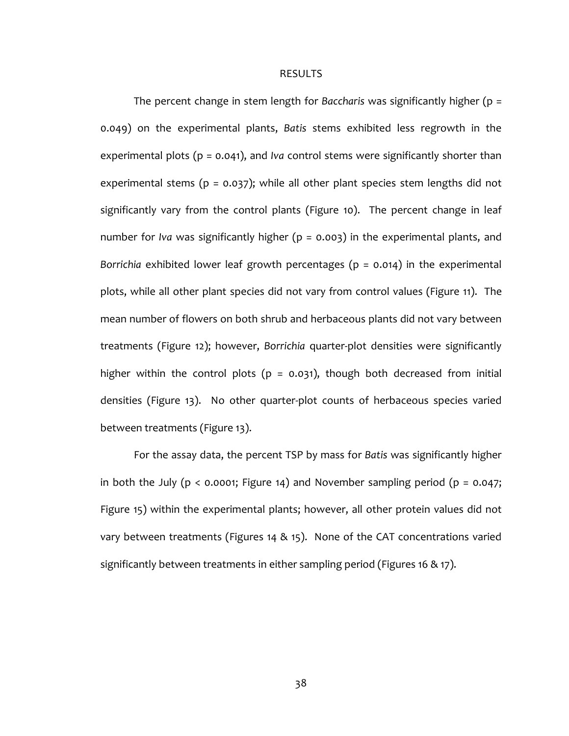# RESULTS

The percent change in stem length for *Baccharis* was significantly higher ($p = 0.049$) on the experimental plants, *Batis* stems exhibited less regrowth in the experimental plots ($p = 0.041$), and *Iva* control stems were significantly shorter than experimental stems ($p = 0.037$); while all other plant species stem lengths did not significantly vary from the control plants (Figure 10). The percent change in leaf number for *Iva* was significantly higher ($p = 0.003$) in the experimental plants, and *Borrichia* exhibited lower leaf growth percentages ($p = 0.014$) in the experimental plots, while all other plant species did not vary from control values (Figure 11). The mean number of flowers on both shrub and herbaceous plants did not vary between treatments (Figure 12); however, *Borrichia* quarter-plot densities were significantly higher within the control plots ($p = 0.031$), though both decreased from initial densities (Figure 13). No other quarter-plot counts of herbaceous species varied between treatments (Figure 13).

For the assay data, the percent TSP by mass for *Batis* was significantly higher in both the July ($p < 0.0001$; Figure 14) and November sampling period ($p = 0.047$; Figure 15) within the experimental plants; however, all other protein values did not vary between treatments (Figures 14 & 15). None of the CAT concentrations varied significantly between treatments in either sampling period (Figures 16 & 17).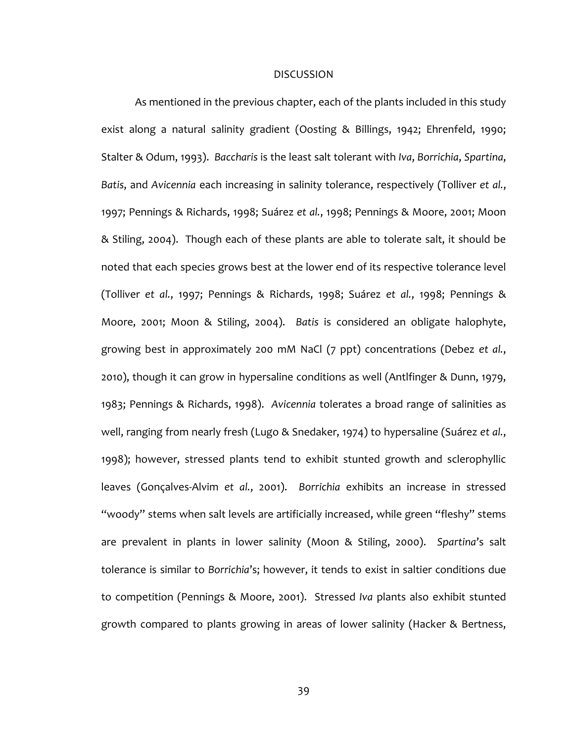# DISCUSSION

As mentioned in the previous chapter, each of the plants included in this study exist along a natural salinity gradient (Oosting & Billings, 1942; Ehrenfeld, 1990; Stalter & Odum, 1993). *Baccharis* is the least salt tolerant with *Iva*, *Borrichia*, *Spartina*, *Batis*, and *Avicennia* each increasing in salinity tolerance, respectively (Tolliver *et al.*, 1997; Pennings & Richards, 1998; Suárez *et al.*, 1998; Pennings & Moore, 2001; Moon & Stiling, 2004). Though each of these plants are able to tolerate salt, it should be noted that each species grows best at the lower end of its respective tolerance level (Tolliver *et al.*, 1997; Pennings & Richards, 1998; Suárez *et al.*, 1998; Pennings & Moore, 2001; Moon & Stiling, 2004). *Batis* is considered an obligate halophyte, growing best in approximately 200 mM NaCl (7 ppt) concentrations (Debez *et al.*, 2010), though it can grow in hypersaline conditions as well (Antlfinger & Dunn, 1979, 1983; Pennings & Richards, 1998). *Avicennia* tolerates a broad range of salinities as well, ranging from nearly fresh (Lugo & Snedaker, 1974) to hypersaline (Suárez *et al.*, 1998); however, stressed plants tend to exhibit stunted growth and sclerophyllic leaves (Gonçalves-Alvim *et al.*, 2001). *Borrichia* exhibits an increase in stressed "woody" stems when salt levels are artificially increased, while green "fleshy" stems are prevalent in plants in lower salinity (Moon & Stiling, 2000). *Spartina*'s salt tolerance is similar to *Borrichia*'s; however, it tends to exist in saltier conditions due to competition (Pennings & Moore, 2001). Stressed *Iva* plants also exhibit stunted growth compared to plants growing in areas of lower salinity (Hacker & Bertness,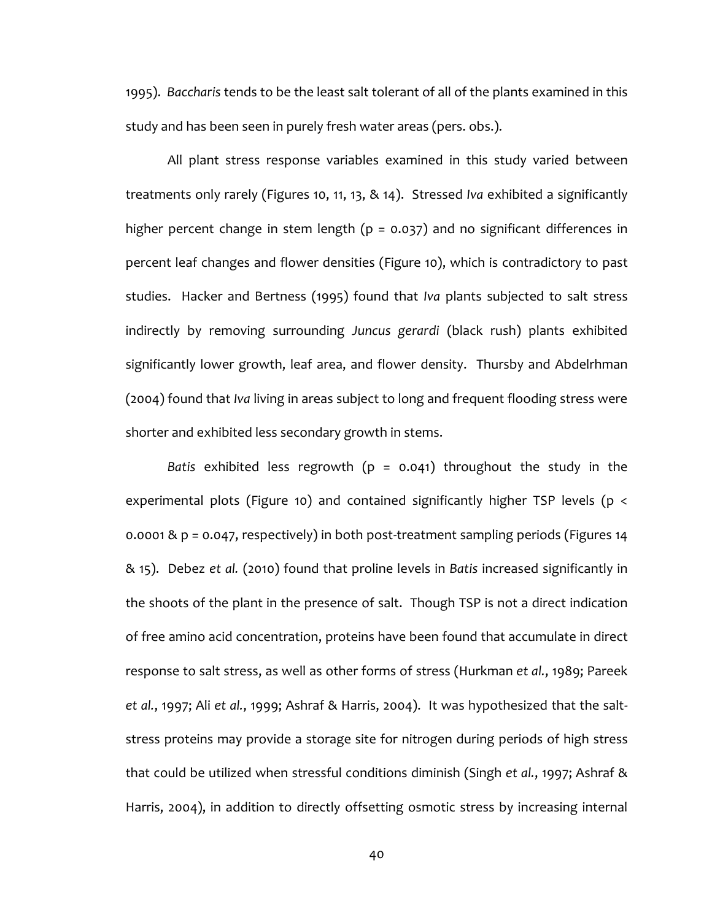1995). *Baccharis* tends to be the least salt tolerant of all of the plants examined in this study and has been seen in purely fresh water areas (pers. obs.).

All plant stress response variables examined in this study varied between treatments only rarely (Figures 10, 11, 13, & 14). Stressed *Iva* exhibited a significantly higher percent change in stem length ($p = 0.037$) and no significant differences in percent leaf changes and flower densities (Figure 10), which is contradictory to past studies. Hacker and Bertness (1995) found that *Iva* plants subjected to salt stress indirectly by removing surrounding *Juncus gerardi* (black rush) plants exhibited significantly lower growth, leaf area, and flower density. Thursby and Abdelrhman (2004) found that *Iva* living in areas subject to long and frequent flooding stress were shorter and exhibited less secondary growth in stems.

*Batis* exhibited less regrowth ($p = 0.041$) throughout the study in the experimental plots (Figure 10) and contained significantly higher TSP levels ($p < 0.0001$ & $p = 0.047$, respectively) in both post-treatment sampling periods (Figures 14 & 15). Debez *et al.* (2010) found that proline levels in *Batis* increased significantly in the shoots of the plant in the presence of salt. Though TSP is not a direct indication of free amino acid concentration, proteins have been found that accumulate in direct response to salt stress, as well as other forms of stress (Hurkman *et al.*, 1989; Pareek *et al.*, 1997; Ali *et al.*, 1999; Ashraf & Harris, 2004). It was hypothesized that the salt-stress proteins may provide a storage site for nitrogen during periods of high stress that could be utilized when stressful conditions diminish (Singh *et al.*, 1997; Ashraf & Harris, 2004), in addition to directly offsetting osmotic stress by increasing internal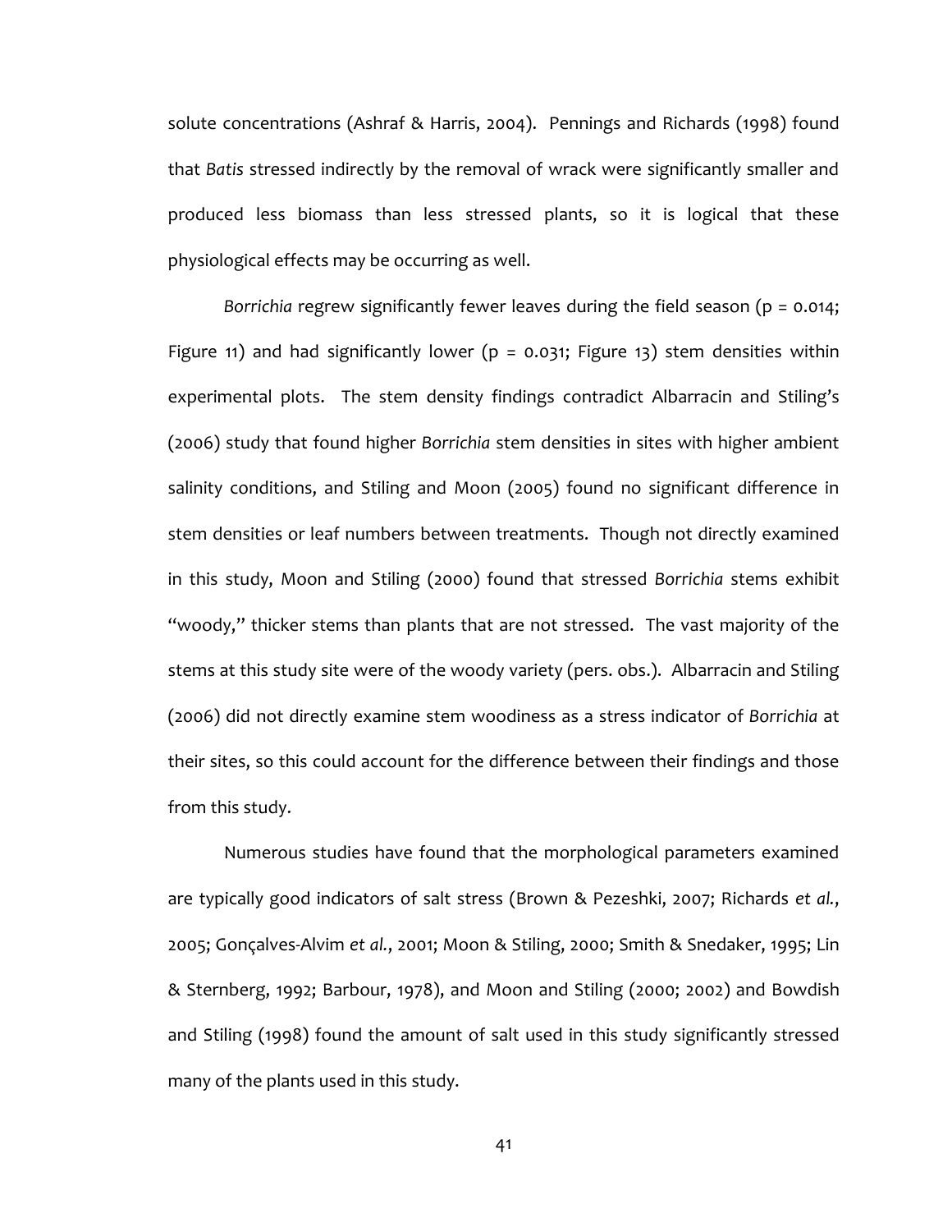solute concentrations (Ashraf & Harris, 2004). Pennings and Richards (1998) found that *Batis* stressed indirectly by the removal of wrack were significantly smaller and produced less biomass than less stressed plants, so it is logical that these physiological effects may be occurring as well.

*Borrichia* regrew significantly fewer leaves during the field season ($p = 0.014$; Figure 11) and had significantly lower ($p = 0.031$; Figure 13) stem densities within experimental plots. The stem density findings contradict Albarracin and Stiling's (2006) study that found higher *Borrichia* stem densities in sites with higher ambient salinity conditions, and Stiling and Moon (2005) found no significant difference in stem densities or leaf numbers between treatments. Though not directly examined in this study, Moon and Stiling (2000) found that stressed *Borrichia* stems exhibit "woody," thicker stems than plants that are not stressed. The vast majority of the stems at this study site were of the woody variety (pers. obs.). Albarracin and Stiling (2006) did not directly examine stem woodiness as a stress indicator of *Borrichia* at their sites, so this could account for the difference between their findings and those from this study.

Numerous studies have found that the morphological parameters examined are typically good indicators of salt stress (Brown & Pezeshki, 2007; Richards *et al.*, 2005; Gonçalves-Alvim *et al.*, 2001; Moon & Stiling, 2000; Smith & Snedaker, 1995; Lin & Sternberg, 1992; Barbour, 1978), and Moon and Stiling (2000; 2002) and Bowdish and Stiling (1998) found the amount of salt used in this study significantly stressed many of the plants used in this study.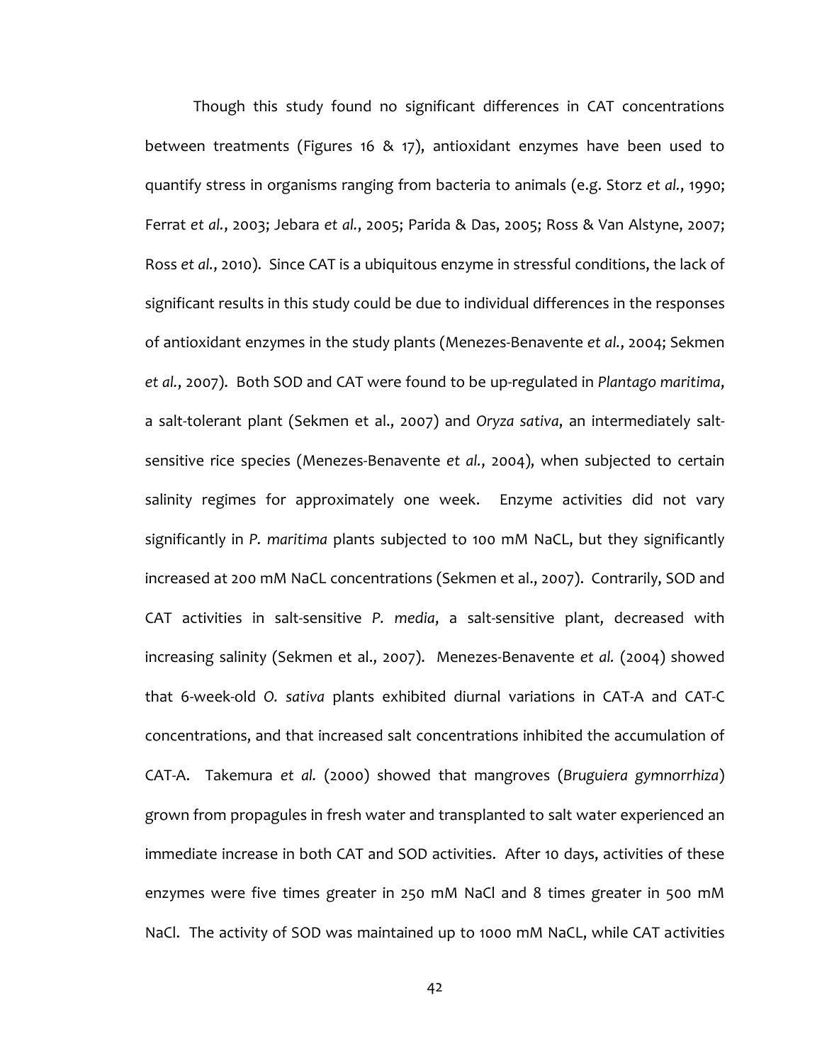Though this study found no significant differences in CAT concentrations between treatments (Figures 16 & 17), antioxidant enzymes have been used to quantify stress in organisms ranging from bacteria to animals (e.g. Storz *et al.*, 1990; Ferrat *et al.*, 2003; Jebara *et al.*, 2005; Parida & Das, 2005; Ross & Van Alstyne, 2007; Ross *et al.*, 2010). Since CAT is a ubiquitous enzyme in stressful conditions, the lack of significant results in this study could be due to individual differences in the responses of antioxidant enzymes in the study plants (Menezes-Benavente *et al.*, 2004; Sekmen *et al.*, 2007). Both SOD and CAT were found to be up-regulated in *Plantago maritima*, a salt-tolerant plant (Sekmen et al., 2007) and *Oryza sativa*, an intermediately salt-sensitive rice species (Menezes-Benavente *et al.*, 2004), when subjected to certain salinity regimes for approximately one week. Enzyme activities did not vary significantly in *P. maritima* plants subjected to 100 mM NaCL, but they significantly increased at 200 mM NaCL concentrations (Sekmen et al., 2007). Contrarily, SOD and CAT activities in salt-sensitive *P. media*, a salt-sensitive plant, decreased with increasing salinity (Sekmen et al., 2007). Menezes-Benavente *et al.* (2004) showed that 6-week-old *O. sativa* plants exhibited diurnal variations in CAT-A and CAT-C concentrations, and that increased salt concentrations inhibited the accumulation of CAT-A. Takemura *et al.* (2000) showed that mangroves (*Bruguiera gymnorrhiza*) grown from propagules in fresh water and transplanted to salt water experienced an immediate increase in both CAT and SOD activities. After 10 days, activities of these enzymes were five times greater in 250 mM NaCl and 8 times greater in 500 mM NaCl. The activity of SOD was maintained up to 1000 mM NaCL, while CAT activities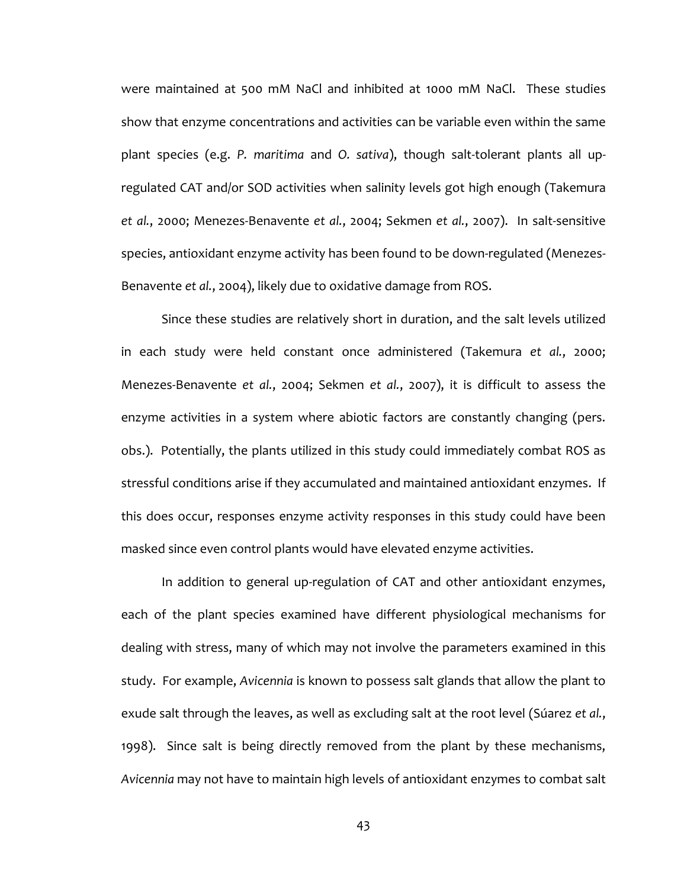were maintained at 500 mM NaCl and inhibited at 1000 mM NaCl. These studies show that enzyme concentrations and activities can be variable even within the same plant species (e.g. *P. maritima* and *O. sativa*), though salt-tolerant plants all up-regulated CAT and/or SOD activities when salinity levels got high enough (Takemura *et al.*, 2000; Menezes-Benavente *et al.*, 2004; Sekmen *et al.*, 2007). In salt-sensitive species, antioxidant enzyme activity has been found to be down-regulated (Menezes-Benavente *et al.*, 2004), likely due to oxidative damage from ROS.

Since these studies are relatively short in duration, and the salt levels utilized in each study were held constant once administered (Takemura *et al.*, 2000; Menezes-Benavente *et al.*, 2004; Sekmen *et al.*, 2007), it is difficult to assess the enzyme activities in a system where abiotic factors are constantly changing (pers. obs.). Potentially, the plants utilized in this study could immediately combat ROS as stressful conditions arise if they accumulated and maintained antioxidant enzymes. If this does occur, responses enzyme activity responses in this study could have been masked since even control plants would have elevated enzyme activities.

In addition to general up-regulation of CAT and other antioxidant enzymes, each of the plant species examined have different physiological mechanisms for dealing with stress, many of which may not involve the parameters examined in this study. For example, *Avicennia* is known to possess salt glands that allow the plant to exude salt through the leaves, as well as excluding salt at the root level (Súarez *et al.*, 1998). Since salt is being directly removed from the plant by these mechanisms, *Avicennia* may not have to maintain high levels of antioxidant enzymes to combat salt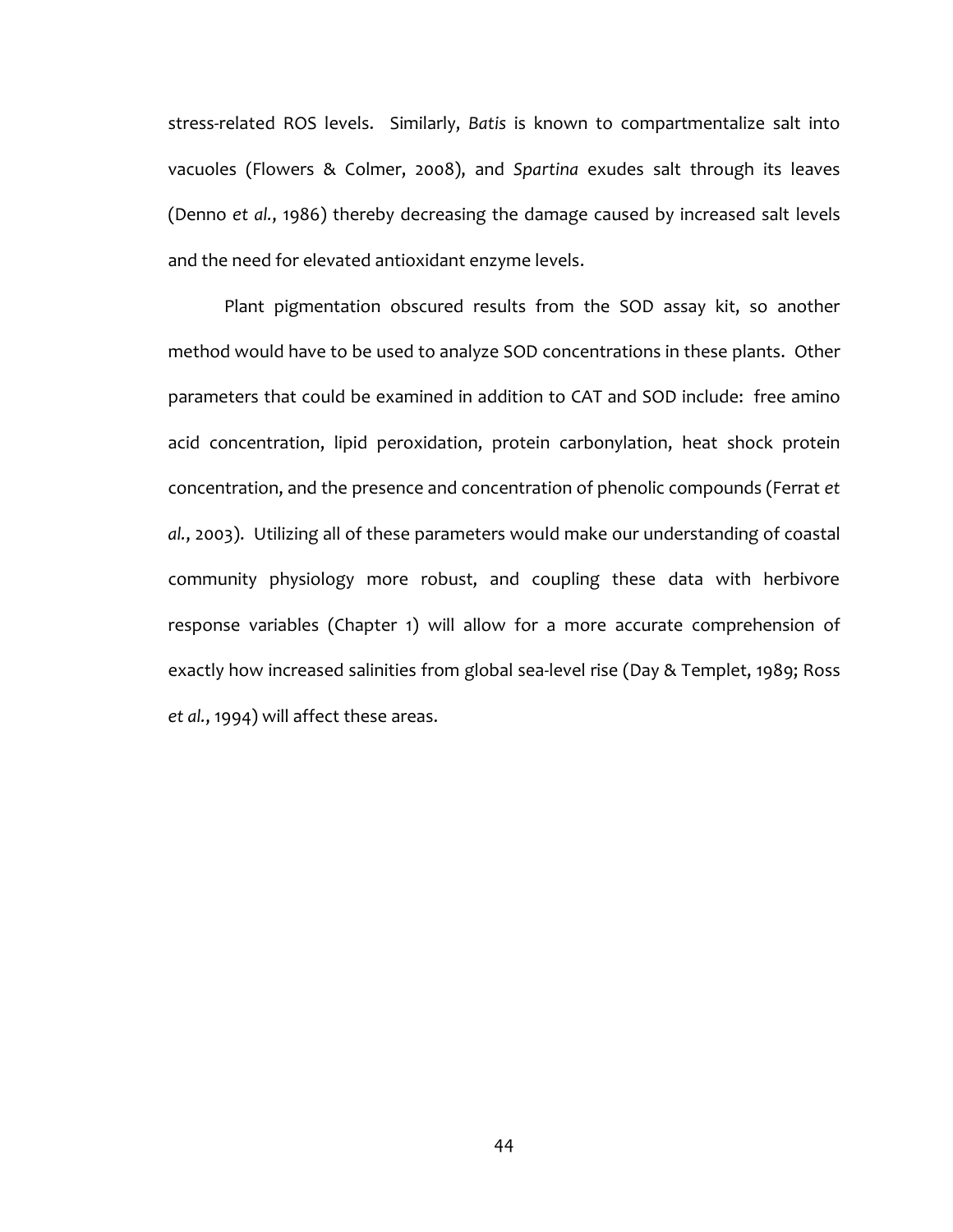stress-related ROS levels. Similarly, *Batis* is known to compartmentalize salt into vacuoles (Flowers & Colmer, 2008), and *Spartina* exudes salt through its leaves (Denno *et al.*, 1986) thereby decreasing the damage caused by increased salt levels and the need for elevated antioxidant enzyme levels.

Plant pigmentation obscured results from the SOD assay kit, so another method would have to be used to analyze SOD concentrations in these plants. Other parameters that could be examined in addition to CAT and SOD include: free amino acid concentration, lipid peroxidation, protein carbonylation, heat shock protein concentration, and the presence and concentration of phenolic compounds (Ferrat *et al.*, 2003). Utilizing all of these parameters would make our understanding of coastal community physiology more robust, and coupling these data with herbivore response variables (Chapter 1) will allow for a more accurate comprehension of exactly how increased salinities from global sea-level rise (Day & Templet, 1989; Ross *et al.*, 1994) will affect these areas.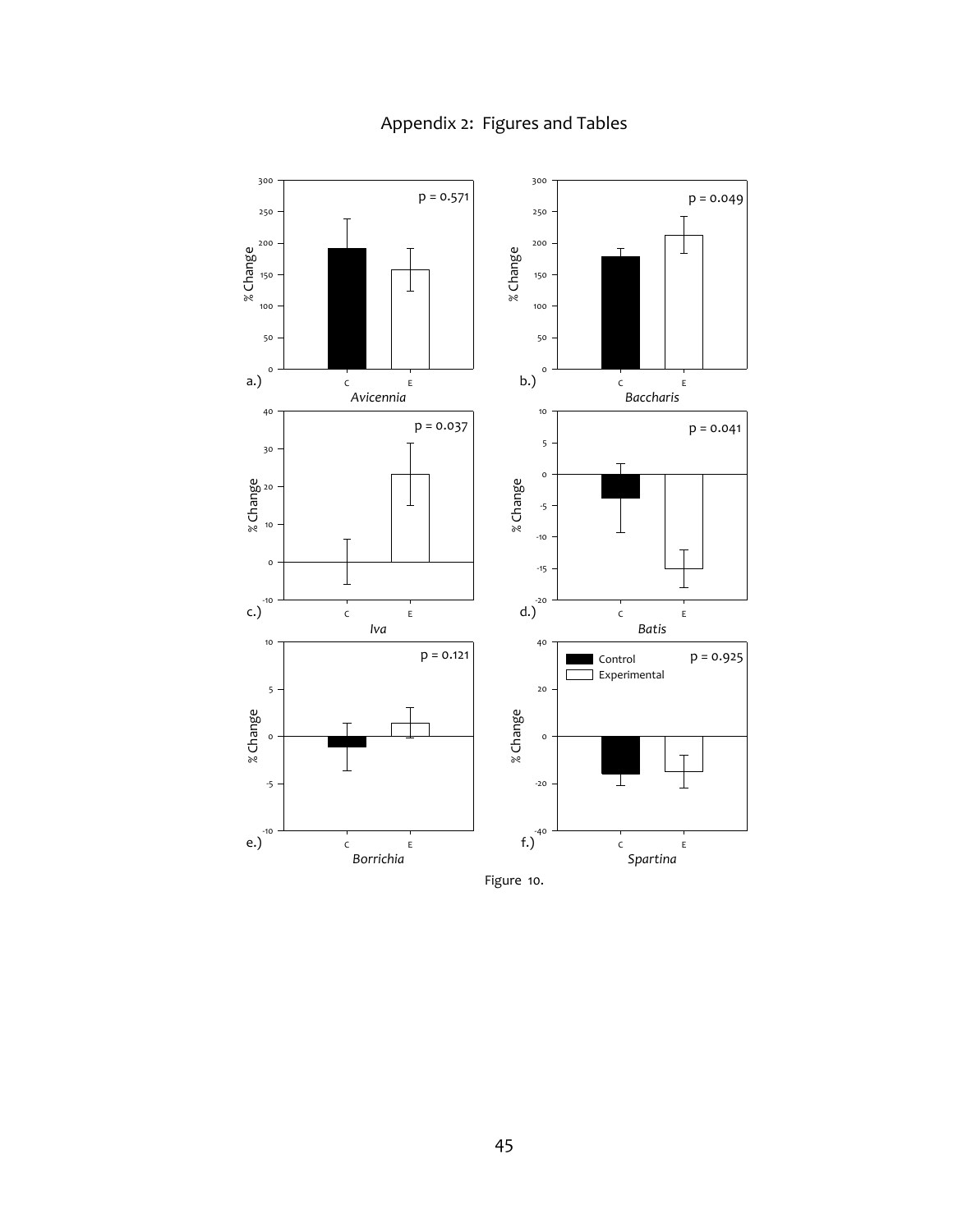# Appendix 2: Figures and Tables

Figure 10.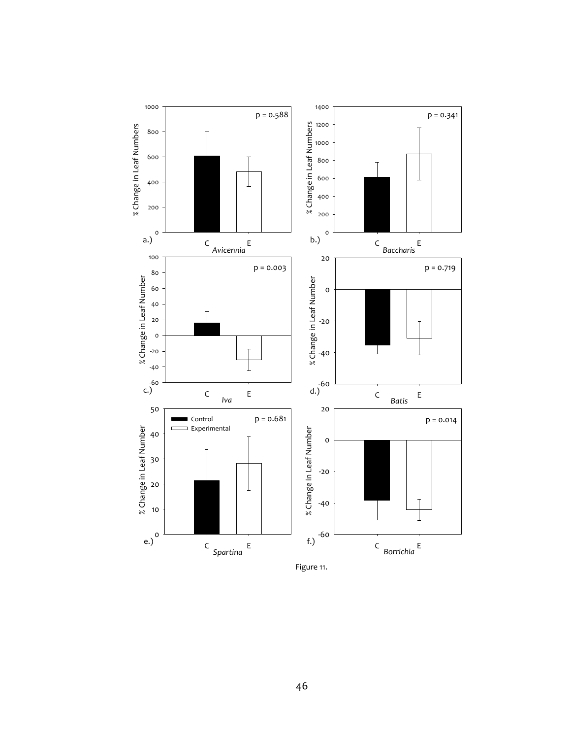Figure 11.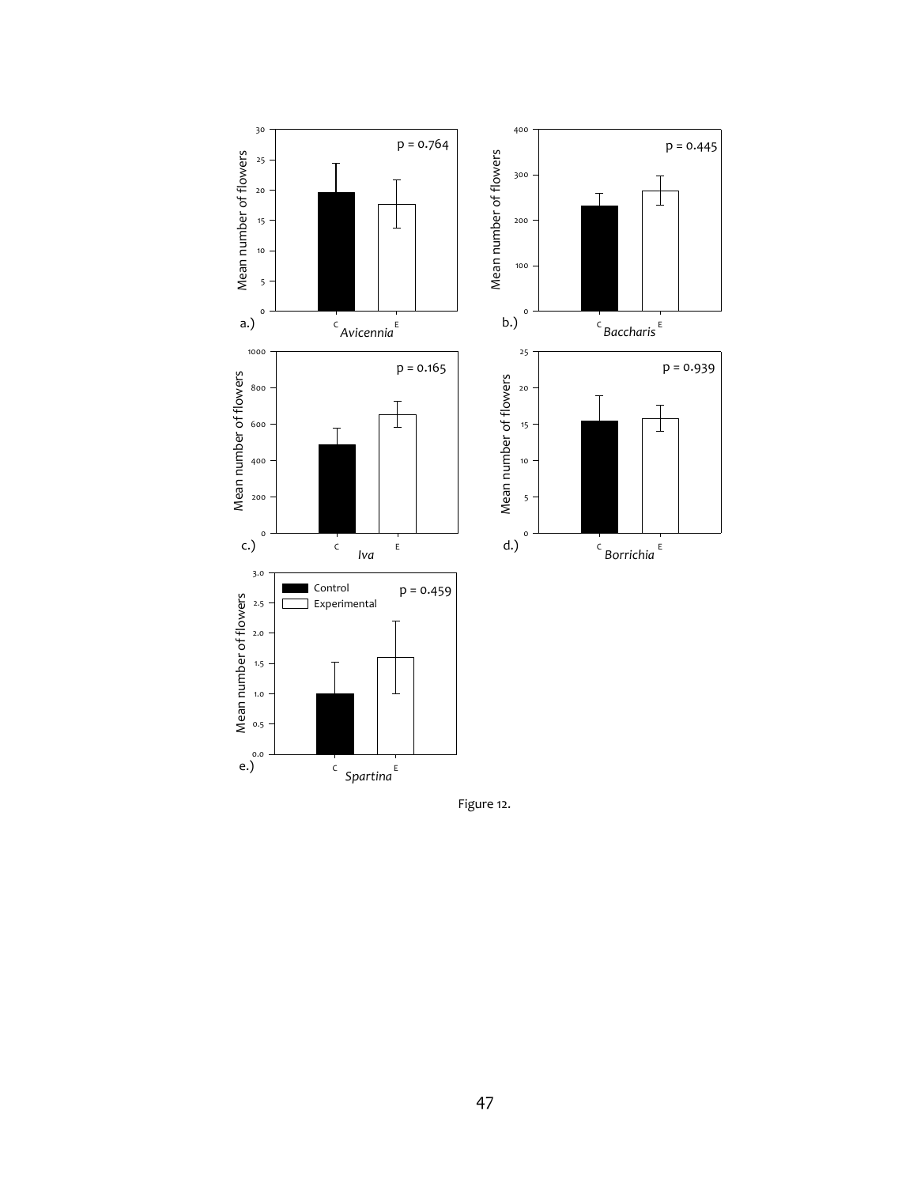Figure 12.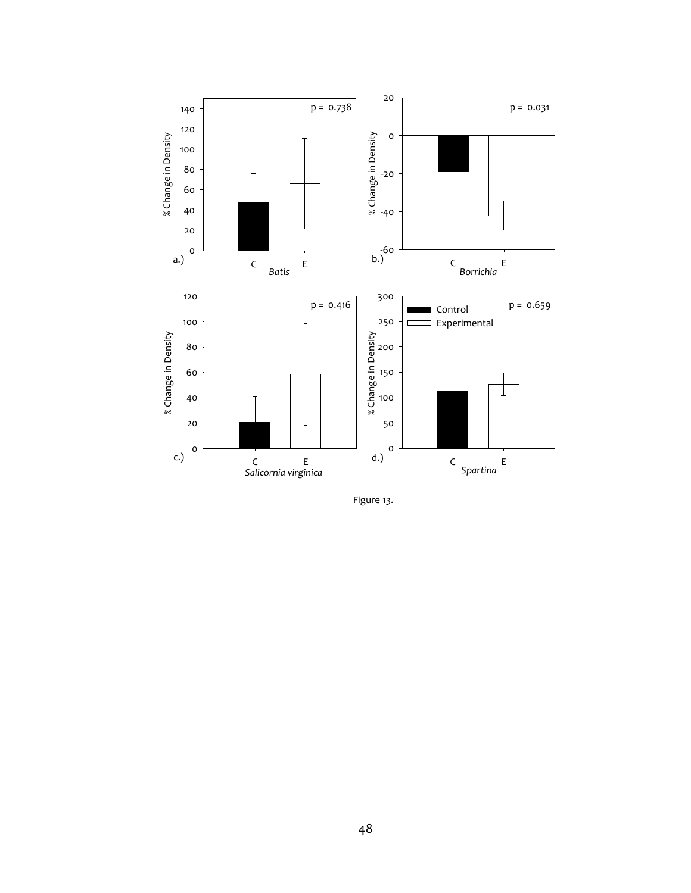Figure 13.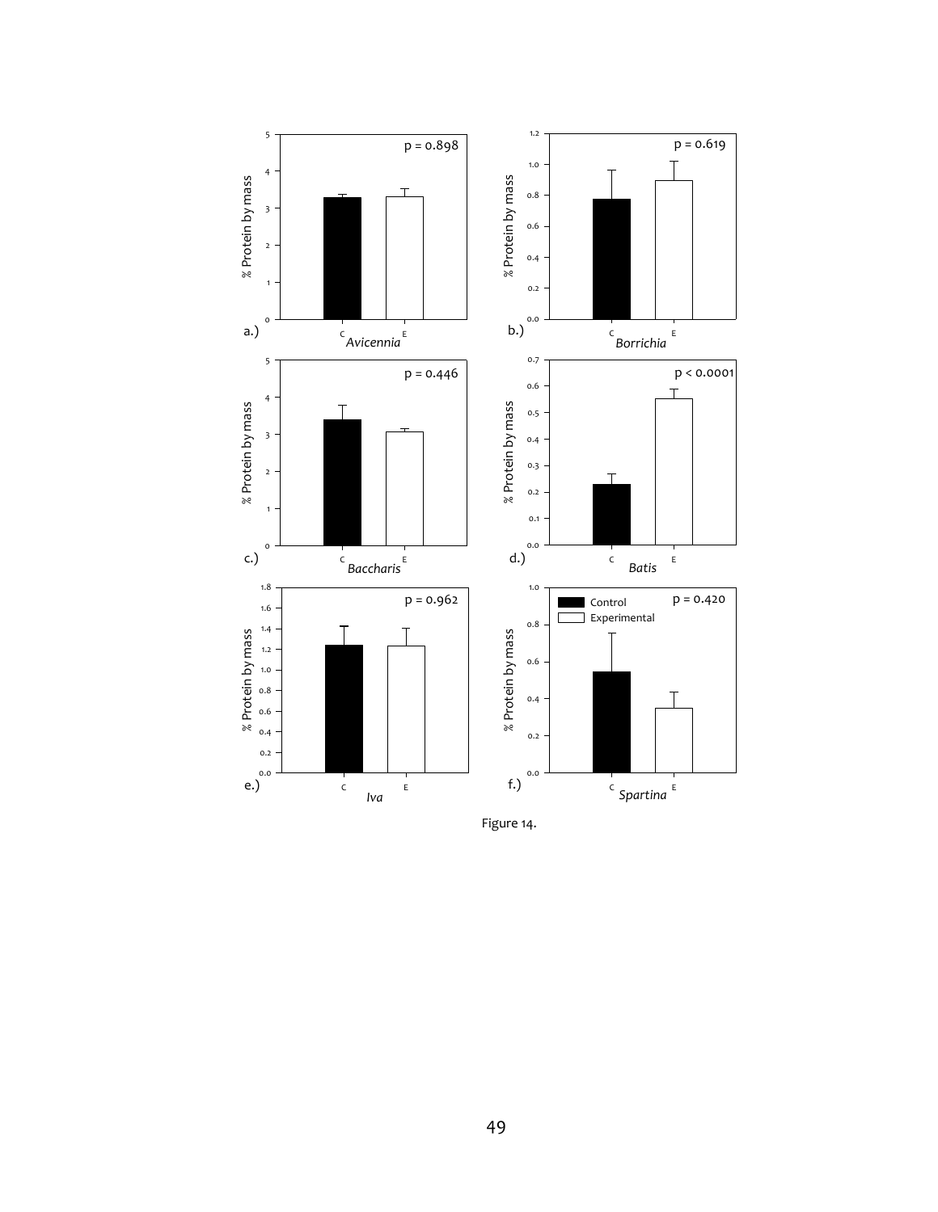Figure 14.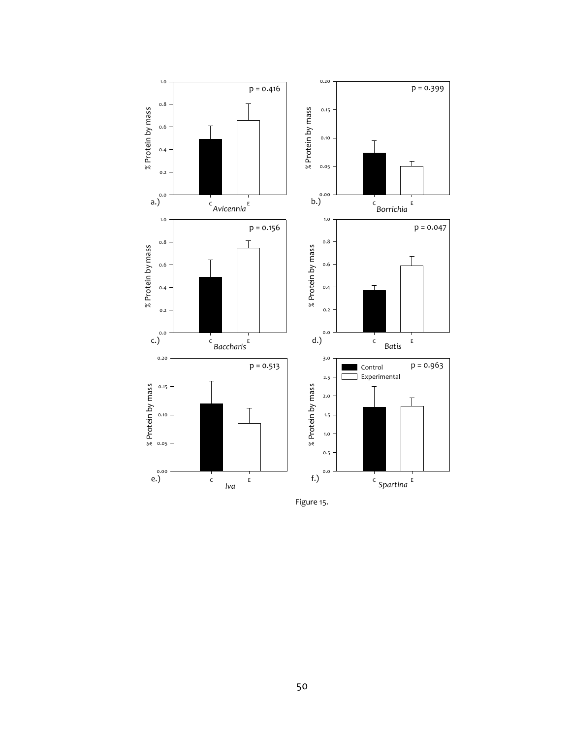Figure 15.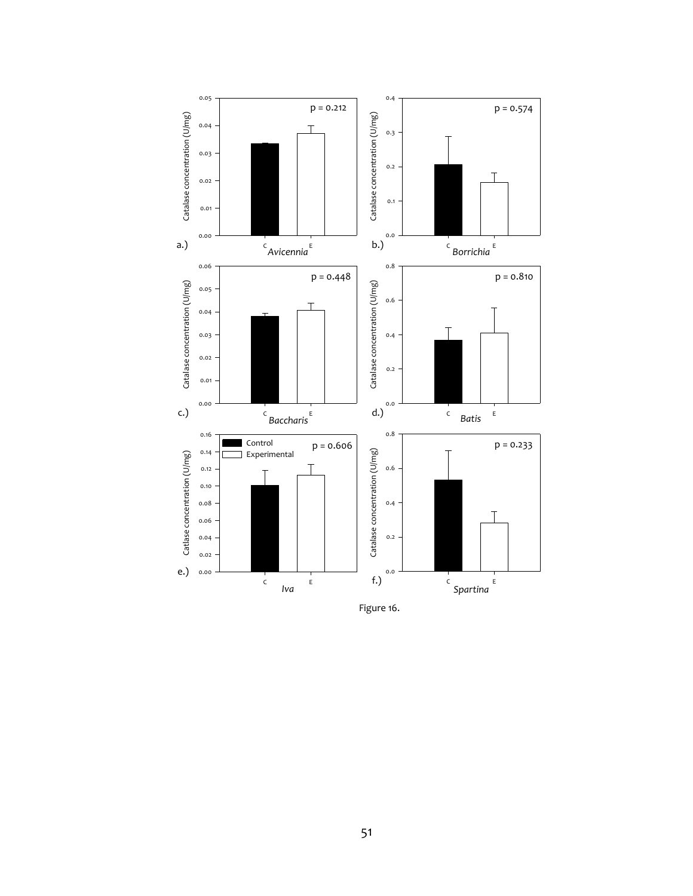Figure 16.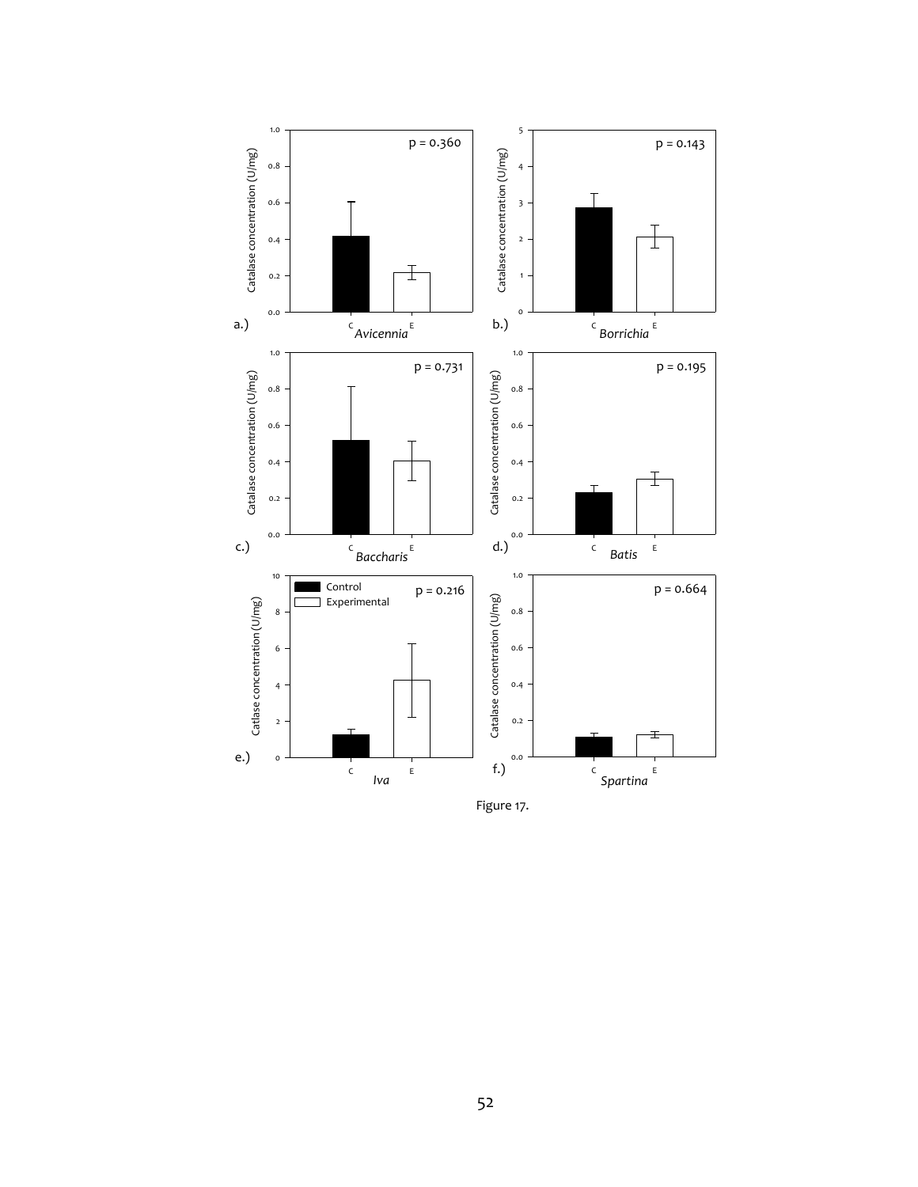Figure 17.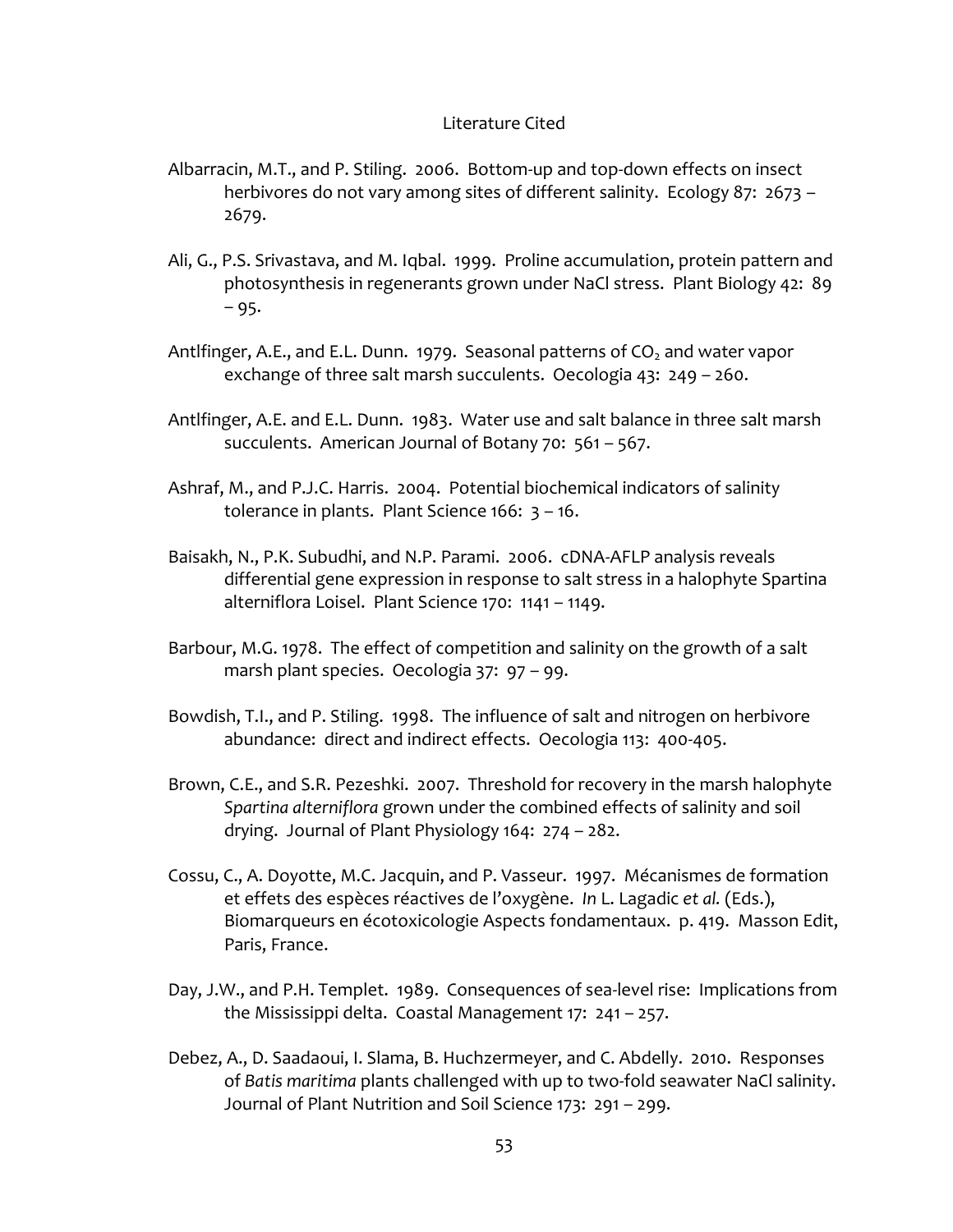# Literature Cited

Albarracin, M.T., and P. Stiling. 2006. Bottom-up and top-down effects on insect herbivores do not vary among sites of different salinity. Ecology 87: 2673 – 2679.

Ali, G., P.S. Srivastava, and M. Iqbal. 1999. Proline accumulation, protein pattern and photosynthesis in regenerants grown under NaCl stress. Plant Biology 42: 89 – 95.

Antlfinger, A.E., and E.L. Dunn. 1979. Seasonal patterns of $CO_2$ and water vapor exchange of three salt marsh succulents. Oecologia 43: 249 – 260.

Antlfinger, A.E. and E.L. Dunn. 1983. Water use and salt balance in three salt marsh succulents. American Journal of Botany 70: 561 – 567.

Ashraf, M., and P.J.C. Harris. 2004. Potential biochemical indicators of salinity tolerance in plants. Plant Science 166: 3 – 16.

Baisakh, N., P.K. Subudhi, and N.P. Parami. 2006. cDNA-AFLP analysis reveals differential gene expression in response to salt stress in a halophyte Spartina alterniflora Loisel. Plant Science 170: 1141 – 1149.

Barbour, M.G. 1978. The effect of competition and salinity on the growth of a salt marsh plant species. Oecologia 37: 97 – 99.

Bowdish, T.I., and P. Stiling. 1998. The influence of salt and nitrogen on herbivore abundance: direct and indirect effects. Oecologia 113: 400-405.

Brown, C.E., and S.R. Pezeshki. 2007. Threshold for recovery in the marsh halophyte *Spartina alterniflora* grown under the combined effects of salinity and soil drying. Journal of Plant Physiology 164: 274 – 282.

Cossu, C., A. Doyotte, M.C. Jacquin, and P. Vasseur. 1997. Mécanismes de formation et effets des espèces réactives de l'oxygène. *In* L. Lagadic *et al.* (Eds.), Biomarqueurs en écotoxicologie Aspects fondamentaux. p. 419. Masson Edit, Paris, France.

Day, J.W., and P.H. Templet. 1989. Consequences of sea-level rise: Implications from the Mississippi delta. Coastal Management 17: 241 – 257.

Debez, A., D. Saadaoui, I. Slama, B. Huchzermeyer, and C. Abdelly. 2010. Responses of *Batis maritima* plants challenged with up to two-fold seawater NaCl salinity. Journal of Plant Nutrition and Soil Science 173: 291 – 299.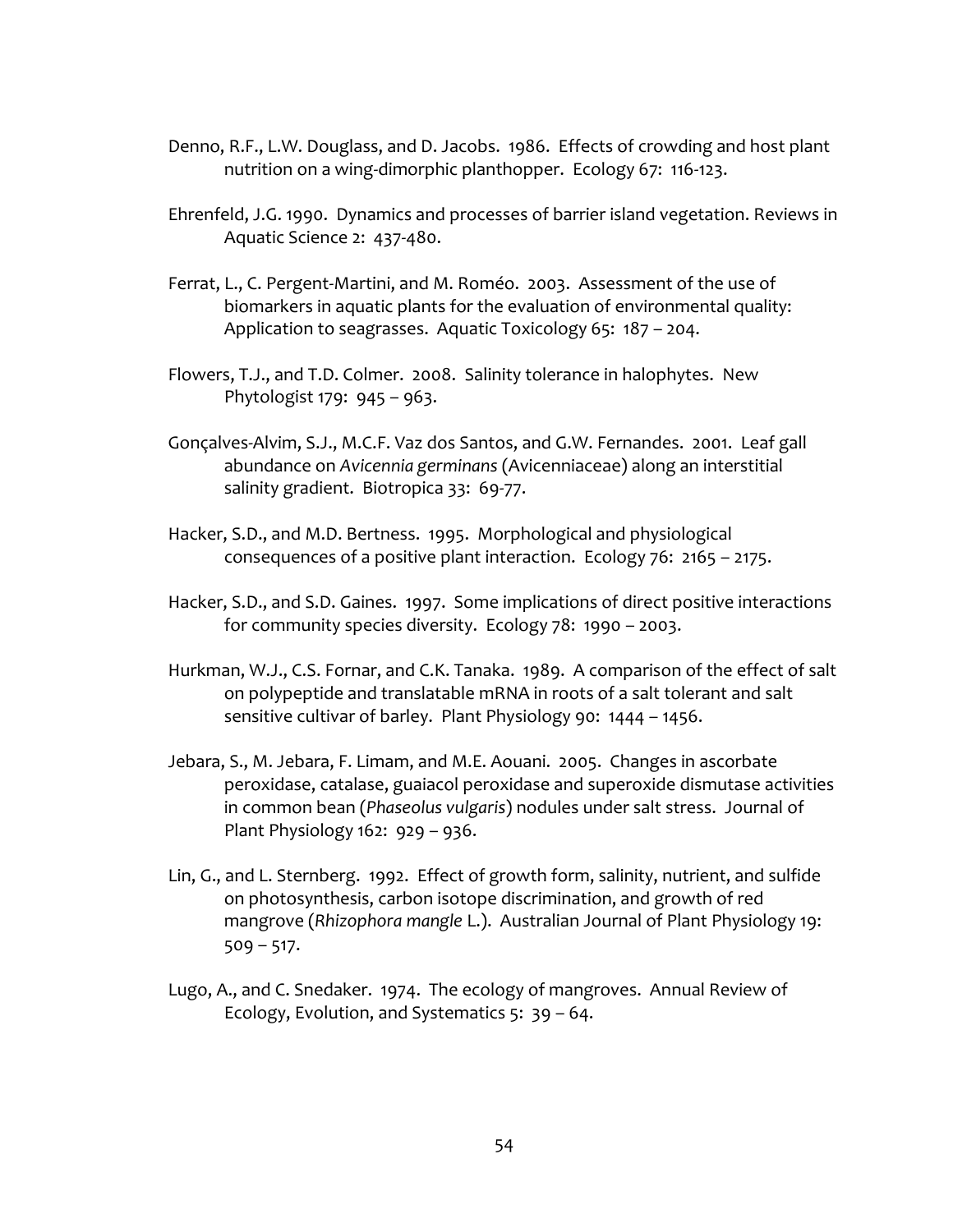Denno, R.F., L.W. Douglass, and D. Jacobs. 1986. Effects of crowding and host plant nutrition on a wing-dimorphic planthopper. Ecology 67: 116-123.

Ehrenfeld, J.G. 1990. Dynamics and processes of barrier island vegetation. Reviews in Aquatic Science 2: 437-480.

Ferrat, L., C. Pergent-Martini, and M. Roméo. 2003. Assessment of the use of biomarkers in aquatic plants for the evaluation of environmental quality: Application to seagrasses. Aquatic Toxicology 65: 187 – 204.

Flowers, T.J., and T.D. Colmer. 2008. Salinity tolerance in halophytes. New Phytologist 179: 945 – 963.

Gonçalves-Alvim, S.J., M.C.F. Vaz dos Santos, and G.W. Fernandes. 2001. Leaf gall abundance on *Avicennia germinans* (Avicenniaceae) along an interstitial salinity gradient. Biotropica 33: 69-77.

Hacker, S.D., and M.D. Bertness. 1995. Morphological and physiological consequences of a positive plant interaction. Ecology 76: 2165 – 2175.

Hacker, S.D., and S.D. Gaines. 1997. Some implications of direct positive interactions for community species diversity. Ecology 78: 1990 – 2003.

Hurkman, W.J., C.S. Fornar, and C.K. Tanaka. 1989. A comparison of the effect of salt on polypeptide and translatable mRNA in roots of a salt tolerant and salt sensitive cultivar of barley. Plant Physiology 90: 1444 – 1456.

Jebara, S., M. Jebara, F. Limam, and M.E. Aouani. 2005. Changes in ascorbate peroxidase, catalase, guaiacol peroxidase and superoxide dismutase activities in common bean (*Phaseolus vulgaris*) nodules under salt stress. Journal of Plant Physiology 162: 929 – 936.

Lin, G., and L. Sternberg. 1992. Effect of growth form, salinity, nutrient, and sulfide on photosynthesis, carbon isotope discrimination, and growth of red mangrove (*Rhizophora mangle* L.). Australian Journal of Plant Physiology 19: 509 – 517.

Lugo, A., and C. Snedaker. 1974. The ecology of mangroves. Annual Review of Ecology, Evolution, and Systematics 5: 39 – 64.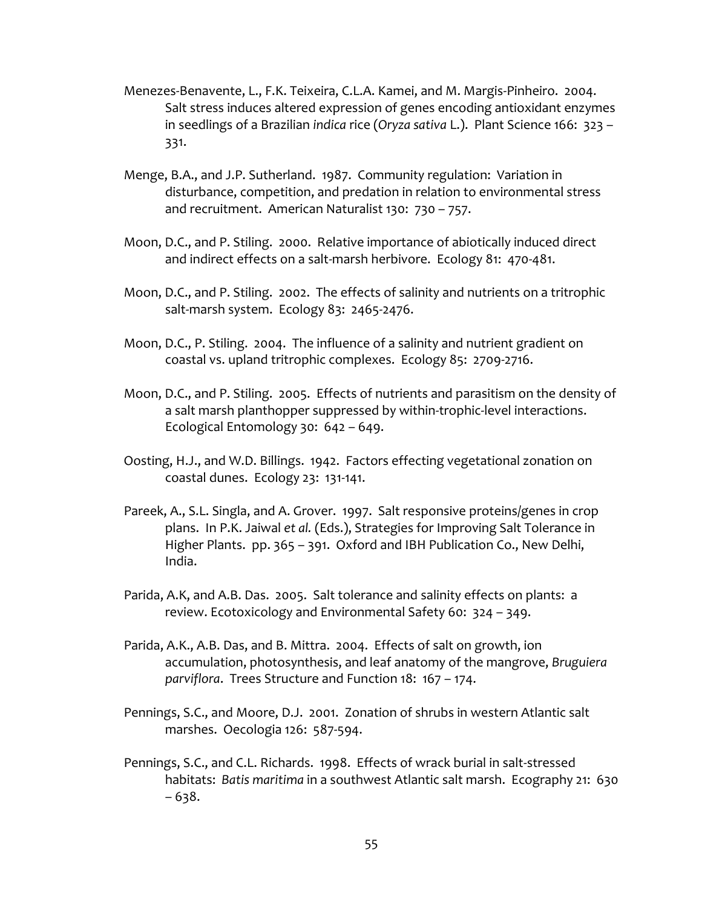Menezes-Benavente, L., F.K. Teixeira, C.L.A. Kamei, and M. Margis-Pinheiro. 2004. Salt stress induces altered expression of genes encoding antioxidant enzymes in seedlings of a Brazilian *indica* rice (*Oryza sativa* L.). Plant Science 166: 323 – 331.

Menge, B.A., and J.P. Sutherland. 1987. Community regulation: Variation in disturbance, competition, and predation in relation to environmental stress and recruitment. American Naturalist 130: 730 – 757.

Moon, D.C., and P. Stiling. 2000. Relative importance of abiotically induced direct and indirect effects on a salt-marsh herbivore. Ecology 81: 470-481.

Moon, D.C., and P. Stiling. 2002. The effects of salinity and nutrients on a tritrophic salt-marsh system. Ecology 83: 2465-2476.

Moon, D.C., P. Stiling. 2004. The influence of a salinity and nutrient gradient on coastal vs. upland tritrophic complexes. Ecology 85: 2709-2716.

Moon, D.C., and P. Stiling. 2005. Effects of nutrients and parasitism on the density of a salt marsh planthopper suppressed by within-trophic-level interactions. Ecological Entomology 30: 642 – 649.

Oosting, H.J., and W.D. Billings. 1942. Factors effecting vegetational zonation on coastal dunes. Ecology 23: 131-141.

Pareek, A., S.L. Singla, and A. Grover. 1997. Salt responsive proteins/genes in crop plans. In P.K. Jaiwal *et al.* (Eds.), Strategies for Improving Salt Tolerance in Higher Plants. pp. 365 – 391. Oxford and IBH Publication Co., New Delhi, India.

Parida, A.K, and A.B. Das. 2005. Salt tolerance and salinity effects on plants: a review. Ecotoxicology and Environmental Safety 60: 324 – 349.

Parida, A.K., A.B. Das, and B. Mittra. 2004. Effects of salt on growth, ion accumulation, photosynthesis, and leaf anatomy of the mangrove, *Bruguiera parviflora*. Trees Structure and Function 18: 167 – 174.

Pennings, S.C., and Moore, D.J. 2001. Zonation of shrubs in western Atlantic salt marshes. Oecologia 126: 587-594.

Pennings, S.C., and C.L. Richards. 1998. Effects of wrack burial in salt-stressed habitats: *Batis maritima* in a southwest Atlantic salt marsh. Ecography 21: 630 – 638.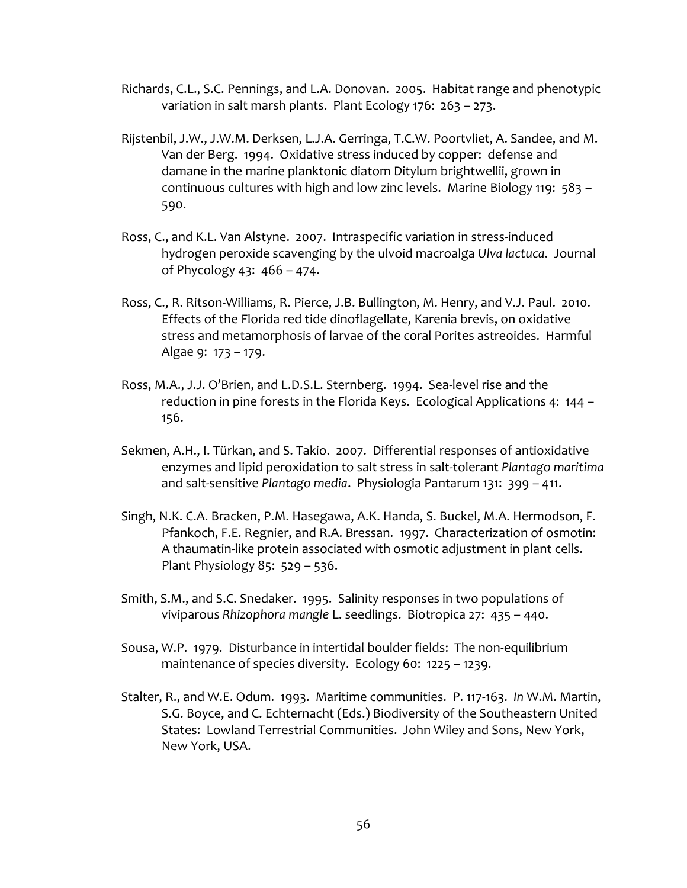Richards, C.L., S.C. Pennings, and L.A. Donovan. 2005. Habitat range and phenotypic variation in salt marsh plants. Plant Ecology 176: 263 – 273.

Rijstenbil, J.W., J.W.M. Derksen, L.J.A. Gerringa, T.C.W. Poortvliet, A. Sandee, and M. Van der Berg. 1994. Oxidative stress induced by copper: defense and damane in the marine planktonic diatom Ditylum brightwellii, grown in continuous cultures with high and low zinc levels. Marine Biology 119: 583 – 590.

Ross, C., and K.L. Van Alstyne. 2007. Intraspecific variation in stress-induced hydrogen peroxide scavenging by the ulvoid macroalga *Ulva lactuca*. Journal of Phycology 43: 466 – 474.

Ross, C., R. Ritson-Williams, R. Pierce, J.B. Bullington, M. Henry, and V.J. Paul. 2010. Effects of the Florida red tide dinoflagellate, Karenia brevis, on oxidative stress and metamorphosis of larvae of the coral Porites astreoides. Harmful Algae 9: 173 – 179.

Ross, M.A., J.J. O'Brien, and L.D.S.L. Sternberg. 1994. Sea-level rise and the reduction in pine forests in the Florida Keys. Ecological Applications 4: 144 – 156.

Sekmen, A.H., I. Türkan, and S. Takio. 2007. Differential responses of antioxidative enzymes and lipid peroxidation to salt stress in salt-tolerant *Plantago maritima* and salt-sensitive *Plantago media*. Physiologia Pantarum 131: 399 – 411.

Singh, N.K. C.A. Bracken, P.M. Hasegawa, A.K. Handa, S. Buckel, M.A. Hermodson, F. Pfankoch, F.E. Regnier, and R.A. Bressan. 1997. Characterization of osmotin: A thaumatin-like protein associated with osmotic adjustment in plant cells. Plant Physiology 85: 529 – 536.

Smith, S.M., and S.C. Snedaker. 1995. Salinity responses in two populations of viviparous *Rhizophora mangle* L. seedlings. Biotropica 27: 435 – 440.

Sousa, W.P. 1979. Disturbance in intertidal boulder fields: The non-equilibrium maintenance of species diversity. Ecology 60: 1225 – 1239.

Stalter, R., and W.E. Odum. 1993. Maritime communities. P. 117-163. *In* W.M. Martin, S.G. Boyce, and C. Echternacht (Eds.) Biodiversity of the Southeastern United States: Lowland Terrestrial Communities. John Wiley and Sons, New York, New York, USA.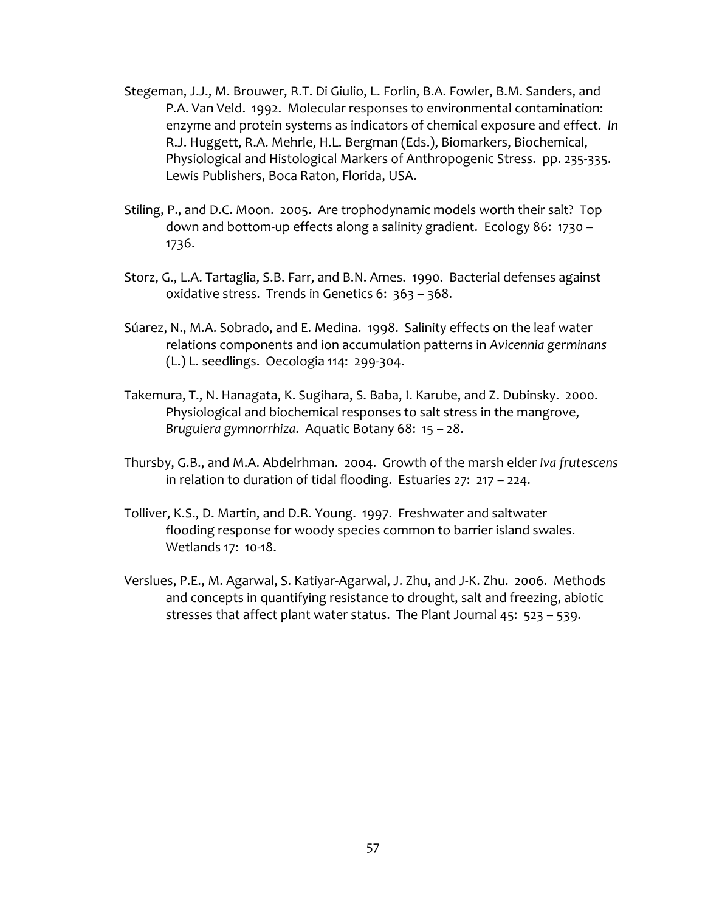Stegeman, J.J., M. Brouwer, R.T. Di Giulio, L. Forlin, B.A. Fowler, B.M. Sanders, and P.A. Van Veld. 1992. Molecular responses to environmental contamination: enzyme and protein systems as indicators of chemical exposure and effect. *In* R.J. Huggett, R.A. Mehrle, H.L. Bergman (Eds.), Biomarkers, Biochemical, Physiological and Histological Markers of Anthropogenic Stress. pp. 235-335. Lewis Publishers, Boca Raton, Florida, USA.

Stiling, P., and D.C. Moon. 2005. Are trophodynamic models worth their salt? Top down and bottom-up effects along a salinity gradient. Ecology 86: 1730 – 1736.

Storz, G., L.A. Tartaglia, S.B. Farr, and B.N. Ames. 1990. Bacterial defenses against oxidative stress. Trends in Genetics 6: 363 – 368.

Súarez, N., M.A. Sobrado, and E. Medina. 1998. Salinity effects on the leaf water relations components and ion accumulation patterns in *Avicennia germinans* (L.) L. seedlings. Oecologia 114: 299-304.

Takemura, T., N. Hanagata, K. Sugihara, S. Baba, I. Karube, and Z. Dubinsky. 2000. Physiological and biochemical responses to salt stress in the mangrove, *Bruguiera gymnorrhiza*. Aquatic Botany 68: 15 – 28.

Thursby, G.B., and M.A. Abdelrhman. 2004. Growth of the marsh elder *Iva frutescens* in relation to duration of tidal flooding. Estuaries 27: 217 – 224.

Tolliver, K.S., D. Martin, and D.R. Young. 1997. Freshwater and saltwater flooding response for woody species common to barrier island swales. Wetlands 17: 10-18.

Verslues, P.E., M. Agarwal, S. Katiyar-Agarwal, J. Zhu, and J-K. Zhu. 2006. Methods and concepts in quantifying resistance to drought, salt and freezing, abiotic stresses that affect plant water status. The Plant Journal 45: 523 – 539.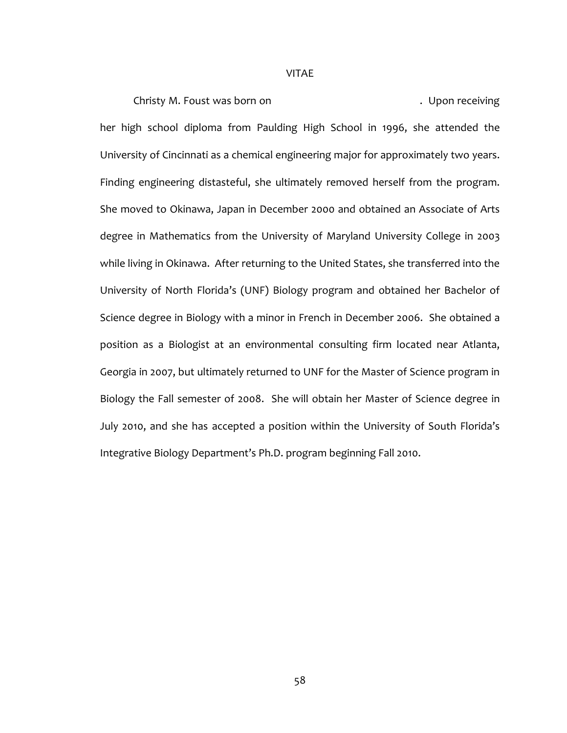# VITAE

Christy M. Foust was born on . Upon receiving her high school diploma from Paulding High School in 1996, she attended the University of Cincinnati as a chemical engineering major for approximately two years. Finding engineering distasteful, she ultimately removed herself from the program. She moved to Okinawa, Japan in December 2000 and obtained an Associate of Arts degree in Mathematics from the University of Maryland University College in 2003 while living in Okinawa. After returning to the United States, she transferred into the University of North Florida's (UNF) Biology program and obtained her Bachelor of Science degree in Biology with a minor in French in December 2006. She obtained a position as a Biologist at an environmental consulting firm located near Atlanta, Georgia in 2007, but ultimately returned to UNF for the Master of Science program in Biology the Fall semester of 2008. She will obtain her Master of Science degree in July 2010, and she has accepted a position within the University of South Florida's Integrative Biology Department's Ph.D. program beginning Fall 2010.